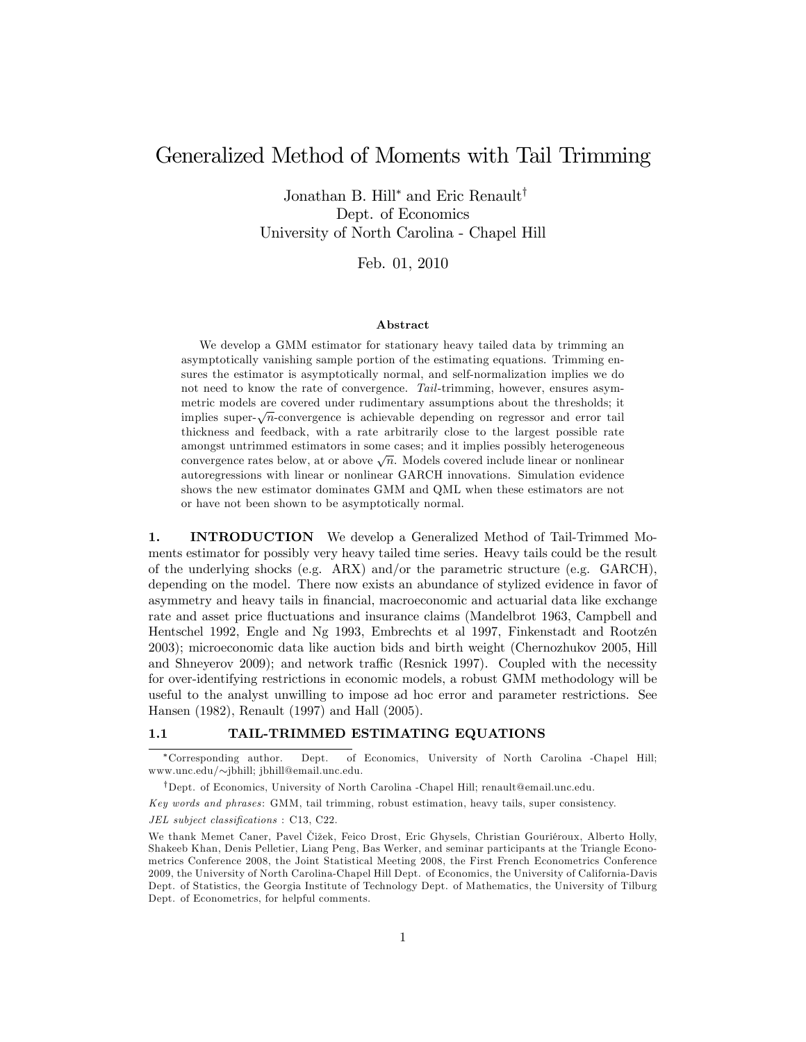# Generalized Method of Moments with Tail Trimming

Jonathan B. Hill[*] and Eric Renault[†]
Dept. of Economics
University of North Carolina - Chapel Hill

Feb. 01, 2010

### Abstract

We develop a GMM estimator for stationary heavy tailed data by trimming an asymptotically vanishing sample portion of the estimating equations. Trimming ensures the estimator is asymptotically normal, and self-normalization implies we do not need to know the rate of convergence. *Tail*-trimming, however, ensures asymmetric models are covered under rudimentary assumptions about the thresholds; it implies super-$\sqrt{n}$-convergence is achievable depending on regressor and error tail thickness and feedback, with a rate arbitrarily close to the largest possible rate amongst untrimmed estimators in some cases; and it implies possibly heterogeneous convergence rates below, at or above $\sqrt{n}$. Models covered include linear or nonlinear autoregressions with linear or nonlinear GARCH innovations. Simulation evidence shows the new estimator dominates GMM and QML when these estimators are not or have not been shown to be asymptotically normal.

## 1. INTRODUCTION

We develop a Generalized Method of Tail-Trimmed Moments estimator for possibly very heavy tailed time series. Heavy tails could be the result of the underlying shocks (e.g. ARX) and/or the parametric structure (e.g. GARCH), depending on the model. There now exists an abundance of stylized evidence in favor of asymmetry and heavy tails in financial, macroeconomic and actuarial data like exchange rate and asset price fluctuations and insurance claims (Mandelbrot 1963, Campbell and Hentschel 1992, Engle and Ng 1993, Embrechts et al 1997, Finkenstadt and Rootzén 2003); microeconomic data like auction bids and birth weight (Chernozhukov 2005, Hill and Shneyerov 2009); and network traffic (Resnick 1997). Coupled with the necessity for over-identifying restrictions in economic models, a robust GMM methodology will be useful to the analyst unwilling to impose ad hoc error and parameter restrictions. See Hansen (1982), Renault (1997) and Hall (2005).

### 1.1 TAIL-TRIMMED ESTIMATING EQUATIONS

---

[*] Corresponding author. Dept. of Economics, University of North Carolina -Chapel Hill; www.unc.edu/∼jbhill; jbhill@email.unc.edu.

[†] Dept. of Economics, University of North Carolina -Chapel Hill; renault@email.unc.edu.

*Key words and phrases*: GMM, tail trimming, robust estimation, heavy tails, super consistency.

*JEL subject classifications* : C13, C22.

We thank Memet Caner, Pavel Čížek, Feico Drost, Eric Ghysels, Christian Gouriéroux, Alberto Holly, Shakeeb Khan, Denis Pelletier, Liang Peng, Bas Werker, and seminar participants at the Triangle Econometrics Conference 2008, the Joint Statistical Meeting 2008, the First French Econometrics Conference 2009, the University of North Carolina-Chapel Hill Dept. of Economics, the University of California-Davis Dept. of Statistics, the Georgia Institute of Technology Dept. of Mathematics, the University of Tilburg Dept. of Econometrics, for helpful comments.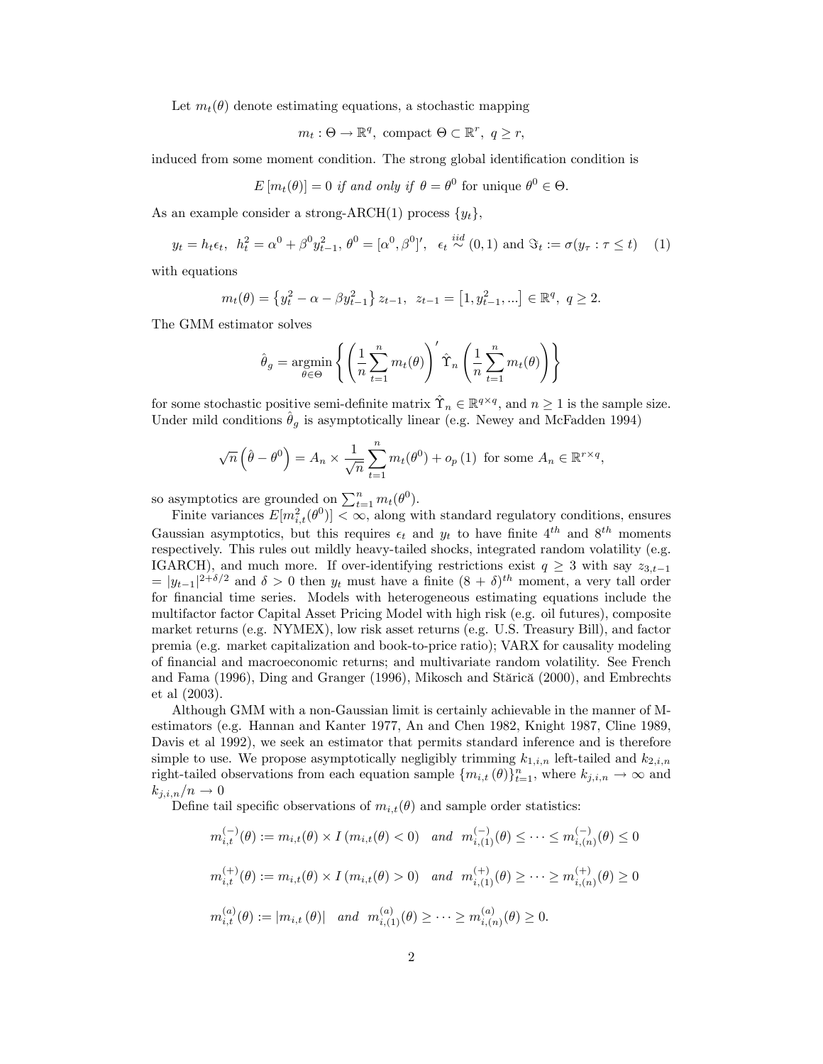Let $m_t(\theta)$ denote estimating equations, a stochastic mapping

$$m_t : \Theta \to \mathbb{R}^q, \text{ compact } \Theta \subset \mathbb{R}^r, \; q \geq r,$$

induced from some moment condition. The strong global identification condition is

$$E\left[m_t(\theta)\right] = 0 \textit{ if and only if } \theta = \theta^0 \text{ for unique } \theta^0 \in \Theta.$$

As an example consider a strong-ARCH(1) process $\{y_t\}$,

$$y_t = h_t \epsilon_t, \;\; h_t^2 = \alpha^0 + \beta^0 y_{t-1}^2, \; \theta^0 = [\alpha^0, \beta^0]', \;\; \epsilon_t \overset{iid}{\sim} (0,1) \text{ and } \Im_t := \sigma(y_\tau : \tau \leq t) \quad (1)$$

with equations

$$m_t(\theta) = \left\{y_t^2 - \alpha - \beta y_{t-1}^2\right\} z_{t-1}, \;\; z_{t-1} = \left[1, y_{t-1}^2, ...\right] \in \mathbb{R}^q, \; q \geq 2.$$

The GMM estimator solves

$$\hat{\theta}_g = \underset{\theta \in \Theta}{\operatorname{argmin}} \left\{ \left(\frac{1}{n}\sum_{t=1}^n m_t(\theta)\right)' \hat{\Upsilon}_n \left(\frac{1}{n}\sum_{t=1}^n m_t(\theta)\right) \right\}$$

for some stochastic positive semi-definite matrix $\hat{\Upsilon}_n \in \mathbb{R}^{q \times q}$, and $n \geq 1$ is the sample size. Under mild conditions $\hat{\theta}_g$ is asymptotically linear (e.g. Newey and McFadden 1994)

$$\sqrt{n}\left(\hat{\theta} - \theta^0\right) = A_n \times \frac{1}{\sqrt{n}}\sum_{t=1}^n m_t(\theta^0) + o_p(1) \text{ for some } A_n \in \mathbb{R}^{r \times q},$$

so asymptotics are grounded on $\sum_{t=1}^n m_t(\theta^0)$.

Finite variances $E[m_{i,t}^2(\theta^0)] < \infty$, along with standard regulatory conditions, ensures Gaussian asymptotics, but this requires $\epsilon_t$ and $y_t$ to have finite $4^{th}$ and $8^{th}$ moments respectively. This rules out mildly heavy-tailed shocks, integrated random volatility (e.g. IGARCH), and much more. If over-identifying restrictions exist $q \geq 3$ with say $z_{3,t-1} = |y_{t-1}|^{2+\delta/2}$ and $\delta > 0$ then $y_t$ must have a finite $(8+\delta)^{th}$ moment, a very tall order for financial time series. Models with heterogeneous estimating equations include the multifactor factor Capital Asset Pricing Model with high risk (e.g. oil futures), composite market returns (e.g. NYMEX), low risk asset returns (e.g. U.S. Treasury Bill), and factor premia (e.g. market capitalization and book-to-price ratio); VARX for causality modeling of financial and macroeconomic returns; and multivariate random volatility. See French and Fama (1996), Ding and Granger (1996), Mikosch and Stărică (2000), and Embrechts et al (2003).

Although GMM with a non-Gaussian limit is certainly achievable in the manner of M-estimators (e.g. Hannan and Kanter 1977, An and Chen 1982, Knight 1987, Cline 1989, Davis et al 1992), we seek an estimator that permits standard inference and is therefore simple to use. We propose asymptotically negligibly trimming $k_{1,i,n}$ left-tailed and $k_{2,i,n}$ right-tailed observations from each equation sample $\{m_{i,t}(\theta)\}_{t=1}^n$, where $k_{j,i,n} \to \infty$ and $k_{j,i,n}/n \to 0$

Define tail specific observations of $m_{i,t}(\theta)$ and sample order statistics:

$$m_{i,t}^{(-)}(\theta) := m_{i,t}(\theta) \times I\left(m_{i,t}(\theta) < 0\right) \quad \textit{and} \quad m_{i,(1)}^{(-)}(\theta) \leq \cdots \leq m_{i,(n)}^{(-)}(\theta) \leq 0$$

$$m_{i,t}^{(+)}(\theta) := m_{i,t}(\theta) \times I\left(m_{i,t}(\theta) > 0\right) \quad \textit{and} \quad m_{i,(1)}^{(+)}(\theta) \geq \cdots \geq m_{i,(n)}^{(+)}(\theta) \geq 0$$

$$m_{i,t}^{(a)}(\theta) := \left|m_{i,t}(\theta)\right| \quad \textit{and} \quad m_{i,(1)}^{(a)}(\theta) \geq \cdots \geq m_{i,(n)}^{(a)}(\theta) \geq 0.$$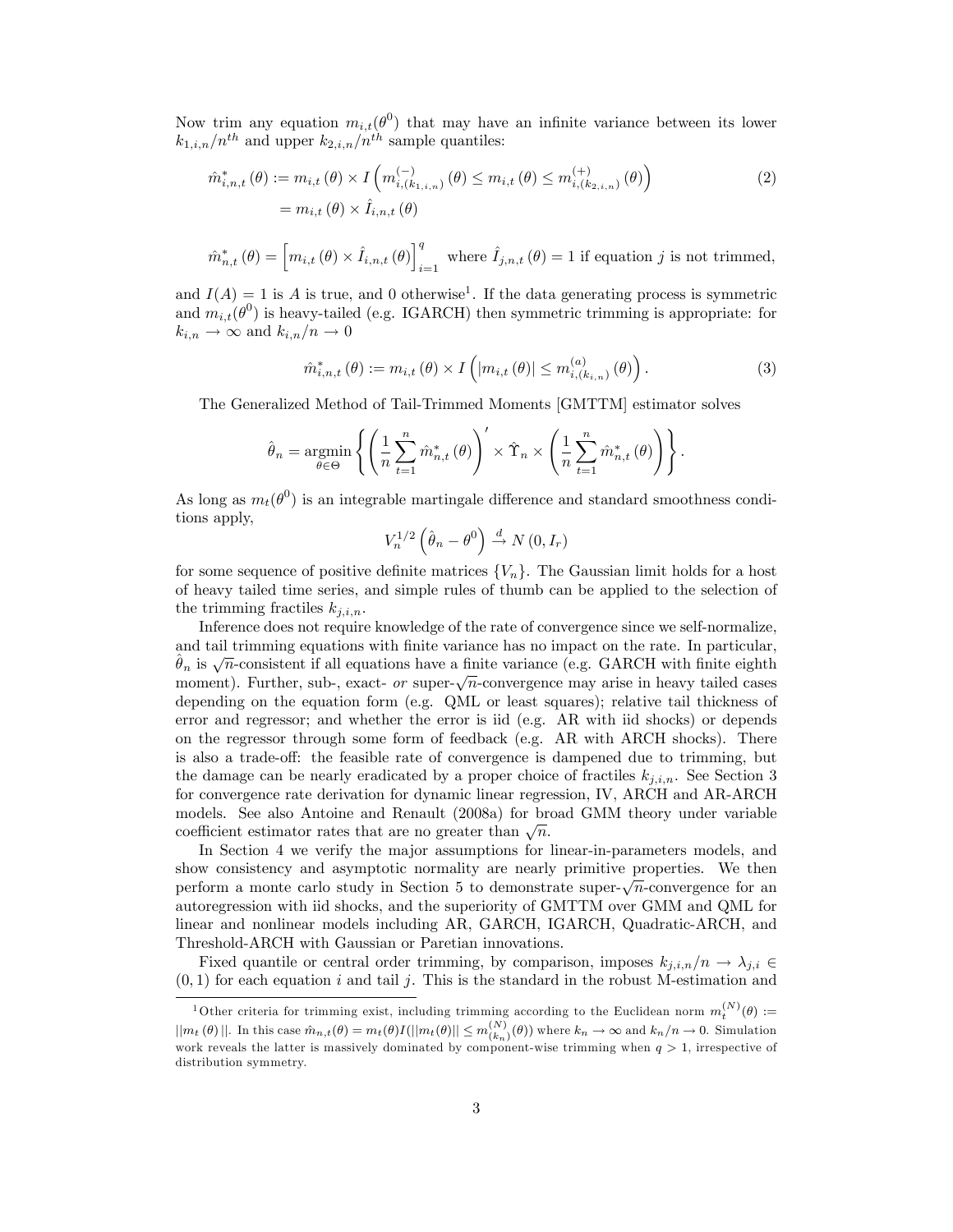Now trim any equation $m_{i,t}(\theta^0)$ that may have an infinite variance between its lower $k_{1,i,n}/n^{th}$ and upper $k_{2,i,n}/n^{th}$ sample quantiles:

$$\begin{aligned}\hat{m}^*_{i,n,t}(\theta) &:= m_{i,t}(\theta) \times I\left(m^{(-)}_{i,(k_{1,i,n})}(\theta) \leq m_{i,t}(\theta) \leq m^{(+)}_{i,(k_{2,i,n})}(\theta)\right) \\ &= m_{i,t}(\theta) \times \hat{I}_{i,n,t}(\theta)\end{aligned} \tag{2}$$

$$\hat{m}^*_{n,t}(\theta) = \left[m_{i,t}(\theta) \times \hat{I}_{i,n,t}(\theta)\right]_{i=1}^{q} \text{ where } \hat{I}_{j,n,t}(\theta) = 1 \text{ if equation } j \text{ is not trimmed,}$$

and $I(A) = 1$ is $A$ is true, and 0 otherwise[1]. If the data generating process is symmetric and $m_{i,t}(\theta^0)$ is heavy-tailed (e.g. IGARCH) then symmetric trimming is appropriate: for $k_{i,n} \to \infty$ and $k_{i,n}/n \to 0$

$$\hat{m}^*_{i,n,t}(\theta) := m_{i,t}(\theta) \times I\left(|m_{i,t}(\theta)| \leq m^{(a)}_{i,(k_{i,n})}(\theta)\right). \tag{3}$$

The Generalized Method of Tail-Trimmed Moments [GMTTM] estimator solves

$$\hat{\theta}_n = \underset{\theta \in \Theta}{\operatorname{argmin}} \left\{ \left(\frac{1}{n}\sum_{t=1}^{n} \hat{m}^*_{n,t}(\theta)\right)' \times \hat{\Upsilon}_n \times \left(\frac{1}{n}\sum_{t=1}^{n} \hat{m}^*_{n,t}(\theta)\right) \right\}.$$

As long as $m_t(\theta^0)$ is an integrable martingale difference and standard smoothness conditions apply,

$$V_n^{1/2}\left(\hat{\theta}_n - \theta^0\right) \xrightarrow{d} N(0, I_r)$$

for some sequence of positive definite matrices $\{V_n\}$. The Gaussian limit holds for a host of heavy tailed time series, and simple rules of thumb can be applied to the selection of the trimming fractiles $k_{j,i,n}$.

Inference does not require knowledge of the rate of convergence since we self-normalize, and tail trimming equations with finite variance has no impact on the rate. In particular, $\hat{\theta}_n$ is $\sqrt{n}$-consistent if all equations have a finite variance (e.g. GARCH with finite eighth moment). Further, sub-, exact- *or* super-$\sqrt{n}$-convergence may arise in heavy tailed cases depending on the equation form (e.g. QML or least squares); relative tail thickness of error and regressor; and whether the error is iid (e.g. AR with iid shocks) or depends on the regressor through some form of feedback (e.g. AR with ARCH shocks). There is also a trade-off: the feasible rate of convergence is dampened due to trimming, but the damage can be nearly eradicated by a proper choice of fractiles $k_{j,i,n}$. See Section 3 for convergence rate derivation for dynamic linear regression, IV, ARCH and AR-ARCH models. See also Antoine and Renault (2008a) for broad GMM theory under variable coefficient estimator rates that are no greater than $\sqrt{n}$.

In Section 4 we verify the major assumptions for linear-in-parameters models, and show consistency and asymptotic normality are nearly primitive properties. We then perform a monte carlo study in Section 5 to demonstrate super-$\sqrt{n}$-convergence for an autoregression with iid shocks, and the superiority of GMTTM over GMM and QML for linear and nonlinear models including AR, GARCH, IGARCH, Quadratic-ARCH, and Threshold-ARCH with Gaussian or Paretian innovations.

Fixed quantile or central order trimming, by comparison, imposes $k_{j,i,n}/n \to \lambda_{j,i} \in (0,1)$ for each equation $i$ and tail $j$. This is the standard in the robust M-estimation and

[1] Other criteria for trimming exist, including trimming according to the Euclidean norm $m_t^{(N)}(\theta) := ||m_t(\theta)||$. In this case $\hat{m}_{n,t}(\theta) = m_t(\theta)I(||m_t(\theta)|| \leq m^{(N)}_{(k_n)}(\theta))$ where $k_n \to \infty$ and $k_n/n \to 0$. Simulation work reveals the latter is massively dominated by component-wise trimming when $q > 1$, irrespective of distribution symmetry.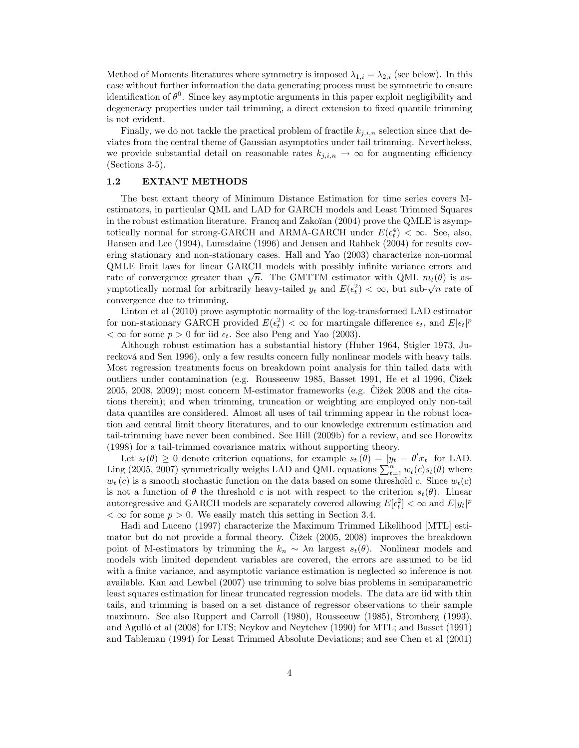Method of Moments literatures where symmetry is imposed $\lambda_{1,i} = \lambda_{2,i}$ (see below). In this case without further information the data generating process must be symmetric to ensure identification of $\theta^0$. Since key asymptotic arguments in this paper exploit negligibility and degeneracy properties under tail trimming, a direct extension to fixed quantile trimming is not evident.

Finally, we do not tackle the practical problem of fractile $k_{j,i,n}$ selection since that deviates from the central theme of Gaussian asymptotics under tail trimming. Nevertheless, we provide substantial detail on reasonable rates $k_{j,i,n} \to \infty$ for augmenting efficiency (Sections 3-5).

### 1.2 EXTANT METHODS

The best extant theory of Minimum Distance Estimation for time series covers M-estimators, in particular QML and LAD for GARCH models and Least Trimmed Squares in the robust estimation literature. Francq and Zakoïan (2004) prove the QMLE is asymptotically normal for strong-GARCH and ARMA-GARCH under $E(\epsilon_t^4) < \infty$. See, also, Hansen and Lee (1994), Lumsdaine (1996) and Jensen and Rahbek (2004) for results covering stationary and non-stationary cases. Hall and Yao (2003) characterize non-normal QMLE limit laws for linear GARCH models with possibly infinite variance errors and rate of convergence greater than $\sqrt{n}$. The GMTTM estimator with QML $m_t(\theta)$ is asymptotically normal for arbitrarily heavy-tailed $y_t$ and $E(\epsilon_t^2) < \infty$, but sub-$\sqrt{n}$ rate of convergence due to trimming.

Linton et al (2010) prove asymptotic normality of the log-transformed LAD estimator for non-stationary GARCH provided $E(\epsilon_t^2) < \infty$ for martingale difference $\epsilon_t$, and $E|\epsilon_t|^p < \infty$ for some $p > 0$ for iid $\epsilon_t$. See also Peng and Yao (2003).

Although robust estimation has a substantial history (Huber 1964, Stigler 1973, Jurecková and Sen 1996), only a few results concern fully nonlinear models with heavy tails. Most regression treatments focus on breakdown point analysis for thin tailed data with outliers under contamination (e.g. Rousseeuw 1985, Basset 1991, He et al 1996, Čižek 2005, 2008, 2009); most concern M-estimator frameworks (e.g. Čižek 2008 and the citations therein); and when trimming, truncation or weighting are employed only non-tail data quantiles are considered. Almost all uses of tail trimming appear in the robust location and central limit theory literatures, and to our knowledge extremum estimation and tail-trimming have never been combined. See Hill (2009b) for a review, and see Horowitz (1998) for a tail-trimmed covariance matrix without supporting theory.

Let $s_t(\theta) \geq 0$ denote criterion equations, for example $s_t(\theta) = |y_t - \theta' x_t|$ for LAD. Ling (2005, 2007) symmetrically weighs LAD and QML equations $\sum_{t=1}^n w_t(c) s_t(\theta)$ where $w_t(c)$ is a smooth stochastic function on the data based on some threshold $c$. Since $w_t(c)$ is not a function of $\theta$ the threshold $c$ is not with respect to the criterion $s_t(\theta)$. Linear autoregressive and GARCH models are separately covered allowing $E[\epsilon_t^2] < \infty$ and $E|y_t|^p < \infty$ for some $p > 0$. We easily match this setting in Section 3.4.

Hadi and Luceno (1997) characterize the Maximum Trimmed Likelihood [MTL] estimator but do not provide a formal theory. Čižek (2005, 2008) improves the breakdown point of M-estimators by trimming the $k_n \sim \lambda n$ largest $s_t(\theta)$. Nonlinear models and models with limited dependent variables are covered, the errors are assumed to be iid with a finite variance, and asymptotic variance estimation is neglected so inference is not available. Kan and Lewbel (2007) use trimming to solve bias problems in semiparametric least squares estimation for linear truncated regression models. The data are iid with thin tails, and trimming is based on a set distance of regressor observations to their sample maximum. See also Ruppert and Carroll (1980), Rousseeuw (1985), Stromberg (1993), and Agulló et al (2008) for LTS; Neykov and Neytchev (1990) for MTL; and Basset (1991) and Tableman (1994) for Least Trimmed Absolute Deviations; and see Chen et al (2001)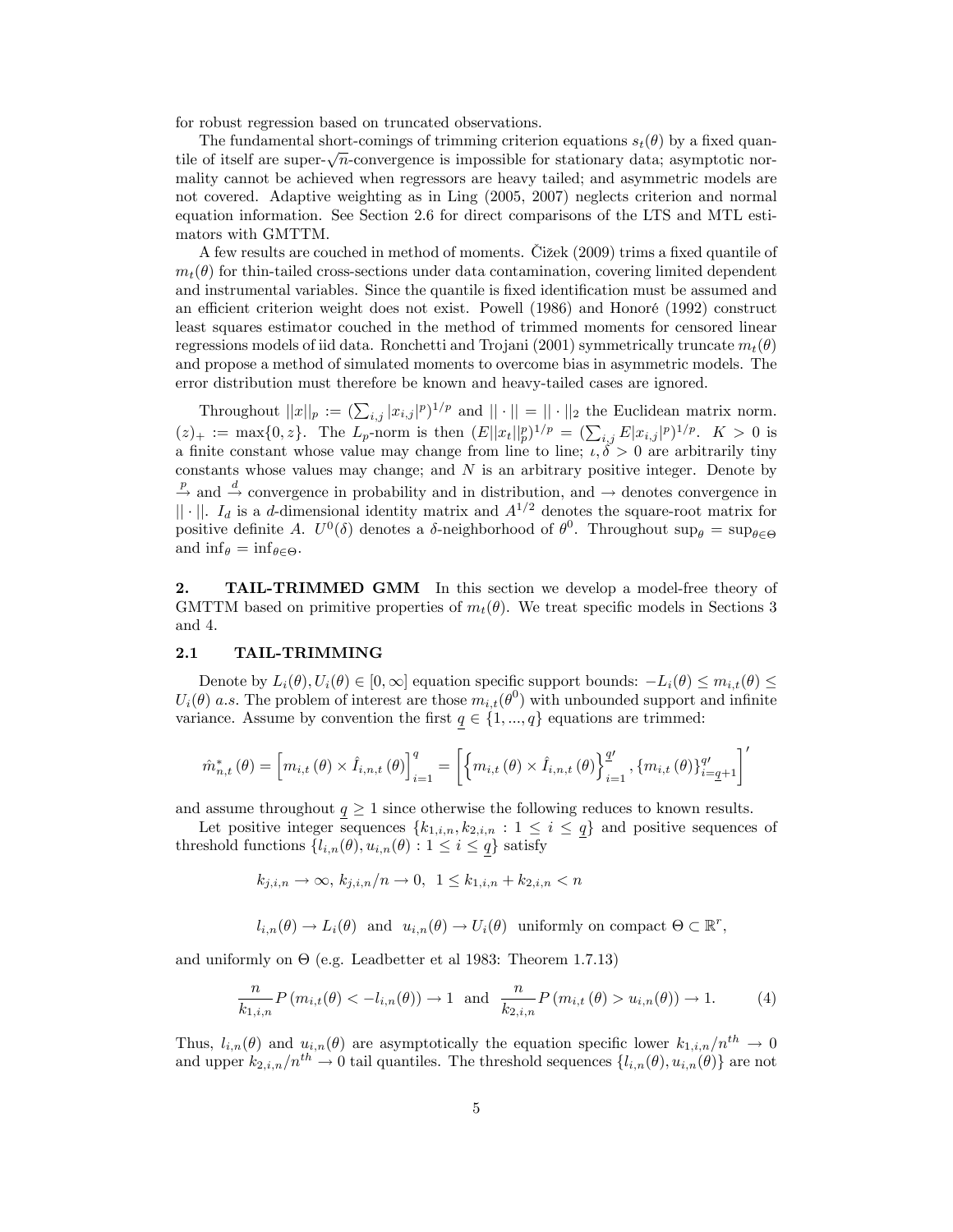for robust regression based on truncated observations.

The fundamental short-comings of trimming criterion equations $s_t(\theta)$ by a fixed quantile of itself are super-$\sqrt{n}$-convergence is impossible for stationary data; asymptotic normality cannot be achieved when regressors are heavy tailed; and asymmetric models are not covered. Adaptive weighting as in Ling (2005, 2007) neglects criterion and normal equation information. See Section 2.6 for direct comparisons of the LTS and MTL estimators with GMTTM.

A few results are couched in method of moments. Čižek (2009) trims a fixed quantile of $m_t(\theta)$ for thin-tailed cross-sections under data contamination, covering limited dependent and instrumental variables. Since the quantile is fixed identification must be assumed and an efficient criterion weight does not exist. Powell (1986) and Honoré (1992) construct least squares estimator couched in the method of trimmed moments for censored linear regressions models of iid data. Ronchetti and Trojani (2001) symmetrically truncate $m_t(\theta)$ and propose a method of simulated moments to overcome bias in asymmetric models. The error distribution must therefore be known and heavy-tailed cases are ignored.

Throughout $||x||_p := (\sum_{i,j} |x_{i,j}|^p)^{1/p}$ and $||\cdot|| = ||\cdot||_2$ the Euclidean matrix norm. $(z)_+ := \max\{0, z\}$. The $L_p$-norm is then $(E||x_t||_p^p)^{1/p} = (\sum_{i,j} E|x_{i,j}|^p)^{1/p}$. $K > 0$ is a finite constant whose value may change from line to line; $\iota, \delta > 0$ are arbitrarily tiny constants whose values may change; and $N$ is an arbitrary positive integer. Denote by $\stackrel{p}{\rightarrow}$ and $\stackrel{d}{\rightarrow}$ convergence in probability and in distribution, and $\rightarrow$ denotes convergence in $||\cdot||$. $I_d$ is a $d$-dimensional identity matrix and $A^{1/2}$ denotes the square-root matrix for positive definite $A$. $U^0(\delta)$ denotes a $\delta$-neighborhood of $\theta^0$. Throughout $\sup_\theta = \sup_{\theta \in \Theta}$ and $\inf_\theta = \inf_{\theta \in \Theta}$.

## 2. TAIL-TRIMMED GMM

In this section we develop a model-free theory of GMTTM based on primitive properties of $m_t(\theta)$. We treat specific models in Sections 3 and 4.

### 2.1 TAIL-TRIMMING

Denote by $L_i(\theta), U_i(\theta) \in [0, \infty]$ equation specific support bounds: $-L_i(\theta) \leq m_{i,t}(\theta) \leq U_i(\theta)$ $a.s.$ The problem of interest are those $m_{i,t}(\theta^0)$ with unbounded support and infinite variance. Assume by convention the first $\underline{q} \in \{1, ..., q\}$ equations are trimmed:

$$\hat{m}^*_{n,t}(\theta) = \left[m_{i,t}(\theta) \times \hat{I}_{i,n,t}(\theta)\right]_{i=1}^{q} = \left[\left\{m_{i,t}(\theta) \times \hat{I}_{i,n,t}(\theta)\right\}_{i=1}^{\underline{q}'}, \{m_{i,t}(\theta)\}_{i=\underline{q}+1}^{q'}\right]'$$

and assume throughout $\underline{q} \geq 1$ since otherwise the following reduces to known results.

Let positive integer sequences $\{k_{1,i,n}, k_{2,i,n} : 1 \leq i \leq \underline{q}\}$ and positive sequences of threshold functions $\{l_{i,n}(\theta), u_{i,n}(\theta) : 1 \leq i \leq \underline{q}\}$ satisfy

$$k_{j,i,n} \rightarrow \infty,\ k_{j,i,n}/n \rightarrow 0,\ \ 1 \leq k_{1,i,n} + k_{2,i,n} < n$$

$$l_{i,n}(\theta) \rightarrow L_i(\theta) \ \text{ and } \ u_{i,n}(\theta) \rightarrow U_i(\theta) \ \text{ uniformly on compact } \Theta \subset \mathbb{R}^r,$$

and uniformly on $\Theta$ (e.g. Leadbetter et al 1983: Theorem 1.7.13)

$$\frac{n}{k_{1,i,n}} P\left(m_{i,t}(\theta) < -l_{i,n}(\theta)\right) \rightarrow 1 \ \text{ and } \ \frac{n}{k_{2,i,n}} P\left(m_{i,t}(\theta) > u_{i,n}(\theta)\right) \rightarrow 1. \tag{4}$$

Thus, $l_{i,n}(\theta)$ and $u_{i,n}(\theta)$ are asymptotically the equation specific lower $k_{1,i,n}/n^{th} \rightarrow 0$ and upper $k_{2,i,n}/n^{th} \rightarrow 0$ tail quantiles. The threshold sequences $\{l_{i,n}(\theta), u_{i,n}(\theta)\}$ are not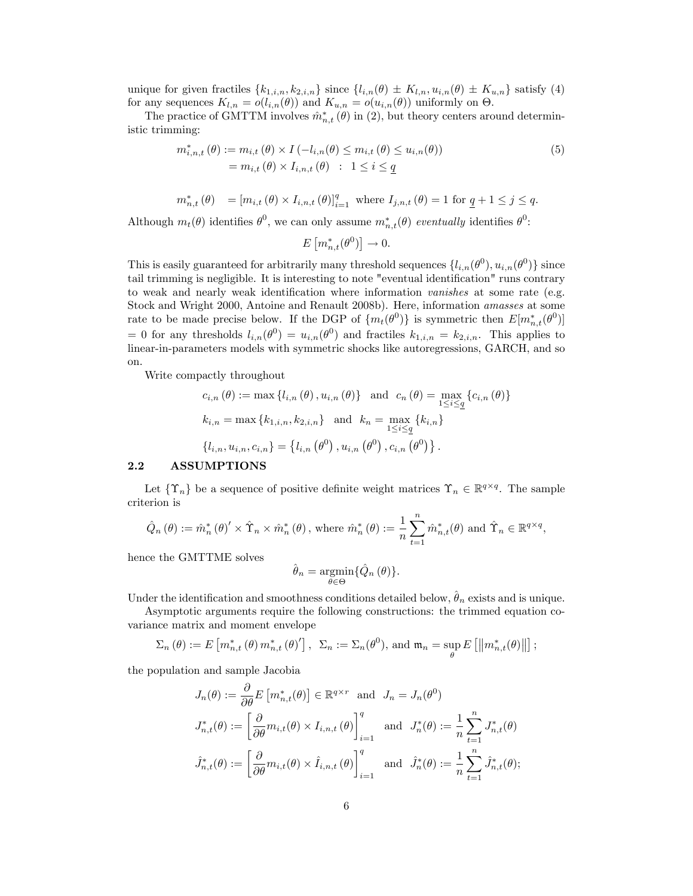unique for given fractiles $\{k_{1,i,n}, k_{2,i,n}\}$ since $\{l_{i,n}(\theta) \pm K_{l,n}, u_{i,n}(\theta) \pm K_{u,n}\}$ satisfy (4) for any sequences $K_{l,n} = o(l_{i,n}(\theta))$ and $K_{u,n} = o(u_{i,n}(\theta))$ uniformly on $\Theta$.

The practice of GMTTM involves $\hat{m}^*_{n,t}(\theta)$ in (2), but theory centers around deterministic trimming:

$$
\begin{aligned}
m^*_{i,n,t}(\theta) &:= m_{i,t}(\theta) \times I\left(-l_{i,n}(\theta) \leq m_{i,t}(\theta) \leq u_{i,n}(\theta)\right) \\
&= m_{i,t}(\theta) \times I_{i,n,t}(\theta) \quad : \quad 1 \leq i \leq \underline{q}
\end{aligned}
\tag{5}
$$

$$
m^*_{n,t}(\theta) \quad = \left[m_{i,t}(\theta) \times I_{i,n,t}(\theta)\right]_{i=1}^{q} \text{ where } I_{j,n,t}(\theta) = 1 \text{ for } \underline{q}+1 \leq j \leq q.
$$

Although $m_t(\theta)$ identifies $\theta^0$, we can only assume $m^*_{n,t}(\theta)$ *eventually* identifies $\theta^0$:

$$
E\left[m^*_{n,t}(\theta^0)\right] \rightarrow 0.
$$

This is easily guaranteed for arbitrarily many threshold sequences $\{l_{i,n}(\theta^0), u_{i,n}(\theta^0)\}$ since tail trimming is negligible. It is interesting to note "eventual identification" runs contrary to weak and nearly weak identification where information *vanishes* at some rate (e.g. Stock and Wright 2000, Antoine and Renault 2008b). Here, information *amasses* at some rate to be made precise below. If the DGP of $\{m_t(\theta^0)\}$ is symmetric then $E[m^*_{n,t}(\theta^0)] = 0$ for any thresholds $l_{i,n}(\theta^0) = u_{i,n}(\theta^0)$ and fractiles $k_{1,i,n} = k_{2,i,n}$. This applies to linear-in-parameters models with symmetric shocks like autoregressions, GARCH, and so on.

Write compactly throughout

$$
c_{i,n}(\theta) := \max\{l_{i,n}(\theta), u_{i,n}(\theta)\} \quad \text{and} \quad c_n(\theta) = \max_{1 \leq i \leq \underline{q}}\{c_{i,n}(\theta)\}
$$

$$
k_{i,n} = \max\{k_{1,i,n}, k_{2,i,n}\} \quad \text{and} \quad k_n = \max_{1 \leq i \leq \underline{q}}\{k_{i,n}\}
$$

$$
\{l_{i,n}, u_{i,n}, c_{i,n}\} = \left\{l_{i,n}\left(\theta^0\right), u_{i,n}\left(\theta^0\right), c_{i,n}\left(\theta^0\right)\right\}.
$$

## 2.2 ASSUMPTIONS

Let $\{\Upsilon_n\}$ be a sequence of positive definite weight matrices $\Upsilon_n \in \mathbb{R}^{q \times q}$. The sample criterion is

$$
\hat{Q}_n(\theta) := \hat{m}^*_n(\theta)' \times \hat{\Upsilon}_n \times \hat{m}^*_n(\theta), \text{ where } \hat{m}^*_n(\theta) := \frac{1}{n}\sum_{t=1}^{n} \hat{m}^*_{n,t}(\theta) \text{ and } \hat{\Upsilon}_n \in \mathbb{R}^{q \times q},
$$

hence the GMTTME solves

$$
\hat{\theta}_n = \underset{\theta \in \Theta}{\operatorname{argmin}}\{\hat{Q}_n(\theta)\}.
$$

Under the identification and smoothness conditions detailed below, $\hat{\theta}_n$ exists and is unique.

Asymptotic arguments require the following constructions: the trimmed equation covariance matrix and moment envelope

$$
\Sigma_n(\theta) := E\left[m^*_{n,t}(\theta)\, m^*_{n,t}(\theta)'\right], \;\; \Sigma_n := \Sigma_n(\theta^0), \text{ and } \mathfrak{m}_n = \sup_{\theta} E\left[\left\|m^*_{n,t}(\theta)\right\|\right];
$$

the population and sample Jacobia

$$
J_n(\theta) := \frac{\partial}{\partial \theta} E\left[m^*_{n,t}(\theta)\right] \in \mathbb{R}^{q \times r} \quad \text{and} \quad J_n = J_n(\theta^0)
$$

$$
J^*_{n,t}(\theta) := \left[\frac{\partial}{\partial \theta} m_{i,t}(\theta) \times I_{i,n,t}(\theta)\right]_{i=1}^{q} \quad \text{and} \quad J^*_n(\theta) := \frac{1}{n}\sum_{t=1}^{n} J^*_{n,t}(\theta)
$$

$$
\hat{J}^*_{n,t}(\theta) := \left[\frac{\partial}{\partial \theta} m_{i,t}(\theta) \times \hat{I}_{i,n,t}(\theta)\right]_{i=1}^{q} \quad \text{and} \quad \hat{J}^*_n(\theta) := \frac{1}{n}\sum_{t=1}^{n} \hat{J}^*_{n,t}(\theta);
$$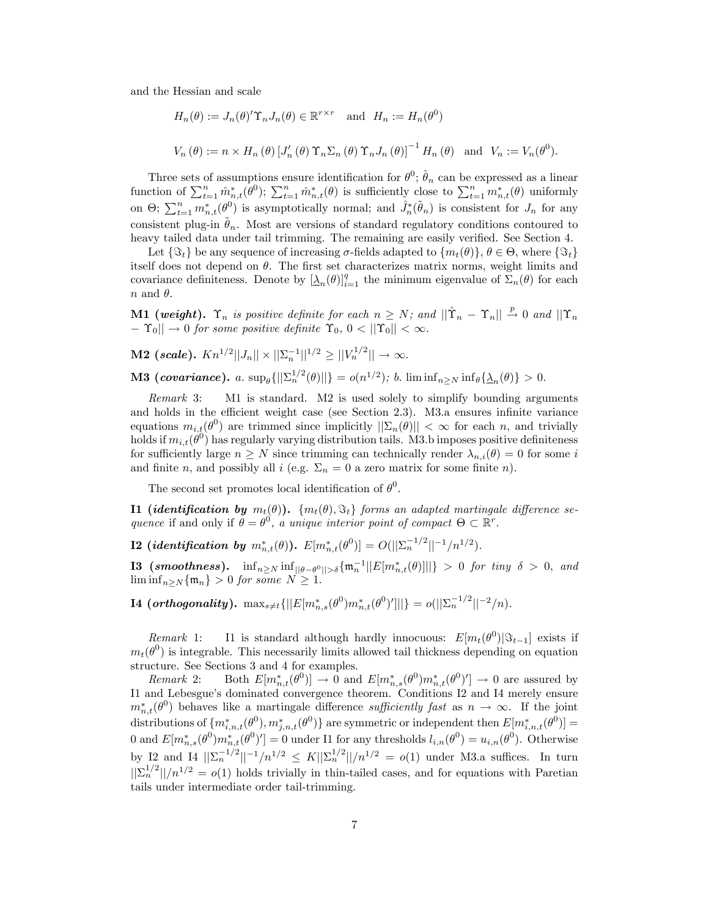and the Hessian and scale

$$H_n(\theta) := J_n(\theta)'\Upsilon_n J_n(\theta) \in \mathbb{R}^{r \times r} \quad \text{and} \quad H_n := H_n(\theta^0)$$

$$V_n(\theta) := n \times H_n(\theta) \left[J_n'(\theta) \Upsilon_n \Sigma_n(\theta) \Upsilon_n J_n(\theta)\right]^{-1} H_n(\theta) \quad \text{and} \quad V_n := V_n(\theta^0).$$

Three sets of assumptions ensure identification for $\theta^0$; $\hat{\theta}_n$ can be expressed as a linear function of $\sum_{t=1}^n \hat{m}_{n,t}^*(\theta^0)$; $\sum_{t=1}^n \hat{m}_{n,t}^*(\theta)$ is sufficiently close to $\sum_{t=1}^n m_{n,t}^*(\theta)$ uniformly on $\Theta$; $\sum_{t=1}^n m_{n,t}^*(\theta^0)$ is asymptotically normal; and $\hat{J}_n^*(\tilde{\theta}_n)$ is consistent for $J_n$ for any consistent plug-in $\tilde{\theta}_n$. Most are versions of standard regulatory conditions contoured to heavy tailed data under tail trimming. The remaining are easily verified. See Section 4.

Let $\{\Im_t\}$ be any sequence of increasing $\sigma$-fields adapted to $\{m_t(\theta)\}$, $\theta \in \Theta$, where $\{\Im_t\}$ itself does not depend on $\theta$. The first set characterizes matrix norms, weight limits and covariance definiteness. Denote by $[\underline{\lambda}_n(\theta)]_{i=1}^q$ the minimum eigenvalue of $\Sigma_n(\theta)$ for each $n$ and $\theta$.

**M1 (*weight*).** *$\Upsilon_n$ is positive definite for each $n \geq N$; and $||\hat{\Upsilon}_n - \Upsilon_n|| \xrightarrow{p} 0$ and $||\Upsilon_n - \Upsilon_0|| \to 0$ for some positive definite $\Upsilon_0$, $0 < ||\Upsilon_0|| < \infty$.*

**M2 (*scale*).** $Kn^{1/2}||J_n|| \times ||\Sigma_n^{-1}||^{1/2} \geq ||V_n^{1/2}|| \to \infty$.

**M3 (*covariance*).** *a.* $\sup_\theta\{||\Sigma_n^{1/2}(\theta)||\} = o(n^{1/2})$; *b.* $\liminf_{n \geq N} \inf_\theta\{\underline{\lambda}_n(\theta)\} > 0$.

*Remark* 3: M1 is standard. M2 is used solely to simplify bounding arguments and holds in the efficient weight case (see Section 2.3). M3.a ensures infinite variance equations $m_{i,t}(\theta^0)$ are trimmed since implicitly $||\Sigma_n(\theta)|| < \infty$ for each $n$, and trivially holds if $m_{i,t}(\theta^0)$ has regularly varying distribution tails. M3.b imposes positive definiteness for sufficiently large $n \geq N$ since trimming can technically render $\lambda_{n,i}(\theta) = 0$ for some $i$ and finite $n$, and possibly all $i$ (e.g. $\Sigma_n = 0$ a zero matrix for some finite $n$).

The second set promotes local identification of $\theta^0$.

**I1 (*identification by* $m_t(\theta)$).** *$\{m_t(\theta), \Im_t\}$ forms an adapted martingale difference sequence if and only if $\theta = \theta^0$, a unique interior point of compact $\Theta \subset \mathbb{R}^r$.*

**I2 (*identification by* $m_{n,t}^*(\theta)$).** $E[m_{n,t}^*(\theta^0)] = O(||\Sigma_n^{-1/2}||^{-1}/n^{1/2})$.

**I3 (*smoothness*).** $\inf_{n \geq N} \inf_{||\theta - \theta^0|| > \delta}\{\mathfrak{m}_n^{-1}||E[m_{n,t}^*(\theta)]||\} > 0$ *for tiny* $\delta > 0$, *and* $\liminf_{n \geq N}\{\mathfrak{m}_n\} > 0$ *for some* $N \geq 1$.

**I4 (*orthogonality*).** $\max_{s \neq t}\{||E[m_{n,s}^*(\theta^0)m_{n,t}^*(\theta^0)']||\} = o(||\Sigma_n^{-1/2}||^{-2}/n)$.

*Remark* 1: I1 is standard although hardly innocuous: $E[m_t(\theta^0)|\Im_{t-1}]$ exists if $m_t(\theta^0)$ is integrable. This necessarily limits allowed tail thickness depending on equation structure. See Sections 3 and 4 for examples.

*Remark* 2: Both $E[m_{n,t}^*(\theta^0)] \to 0$ and $E[m_{n,s}^*(\theta^0)m_{n,t}^*(\theta^0)'] \to 0$ are assured by I1 and Lebesgue's dominated convergence theorem. Conditions I2 and I4 merely ensure $m_{n,t}^*(\theta^0)$ behaves like a martingale difference *sufficiently fast* as $n \to \infty$. If the joint distributions of $\{m_{i,n,t}^*(\theta^0), m_{j,n,t}^*(\theta^0)\}$ are symmetric or independent then $E[m_{i,n,t}^*(\theta^0)] = 0$ and $E[m_{n,s}^*(\theta^0)m_{n,t}^*(\theta^0)'] = 0$ under I1 for any thresholds $l_{i,n}(\theta^0) = u_{i,n}(\theta^0)$. Otherwise by I2 and I4 $||\Sigma_n^{-1/2}||^{-1}/n^{1/2} \leq K||\Sigma_n^{1/2}||/n^{1/2} = o(1)$ under M3.a suffices. In turn $||\Sigma_n^{1/2}||/n^{1/2} = o(1)$ holds trivially in thin-tailed cases, and for equations with Paretian tails under intermediate order tail-trimming.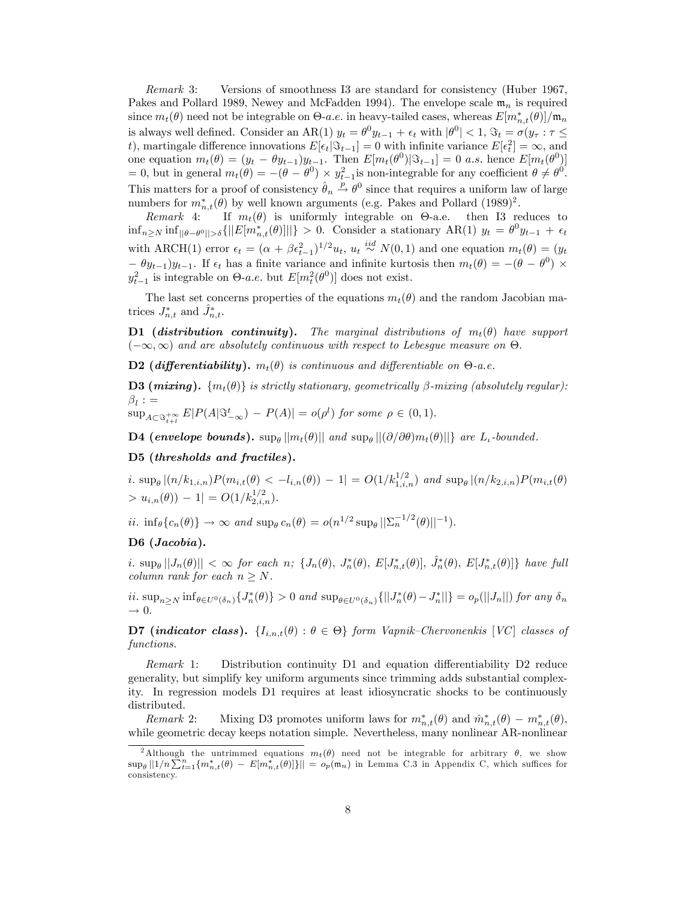*Remark* 3: Versions of smoothness I3 are standard for consistency (Huber 1967, Pakes and Pollard 1989, Newey and McFadden 1994). The envelope scale $\mathfrak{m}_n$ is required since $m_t(\theta)$ need not be integrable on $\Theta$-*a.e.* in heavy-tailed cases, whereas $E[m^*_{n,t}(\theta)]/\mathfrak{m}_n$ is always well defined. Consider an AR(1) $y_t = \theta^0 y_{t-1} + \epsilon_t$ with $|\theta^0| < 1$, $\Im_t = \sigma(y_\tau : \tau \leq t)$, martingale difference innovations $E[\epsilon_t|\Im_{t-1}] = 0$ with infinite variance $E[\epsilon_t^2] = \infty$, and one equation $m_t(\theta) = (y_t - \theta y_{t-1})y_{t-1}$. Then $E[m_t(\theta^0)|\Im_{t-1}] = 0$ *a.s.* hence $E[m_t(\theta^0)] = 0$, but in general $m_t(\theta) = -(\theta - \theta^0) \times y_{t-1}^2$is non-integrable for any coefficient $\theta \neq \theta^0$. This matters for a proof of consistency $\hat{\theta}_n \xrightarrow{p} \theta^0$ since that requires a uniform law of large numbers for $m^*_{n,t}(\theta)$ by well known arguments (e.g. Pakes and Pollard (1989)[2].

*Remark* 4: If $m_t(\theta)$ is uniformly integrable on $\Theta$-a.e. then I3 reduces to $\inf_{n \geq N} \inf_{||\theta - \theta^0|| > \delta}\{||E[m^*_{n,t}(\theta)]||\} > 0$. Consider a stationary AR(1) $y_t = \theta^0 y_{t-1} + \epsilon_t$ with ARCH(1) error $\epsilon_t = (\alpha + \beta\epsilon_{t-1}^2)^{1/2}u_t$, $u_t \overset{iid}{\sim} N(0, 1)$ and one equation $m_t(\theta) = (y_t - \theta y_{t-1})y_{t-1}$. If $\epsilon_t$ has a finite variance and infinite kurtosis then $m_t(\theta) = -(\theta - \theta^0) \times y_{t-1}^2$ is integrable on $\Theta$-*a.e.* but $E[m_t^2(\theta^0)]$ does not exist.

The last set concerns properties of the equations $m_t(\theta)$ and the random Jacobian matrices $J^*_{n,t}$ and $\hat{J}^*_{n,t}$.

**D1 (*distribution continuity*).** *The marginal distributions of $m_t(\theta)$ have support $(-\infty, \infty)$ and are absolutely continuous with respect to Lebesgue measure on $\Theta$.*

**D2 (*differentiability*).** *$m_t(\theta)$ is continuous and differentiable on $\Theta$-a.e.*

**D3 (*mixing*).** *$\{m_t(\theta)\}$ is strictly stationary, geometrically $\beta$-mixing (absolutely regular): $\beta_l :=$ $\sup_{A \subset \Im_{t+l}^{+\infty}} E|P(A|\Im_{-\infty}^t) - P(A)| = o(\rho^l)$ for some $\rho \in (0, 1)$.*

**D4 (*envelope bounds*).** *$\sup_\theta ||m_t(\theta)||$ and $\sup_\theta ||(\partial/\partial\theta)m_t(\theta)||\}$ are $L_\iota$-bounded.*

**D5 (*thresholds and fractiles*).**

*i.* $\sup_\theta |(n/k_{1,i,n})P(m_{i,t}(\theta) < -l_{i,n}(\theta)) - 1| = O(1/k_{1,i,n}^{1/2})$ *and* $\sup_\theta |(n/k_{2,i,n})P(m_{i,t}(\theta) > u_{i,n}(\theta)) - 1| = O(1/k_{2,i,n}^{1/2})$.

*ii.* $\inf_\theta\{c_n(\theta)\} \to \infty$ *and* $\sup_\theta c_n(\theta) = o(n^{1/2} \sup_\theta ||\Sigma_n^{-1/2}(\theta)||^{-1})$.

**D6 (*Jacobia*).**

*i.* $\sup_\theta ||J_n(\theta)|| < \infty$ *for each n;* $\{J_n(\theta), J^*_n(\theta), E[J^*_{n,t}(\theta)], \hat{J}^*_n(\theta), E[J^*_{n,t}(\theta)]\}$ *have full column rank for each* $n \geq N$.

*ii.* $\sup_{n \geq N} \inf_{\theta \in U^0(\delta_n)}\{J^*_n(\theta)\} > 0$ *and* $\sup_{\theta \in U^0(\delta_n)}\{||J^*_n(\theta) - J^*_n||\} = o_p(||J_n||)$ *for any* $\delta_n \to 0$.

**D7 (*indicator class*).** *$\{I_{i,n,t}(\theta) : \theta \in \Theta\}$ form Vapnik–Chervonenkis [VC] classes of functions.*

*Remark* 1: Distribution continuity D1 and equation differentiability D2 reduce generality, but simplify key uniform arguments since trimming adds substantial complexity. In regression models D1 requires at least idiosyncratic shocks to be continuously distributed.

*Remark* 2: Mixing D3 promotes uniform laws for $m^*_{n,t}(\theta)$ and $\hat{m}^*_{n,t}(\theta) - m^*_{n,t}(\theta)$, while geometric decay keeps notation simple. Nevertheless, many nonlinear AR-nonlinear

[2] Although the untrimmed equations $m_t(\theta)$ need not be integrable for arbitrary $\theta$, we show $\sup_\theta ||1/n \sum_{t=1}^n \{m^*_{n,t}(\theta) - E[m^*_{n,t}(\theta)]\}|| = o_p(\mathfrak{m}_n)$ in Lemma C.3 in Appendix C, which suffices for consistency.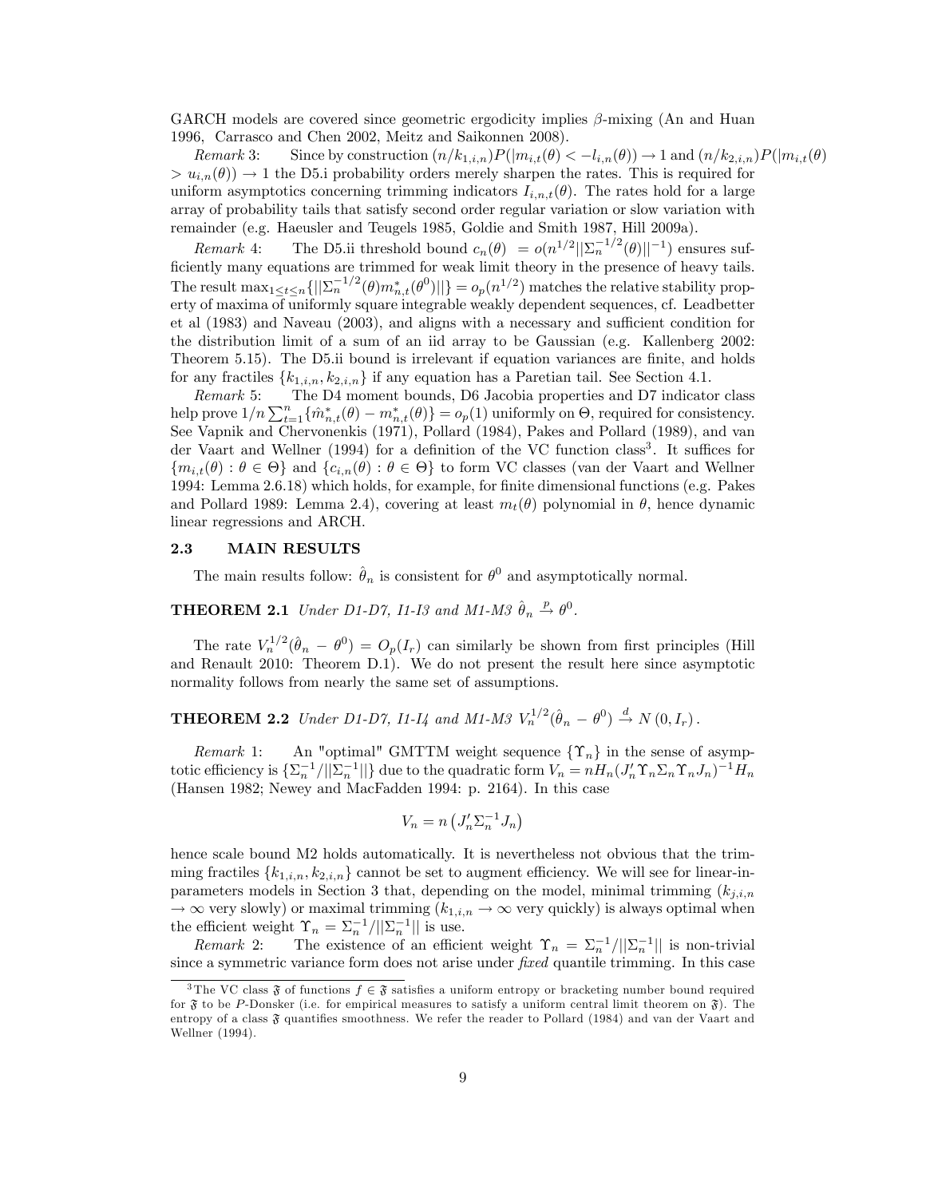GARCH models are covered since geometric ergodicity implies $\beta$-mixing (An and Huan 1996, Carrasco and Chen 2002, Meitz and Saikonnen 2008).

*Remark* 3: Since by construction $(n/k_{1,i,n})P(|m_{i,t}(\theta) < -l_{i,n}(\theta)) \rightarrow 1$ and $(n/k_{2,i,n})P(|m_{i,t}(\theta) > u_{i,n}(\theta)) \rightarrow 1$ the D5.i probability orders merely sharpen the rates. This is required for uniform asymptotics concerning trimming indicators $I_{i,n,t}(\theta)$. The rates hold for a large array of probability tails that satisfy second order regular variation or slow variation with remainder (e.g. Haeusler and Teugels 1985, Goldie and Smith 1987, Hill 2009a).

*Remark* 4: The D5.ii threshold bound $c_n(\theta) = o(n^{1/2}||\Sigma_n^{-1/2}(\theta)||^{-1})$ ensures sufficiently many equations are trimmed for weak limit theory in the presence of heavy tails. The result $\max_{1\leq t\leq n}\{||\Sigma_n^{-1/2}(\theta)m_{n,t}^{*}(\theta^0)||\} = o_p(n^{1/2})$ matches the relative stability property of maxima of uniformly square integrable weakly dependent sequences, cf. Leadbetter et al (1983) and Naveau (2003), and aligns with a necessary and sufficient condition for the distribution limit of a sum of an iid array to be Gaussian (e.g. Kallenberg 2002: Theorem 5.15). The D5.ii bound is irrelevant if equation variances are finite, and holds for any fractiles $\{k_{1,i,n}, k_{2,i,n}\}$ if any equation has a Paretian tail. See Section 4.1.

*Remark* 5: The D4 moment bounds, D6 Jacobia properties and D7 indicator class help prove $1/n\sum_{t=1}^{n}\{\hat{m}_{n,t}^{*}(\theta) - m_{n,t}^{*}(\theta)\} = o_p(1)$ uniformly on $\Theta$, required for consistency. See Vapnik and Chervonenkis (1971), Pollard (1984), Pakes and Pollard (1989), and van der Vaart and Wellner (1994) for a definition of the VC function class[3]. It suffices for $\{m_{i,t}(\theta) : \theta \in \Theta\}$ and $\{c_{i,n}(\theta) : \theta \in \Theta\}$ to form VC classes (van der Vaart and Wellner 1994: Lemma 2.6.18) which holds, for example, for finite dimensional functions (e.g. Pakes and Pollard 1989: Lemma 2.4), covering at least $m_t(\theta)$ polynomial in $\theta$, hence dynamic linear regressions and ARCH.

### 2.3 MAIN RESULTS

The main results follow: $\hat{\theta}_n$ is consistent for $\theta^0$ and asymptotically normal.

**THEOREM 2.1** *Under D1-D7, I1-I3 and M1-M3* $\hat{\theta}_n \xrightarrow{p} \theta^0$.

The rate $V_n^{1/2}(\hat{\theta}_n - \theta^0) = O_p(I_r)$ can similarly be shown from first principles (Hill and Renault 2010: Theorem D.1). We do not present the result here since asymptotic normality follows from nearly the same set of assumptions.

**THEOREM 2.2** *Under D1-D7, I1-I4 and M1-M3* $V_n^{1/2}(\hat{\theta}_n - \theta^0) \xrightarrow{d} N(0, I_r)$.

*Remark* 1: An "optimal" GMTTM weight sequence $\{\Upsilon_n\}$ in the sense of asymptotic efficiency is $\{\Sigma_n^{-1}/||\Sigma_n^{-1}||\}$ due to the quadratic form $V_n = nH_n(J_n'\Upsilon_n\Sigma_n\Upsilon_nJ_n)^{-1}H_n$ (Hansen 1982; Newey and MacFadden 1994: p. 2164). In this case

$$V_n = n\left(J_n'\Sigma_n^{-1}J_n\right)$$

hence scale bound M2 holds automatically. It is nevertheless not obvious that the trimming fractiles $\{k_{1,i,n}, k_{2,i,n}\}$ cannot be set to augment efficiency. We will see for linear-in-parameters models in Section 3 that, depending on the model, minimal trimming ($k_{j,i,n} \rightarrow \infty$ very slowly) or maximal trimming ($k_{1,i,n} \rightarrow \infty$ very quickly) is always optimal when the efficient weight $\Upsilon_n = \Sigma_n^{-1}/||\Sigma_n^{-1}||$ is use.

*Remark* 2: The existence of an efficient weight $\Upsilon_n = \Sigma_n^{-1}/||\Sigma_n^{-1}||$ is non-trivial since a symmetric variance form does not arise under *fixed* quantile trimming. In this case

[3] The VC class $\mathfrak{F}$ of functions $f \in \mathfrak{F}$ satisfies a uniform entropy or bracketing number bound required for $\mathfrak{F}$ to be $P$-Donsker (i.e. for empirical measures to satisfy a uniform central limit theorem on $\mathfrak{F}$). The entropy of a class $\mathfrak{F}$ quantifies smoothness. We refer the reader to Pollard (1984) and van der Vaart and Wellner (1994).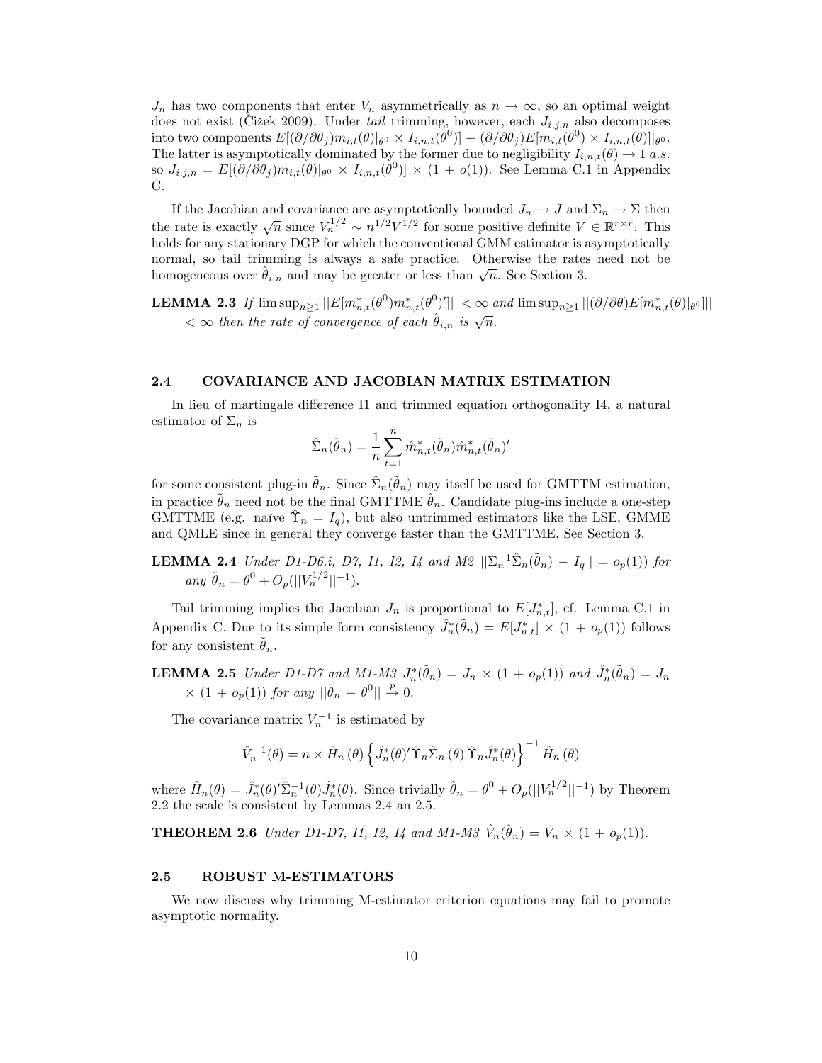$J_n$ has two components that enter $V_n$ asymmetrically as $n \to \infty$, so an optimal weight does not exist (Čižek 2009). Under *tail* trimming, however, each $J_{i,j,n}$ also decomposes into two components $E[(\partial/\partial\theta_j)m_{i,t}(\theta)|_{\theta^0} \times I_{i,n,t}(\theta^0)] + (\partial/\partial\theta_j)E[m_{i,t}(\theta^0) \times I_{i,n,t}(\theta)]|_{\theta^0}$. The latter is asymptotically dominated by the former due to negligibility $I_{i,n,t}(\theta) \to 1$ *a.s.* so $J_{i,j,n} = E[(\partial/\partial\theta_j)m_{i,t}(\theta)|_{\theta^0} \times I_{i,n,t}(\theta^0)] \times (1 + o(1))$. See Lemma C.1 in Appendix C.

If the Jacobian and covariance are asymptotically bounded $J_n \to J$ and $\Sigma_n \to \Sigma$ then the rate is exactly $\sqrt{n}$ since $V_n^{1/2} \sim n^{1/2}V^{1/2}$ for some positive definite $V \in \mathbb{R}^{r \times r}$. This holds for any stationary DGP for which the conventional GMM estimator is asymptotically normal, so tail trimming is always a safe practice. Otherwise the rates need not be homogeneous over $\hat{\theta}_{i,n}$ and may be greater or less than $\sqrt{n}$. See Section 3.

**LEMMA 2.3** *If* $\limsup_{n \geq 1} ||E[m^*_{n,t}(\theta^0)m^*_{n,t}(\theta^0)']|| < \infty$ *and* $\limsup_{n \geq 1} ||(\partial/\partial\theta)E[m^*_{n,t}(\theta)|_{\theta^0}]|| < \infty$ *then the rate of convergence of each* $\hat{\theta}_{i,n}$ *is* $\sqrt{n}$.

## 2.4 COVARIANCE AND JACOBIAN MATRIX ESTIMATION

In lieu of martingale difference I1 and trimmed equation orthogonality I4, a natural estimator of $\Sigma_n$ is

$$\hat{\Sigma}_n(\tilde{\theta}_n) = \frac{1}{n}\sum_{t=1}^{n} \hat{m}^*_{n,t}(\tilde{\theta}_n)\hat{m}^*_{n,t}(\tilde{\theta}_n)'$$

for some consistent plug-in $\tilde{\theta}_n$. Since $\hat{\Sigma}_n(\tilde{\theta}_n)$ may itself be used for GMTTM estimation, in practice $\tilde{\theta}_n$ need not be the final GMTTME $\hat{\theta}_n$. Candidate plug-ins include a one-step GMTTME (e.g. naïve $\hat{\Upsilon}_n = I_q$), but also untrimmed estimators like the LSE, GMME and QMLE since in general they converge faster than the GMTTME. See Section 3.

**LEMMA 2.4** *Under D1-D6.i, D7, I1, I2, I4 and M2* $||\Sigma_n^{-1}\hat{\Sigma}_n(\tilde{\theta}_n) - I_q|| = o_p(1))$ *for any* $\tilde{\theta}_n = \theta^0 + O_p(||V_n^{1/2}||^{-1})$.

Tail trimming implies the Jacobian $J_n$ is proportional to $E[J^*_{n,t}]$, cf. Lemma C.1 in Appendix C. Due to its simple form consistency $\hat{J}^*_n(\tilde{\theta}_n) = E[J^*_{n,t}] \times (1 + o_p(1))$ follows for any consistent $\tilde{\theta}_n$.

**LEMMA 2.5** *Under D1-D7 and M1-M3* $J^*_n(\tilde{\theta}_n) = J_n \times (1 + o_p(1))$ *and* $\hat{J}^*_n(\tilde{\theta}_n) = J_n \times (1 + o_p(1))$ *for any* $||\tilde{\theta}_n - \theta^0|| \xrightarrow{p} 0$.

The covariance matrix $V_n^{-1}$ is estimated by

$$\hat{V}_n^{-1}(\theta) = n \times \hat{H}_n(\theta)\left\{\hat{J}^*_n(\theta)'\hat{\Upsilon}_n\hat{\Sigma}_n(\theta)\hat{\Upsilon}_n\hat{J}^*_n(\theta)\right\}^{-1}\hat{H}_n(\theta)$$

where $\hat{H}_n(\theta) = \hat{J}^*_n(\theta)'\hat{\Sigma}_n^{-1}(\theta)\hat{J}^*_n(\theta)$. Since trivially $\hat{\theta}_n = \theta^0 + O_p(||V_n^{1/2}||^{-1})$ by Theorem 2.2 the scale is consistent by Lemmas 2.4 an 2.5.

**THEOREM 2.6** *Under D1-D7, I1, I2, I4 and M1-M3* $\hat{V}_n(\hat{\theta}_n) = V_n \times (1 + o_p(1))$.

## 2.5 ROBUST M-ESTIMATORS

We now discuss why trimming M-estimator criterion equations may fail to promote asymptotic normality.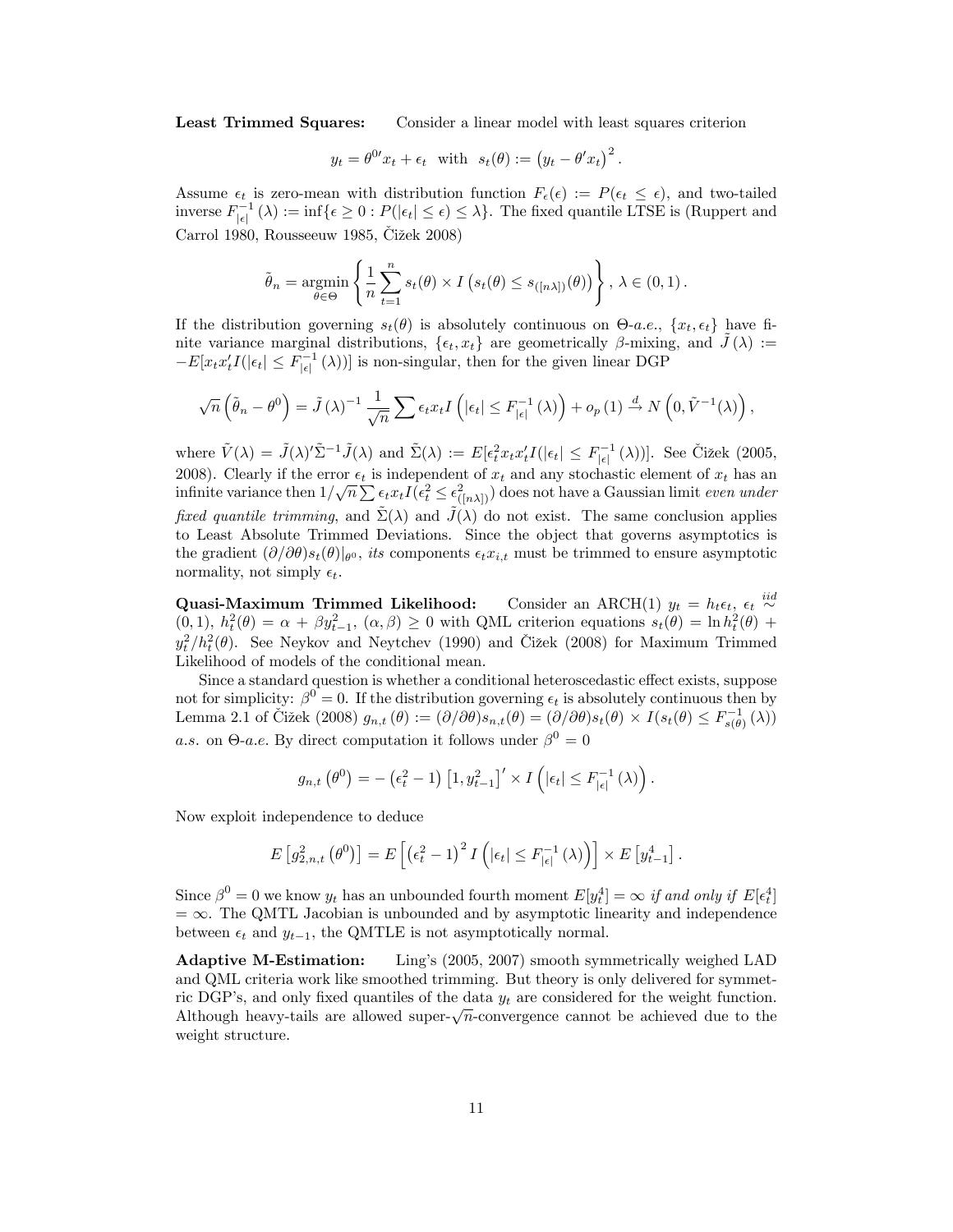**Least Trimmed Squares:** Consider a linear model with least squares criterion

$$y_t = \theta^{0\prime} x_t + \epsilon_t \quad \text{with} \quad s_t(\theta) := \left(y_t - \theta' x_t\right)^2.$$

Assume $\epsilon_t$ is zero-mean with distribution function $F_\epsilon(\epsilon) := P(\epsilon_t \leq \epsilon)$, and two-tailed inverse $F_{|\epsilon|}^{-1}(\lambda) := \inf\{\epsilon \geq 0 : P(|\epsilon_t| \leq \epsilon) \leq \lambda\}$. The fixed quantile LTSE is (Ruppert and Carrol 1980, Rousseeuw 1985, Čižek 2008)

$$\tilde{\theta}_n = \underset{\theta \in \Theta}{\operatorname{argmin}} \left\{ \frac{1}{n} \sum_{t=1}^{n} s_t(\theta) \times I\left(s_t(\theta) \leq s_{([n\lambda])}(\theta)\right) \right\}, \; \lambda \in (0,1).$$

If the distribution governing $s_t(\theta)$ is absolutely continuous on $\Theta$-*a.e.*, $\{x_t, \epsilon_t\}$ have finite variance marginal distributions, $\{\epsilon_t, x_t\}$ are geometrically $\beta$-mixing, and $\tilde{J}(\lambda) := -E[x_t x_t' I(|\epsilon_t| \leq F_{|\epsilon|}^{-1}(\lambda))]$ is non-singular, then for the given linear DGP

$$\sqrt{n}\left(\tilde{\theta}_n - \theta^0\right) = \tilde{J}(\lambda)^{-1} \frac{1}{\sqrt{n}} \sum \epsilon_t x_t I\left(|\epsilon_t| \leq F_{|\epsilon|}^{-1}(\lambda)\right) + o_p(1) \xrightarrow{d} N\left(0, \tilde{V}^{-1}(\lambda)\right),$$

where $\tilde{V}(\lambda) = \tilde{J}(\lambda)'\tilde{\Sigma}^{-1}\tilde{J}(\lambda)$ and $\tilde{\Sigma}(\lambda) := E[\epsilon_t^2 x_t x_t' I(|\epsilon_t| \leq F_{|\epsilon|}^{-1}(\lambda))]$. See Čižek (2005, 2008). Clearly if the error $\epsilon_t$ is independent of $x_t$ and any stochastic element of $x_t$ has an infinite variance then $1/\sqrt{n}\sum \epsilon_t x_t I(\epsilon_t^2 \leq \epsilon_{([n\lambda])}^2)$ does not have a Gaussian limit *even under fixed quantile trimming*, and $\tilde{\Sigma}(\lambda)$ and $\tilde{J}(\lambda)$ do not exist. The same conclusion applies to Least Absolute Trimmed Deviations. Since the object that governs asymptotics is the gradient $(\partial/\partial\theta)s_t(\theta)|_{\theta^0}$, *its* components $\epsilon_t x_{i,t}$ must be trimmed to ensure asymptotic normality, not simply $\epsilon_t$.

**Quasi-Maximum Trimmed Likelihood:** Consider an ARCH(1) $y_t = h_t \epsilon_t$, $\epsilon_t \overset{iid}{\sim} (0,1)$, $h_t^2(\theta) = \alpha + \beta y_{t-1}^2$, $(\alpha, \beta) \geq 0$ with QML criterion equations $s_t(\theta) = \ln h_t^2(\theta) + y_t^2/h_t^2(\theta)$. See Neykov and Neytchev (1990) and Čižek (2008) for Maximum Trimmed Likelihood of models of the conditional mean.

Since a standard question is whether a conditional heteroscedastic effect exists, suppose not for simplicity: $\beta^0 = 0$. If the distribution governing $\epsilon_t$ is absolutely continuous then by Lemma 2.1 of Čižek (2008) $g_{n,t}(\theta) := (\partial/\partial\theta)s_{n,t}(\theta) = (\partial/\partial\theta)s_t(\theta) \times I(s_t(\theta) \leq F_{s(\theta)}^{-1}(\lambda))$ *a.s.* on $\Theta$-*a.e.* By direct computation it follows under $\beta^0 = 0$

$$g_{n,t}\left(\theta^0\right) = -\left(\epsilon_t^2 - 1\right)\left[1, y_{t-1}^2\right]' \times I\left(|\epsilon_t| \leq F_{|\epsilon|}^{-1}(\lambda)\right).$$

Now exploit independence to deduce

$$E\left[g_{2,n,t}^2\left(\theta^0\right)\right] = E\left[\left(\epsilon_t^2 - 1\right)^2 I\left(|\epsilon_t| \leq F_{|\epsilon|}^{-1}(\lambda)\right)\right] \times E\left[y_{t-1}^4\right].$$

Since $\beta^0 = 0$ we know $y_t$ has an unbounded fourth moment $E[y_t^4] = \infty$ *if and only if* $E[\epsilon_t^4] = \infty$. The QMTL Jacobian is unbounded and by asymptotic linearity and independence between $\epsilon_t$ and $y_{t-1}$, the QMTLE is not asymptotically normal.

**Adaptive M-Estimation:** Ling's (2005, 2007) smooth symmetrically weighed LAD and QML criteria work like smoothed trimming. But theory is only delivered for symmetric DGP's, and only fixed quantiles of the data $y_t$ are considered for the weight function. Although heavy-tails are allowed super-$\sqrt{n}$-convergence cannot be achieved due to the weight structure.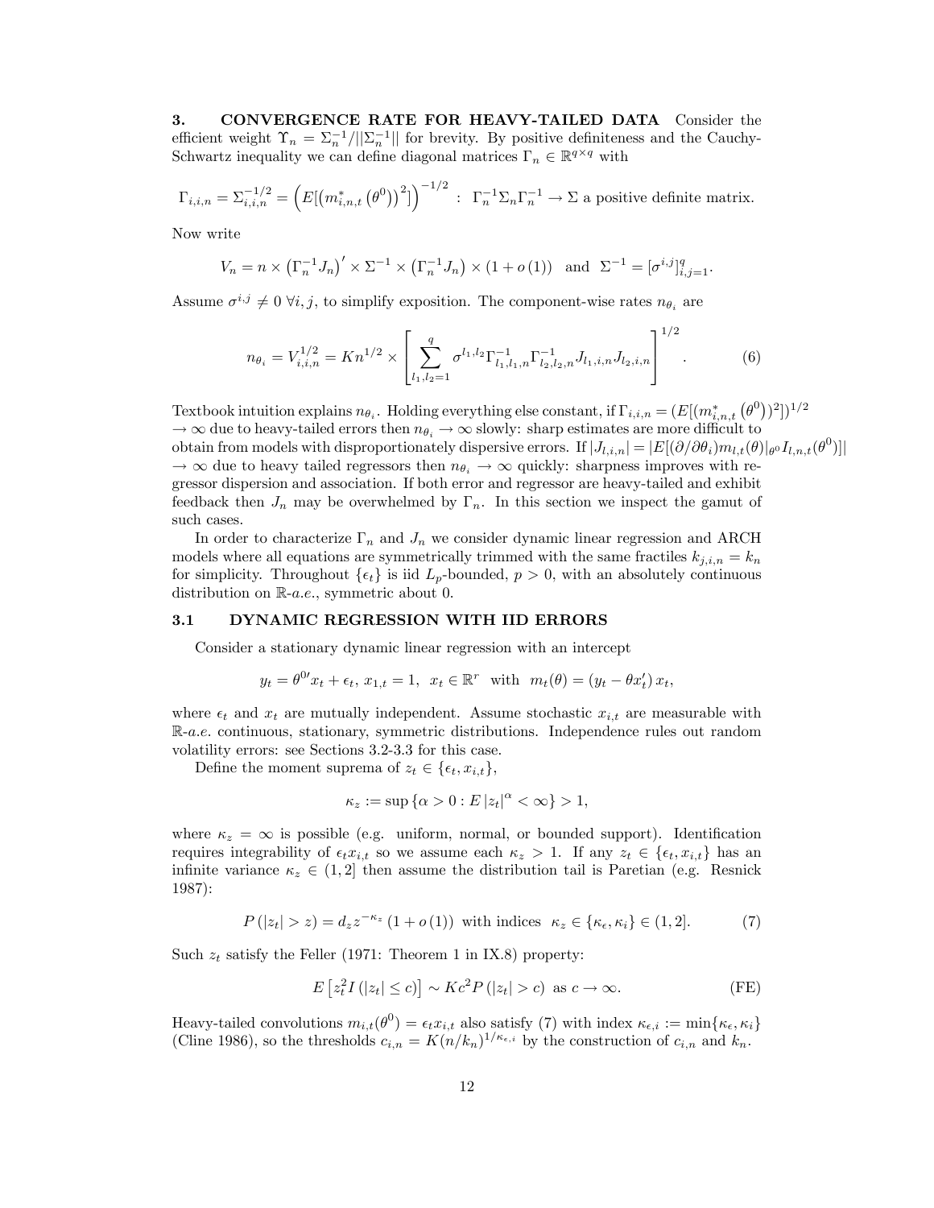## 3. CONVERGENCE RATE FOR HEAVY-TAILED DATA

Consider the efficient weight $\Upsilon_n = \Sigma_n^{-1}/||\Sigma_n^{-1}||$ for brevity. By positive definiteness and the Cauchy-Schwartz inequality we can define diagonal matrices $\Gamma_n \in \mathbb{R}^{q \times q}$ with

$$\Gamma_{i,i,n} = \Sigma_{i,i,n}^{-1/2} = \left(E[\left(m_{i,n,t}^{*}\left(\theta^{0}\right)\right)^{2}]\right)^{-1/2} \; : \; \Gamma_n^{-1}\Sigma_n\Gamma_n^{-1} \to \Sigma \text{ a positive definite matrix.}$$

Now write

$$V_n = n \times \left(\Gamma_n^{-1}J_n\right)' \times \Sigma^{-1} \times \left(\Gamma_n^{-1}J_n\right) \times (1 + o(1)) \quad \text{and} \quad \Sigma^{-1} = [\sigma^{i,j}]_{i,j=1}^{q}.$$

Assume $\sigma^{i,j} \neq 0 \; \forall i,j$, to simplify exposition. The component-wise rates $n_{\theta_i}$ are

$$n_{\theta_i} = V_{i,i,n}^{1/2} = Kn^{1/2} \times \left[\sum_{l_1,l_2=1}^{q} \sigma^{l_1,l_2}\Gamma_{l_1,l_1,n}^{-1}\Gamma_{l_2,l_2,n}^{-1}J_{l_1,i,n}J_{l_2,i,n}\right]^{1/2}. \tag{6}$$

Textbook intuition explains $n_{\theta_i}$. Holding everything else constant, if $\Gamma_{i,i,n} = (E[(m_{i,n,t}^{*}\left(\theta^{0}\right))^2])^{1/2}$ $\to \infty$ due to heavy-tailed errors then $n_{\theta_i} \to \infty$ slowly: sharp estimates are more difficult to obtain from models with disproportionately dispersive errors. If $|J_{l,i,n}| = |E[(\partial/\partial\theta_i)m_{l,t}(\theta)|_{\theta^0}I_{l,n,t}(\theta^0)]|$ $\to \infty$ due to heavy tailed regressors then $n_{\theta_i} \to \infty$ quickly: sharpness improves with regressor dispersion and association. If both error and regressor are heavy-tailed and exhibit feedback then $J_n$ may be overwhelmed by $\Gamma_n$. In this section we inspect the gamut of such cases.

In order to characterize $\Gamma_n$ and $J_n$ we consider dynamic linear regression and ARCH models where all equations are symmetrically trimmed with the same fractiles $k_{j,i,n} = k_n$ for simplicity. Throughout $\{\epsilon_t\}$ is iid $L_p$-bounded, $p > 0$, with an absolutely continuous distribution on $\mathbb{R}$-*a.e.*, symmetric about 0.

### 3.1 DYNAMIC REGRESSION WITH IID ERRORS

Consider a stationary dynamic linear regression with an intercept

$$y_t = \theta^{0\prime}x_t + \epsilon_t, \; x_{1,t} = 1, \;\; x_t \in \mathbb{R}^r \;\; \text{with} \;\; m_t(\theta) = (y_t - \theta x_t')\, x_t,$$

where $\epsilon_t$ and $x_t$ are mutually independent. Assume stochastic $x_{i,t}$ are measurable with $\mathbb{R}$-*a.e.* continuous, stationary, symmetric distributions. Independence rules out random volatility errors: see Sections 3.2-3.3 for this case.

Define the moment suprema of $z_t \in \{\epsilon_t, x_{i,t}\}$,

$$\kappa_z := \sup\left\{\alpha > 0 : E\,|z_t|^{\alpha} < \infty\right\} > 1,$$

where $\kappa_z = \infty$ is possible (e.g. uniform, normal, or bounded support). Identification requires integrability of $\epsilon_t x_{i,t}$ so we assume each $\kappa_z > 1$. If any $z_t \in \{\epsilon_t, x_{i,t}\}$ has an infinite variance $\kappa_z \in (1,2]$ then assume the distribution tail is Paretian (e.g. Resnick 1987):

$$P\left(|z_t| > z\right) = d_z z^{-\kappa_z}\left(1 + o(1)\right) \text{ with indices } \; \kappa_z \in \{\kappa_\epsilon, \kappa_i\} \in (1,2]. \tag{7}$$

Such $z_t$ satisfy the Feller (1971: Theorem 1 in IX.8) property:

$$E\left[z_t^2 I\left(|z_t| \leq c\right)\right] \sim Kc^2 P\left(|z_t| > c\right) \text{ as } c \to \infty. \tag{FE}$$

Heavy-tailed convolutions $m_{i,t}(\theta^0) = \epsilon_t x_{i,t}$ also satisfy (7) with index $\kappa_{\epsilon,i} := \min\{\kappa_\epsilon, \kappa_i\}$ (Cline 1986), so the thresholds $c_{i,n} = K(n/k_n)^{1/\kappa_{\epsilon,i}}$ by the construction of $c_{i,n}$ and $k_n$.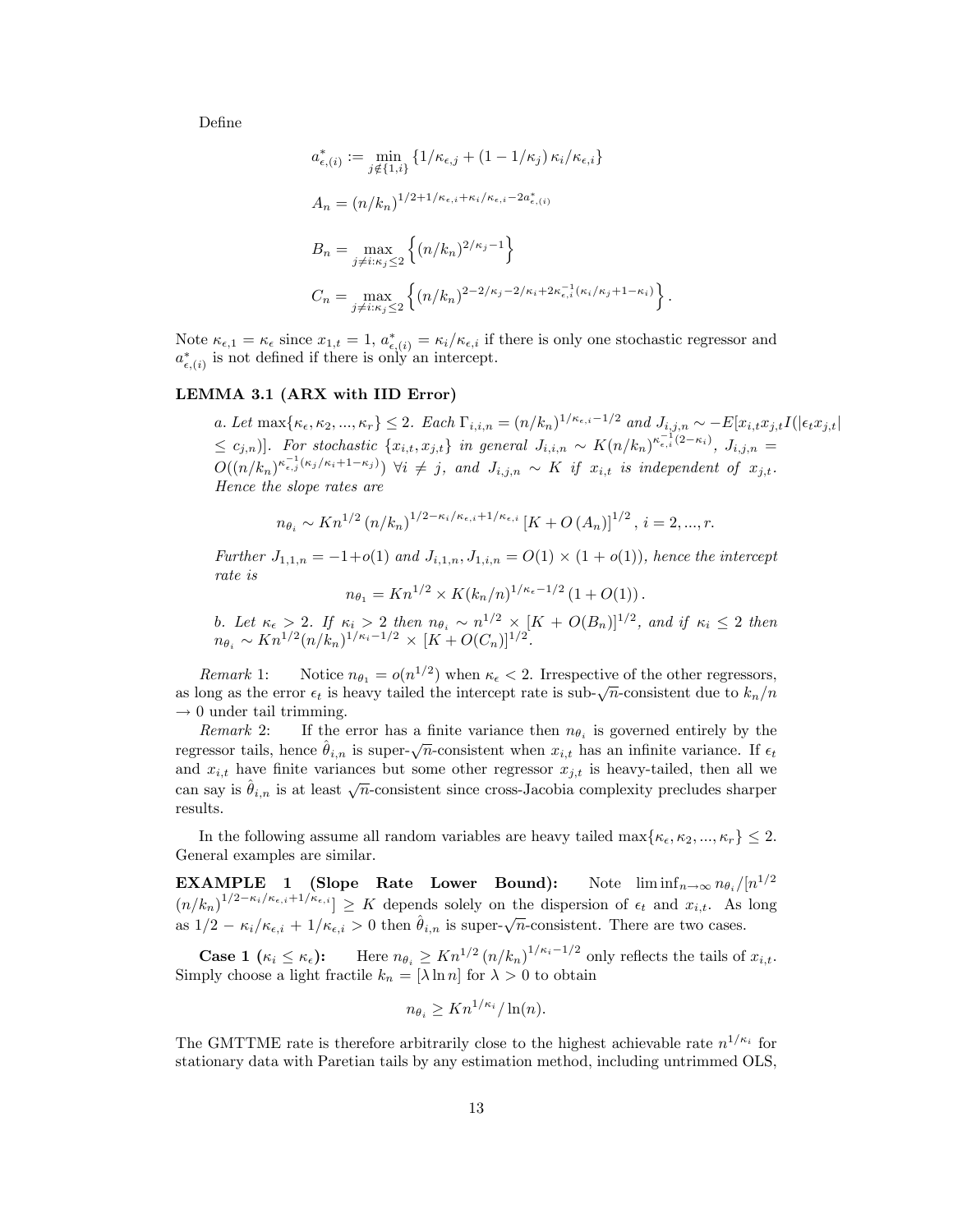Define

$$a_{\epsilon,(i)}^{*} := \min_{j \notin \{1,i\}} \{1/\kappa_{\epsilon,j} + (1 - 1/\kappa_j)\, \kappa_i/\kappa_{\epsilon,i}\}$$

$$A_n = (n/k_n)^{1/2 + 1/\kappa_{\epsilon,i} + \kappa_i/\kappa_{\epsilon,i} - 2a_{\epsilon,(i)}^{*}}$$

$$B_n = \max_{j \neq i: \kappa_j \leq 2} \left\{ (n/k_n)^{2/\kappa_j - 1} \right\}$$

$$C_n = \max_{j \neq i: \kappa_j \leq 2} \left\{ (n/k_n)^{2 - 2/\kappa_j - 2/\kappa_i + 2\kappa_{\epsilon,i}^{-1}(\kappa_i/\kappa_j + 1 - \kappa_i)} \right\}.$$

Note $\kappa_{\epsilon,1} = \kappa_\epsilon$ since $x_{1,t} = 1$, $a_{\epsilon,(i)}^{*} = \kappa_i/\kappa_{\epsilon,i}$ if there is only one stochastic regressor and $a_{\epsilon,(i)}^{*}$ is not defined if there is only an intercept.

**LEMMA 3.1 (ARX with IID Error)**

*a. Let* $\max\{\kappa_\epsilon, \kappa_2, ..., \kappa_r\} \leq 2$. *Each* $\Gamma_{i,i,n} = (n/k_n)^{1/\kappa_{\epsilon,i} - 1/2}$ *and* $J_{i,j,n} \sim -E[x_{i,t}x_{j,t}I(|\epsilon_t x_{j,t}| \leq c_{j,n})]$. *For stochastic* $\{x_{i,t}, x_{j,t}\}$ *in general* $J_{i,i,n} \sim K(n/k_n)^{\kappa_{\epsilon,i}^{-1}(2-\kappa_i)}$, $J_{i,j,n} = O((n/k_n)^{\kappa_{\epsilon,j}^{-1}(\kappa_j/\kappa_i + 1 - \kappa_j)})$ $\forall i \neq j$, *and* $J_{i,j,n} \sim K$ *if* $x_{i,t}$ *is independent of* $x_{j,t}$. *Hence the slope rates are*

$$n_{\theta_i} \sim K n^{1/2} (n/k_n)^{1/2 - \kappa_i/\kappa_{\epsilon,i} + 1/\kappa_{\epsilon,i}} [K + O(A_n)]^{1/2}, \ i = 2, ..., r.$$

*Further* $J_{1,1,n} = -1 + o(1)$ *and* $J_{i,1,n}, J_{1,i,n} = O(1) \times (1 + o(1))$, *hence the intercept rate is*

$$n_{\theta_1} = K n^{1/2} \times K(k_n/n)^{1/\kappa_\epsilon - 1/2} (1 + O(1)).$$

*b. Let* $\kappa_\epsilon > 2$. *If* $\kappa_i > 2$ *then* $n_{\theta_i} \sim n^{1/2} \times [K + O(B_n)]^{1/2}$, *and if* $\kappa_i \leq 2$ *then* $n_{\theta_i} \sim K n^{1/2} (n/k_n)^{1/\kappa_i - 1/2} \times [K + O(C_n)]^{1/2}$.

*Remark 1:* Notice $n_{\theta_1} = o(n^{1/2})$ when $\kappa_\epsilon < 2$. Irrespective of the other regressors, as long as the error $\epsilon_t$ is heavy tailed the intercept rate is sub-$\sqrt{n}$-consistent due to $k_n/n \to 0$ under tail trimming.

*Remark 2:* If the error has a finite variance then $n_{\theta_i}$ is governed entirely by the regressor tails, hence $\hat{\theta}_{i,n}$ is super-$\sqrt{n}$-consistent when $x_{i,t}$ has an infinite variance. If $\epsilon_t$ and $x_{i,t}$ have finite variances but some other regressor $x_{j,t}$ is heavy-tailed, then all we can say is $\hat{\theta}_{i,n}$ is at least $\sqrt{n}$-consistent since cross-Jacobia complexity precludes sharper results.

In the following assume all random variables are heavy tailed $\max\{\kappa_\epsilon, \kappa_2, ..., \kappa_r\} \leq 2$. General examples are similar.

**EXAMPLE 1 (Slope Rate Lower Bound):** Note $\liminf_{n \to \infty} n_{\theta_i}/[n^{1/2} (n/k_n)^{1/2 - \kappa_i/\kappa_{\epsilon,i} + 1/\kappa_{\epsilon,i}}] \geq K$ depends solely on the dispersion of $\epsilon_t$ and $x_{i,t}$. As long as $1/2 - \kappa_i/\kappa_{\epsilon,i} + 1/\kappa_{\epsilon,i} > 0$ then $\hat{\theta}_{i,n}$ is super-$\sqrt{n}$-consistent. There are two cases.

**Case 1 ($\kappa_i \leq \kappa_\epsilon$):** Here $n_{\theta_i} \geq K n^{1/2} (n/k_n)^{1/\kappa_i - 1/2}$ only reflects the tails of $x_{i,t}$. Simply choose a light fractile $k_n = [\lambda \ln n]$ for $\lambda > 0$ to obtain

$$n_{\theta_i} \geq K n^{1/\kappa_i} / \ln(n).$$

The GMTTME rate is therefore arbitrarily close to the highest achievable rate $n^{1/\kappa_i}$ for stationary data with Paretian tails by any estimation method, including untrimmed OLS,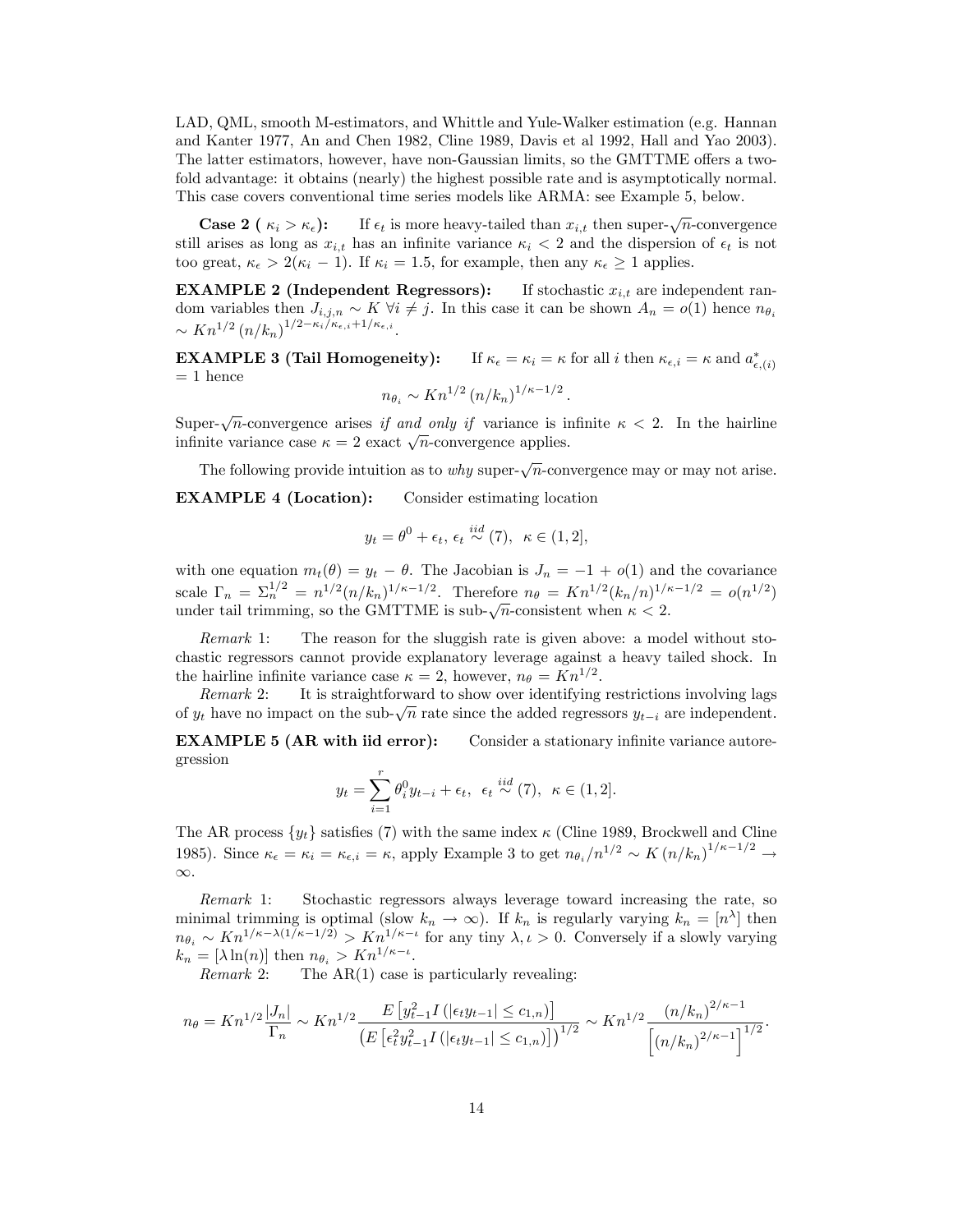LAD, QML, smooth M-estimators, and Whittle and Yule-Walker estimation (e.g. Hannan and Kanter 1977, An and Chen 1982, Cline 1989, Davis et al 1992, Hall and Yao 2003). The latter estimators, however, have non-Gaussian limits, so the GMTTME offers a two-fold advantage: it obtains (nearly) the highest possible rate and is asymptotically normal. This case covers conventional time series models like ARMA: see Example 5, below.

**Case 2 ( $\kappa_i > \kappa_\epsilon$):** If $\epsilon_t$ is more heavy-tailed than $x_{i,t}$ then super-$\sqrt{n}$-convergence still arises as long as $x_{i,t}$ has an infinite variance $\kappa_i < 2$ and the dispersion of $\epsilon_t$ is not too great, $\kappa_\epsilon > 2(\kappa_i - 1)$. If $\kappa_i = 1.5$, for example, then any $\kappa_\epsilon \geq 1$ applies.

**EXAMPLE 2 (Independent Regressors):** If stochastic $x_{i,t}$ are independent random variables then $J_{i,j,n} \sim K$ $\forall i \neq j$. In this case it can be shown $A_n = o(1)$ hence $n_{\theta_i} \sim Kn^{1/2}\left(n/k_n\right)^{1/2-\kappa_i/\kappa_{\epsilon,i}+1/\kappa_{\epsilon,i}}$.

**EXAMPLE 3 (Tail Homogeneity):** If $\kappa_\epsilon = \kappa_i = \kappa$ for all $i$ then $\kappa_{\epsilon,i} = \kappa$ and $a^*_{\epsilon,(i)} = 1$ hence

$$n_{\theta_i} \sim Kn^{1/2}\left(n/k_n\right)^{1/\kappa-1/2}.$$

Super-$\sqrt{n}$-convergence arises *if and only if* variance is infinite $\kappa < 2$. In the hairline infinite variance case $\kappa = 2$ exact $\sqrt{n}$-convergence applies.

The following provide intuition as to *why* super-$\sqrt{n}$-convergence may or may not arise.

**EXAMPLE 4 (Location):** Consider estimating location

$$y_t = \theta^0 + \epsilon_t,\ \epsilon_t \overset{iid}{\sim} (7),\ \ \kappa \in (1, 2],$$

with one equation $m_t(\theta) = y_t - \theta$. The Jacobian is $J_n = -1 + o(1)$ and the covariance scale $\Gamma_n = \Sigma_n^{1/2} = n^{1/2}(n/k_n)^{1/\kappa-1/2}$. Therefore $n_\theta = Kn^{1/2}(k_n/n)^{1/\kappa-1/2} = o(n^{1/2})$ under tail trimming, so the GMTTME is sub-$\sqrt{n}$-consistent when $\kappa < 2$.

*Remark* 1: The reason for the sluggish rate is given above: a model without stochastic regressors cannot provide explanatory leverage against a heavy tailed shock. In the hairline infinite variance case $\kappa = 2$, however, $n_\theta = Kn^{1/2}$.

*Remark* 2: It is straightforward to show over identifying restrictions involving lags of $y_t$ have no impact on the sub-$\sqrt{n}$ rate since the added regressors $y_{t-i}$ are independent.

**EXAMPLE 5 (AR with iid error):** Consider a stationary infinite variance autoregression

$$y_t = \sum_{i=1}^{r} \theta_i^0 y_{t-i} + \epsilon_t,\ \ \epsilon_t \overset{iid}{\sim} (7),\ \ \kappa \in (1, 2].$$

The AR process $\{y_t\}$ satisfies (7) with the same index $\kappa$ (Cline 1989, Brockwell and Cline 1985). Since $\kappa_\epsilon = \kappa_i = \kappa_{\epsilon,i} = \kappa$, apply Example 3 to get $n_{\theta_i}/n^{1/2} \sim K\left(n/k_n\right)^{1/\kappa-1/2} \to \infty$.

*Remark* 1: Stochastic regressors always leverage toward increasing the rate, so minimal trimming is optimal (slow $k_n \to \infty$). If $k_n$ is regularly varying $k_n = [n^\lambda]$ then $n_{\theta_i} \sim Kn^{1/\kappa-\lambda(1/\kappa-1/2)} > Kn^{1/\kappa-\iota}$ for any tiny $\lambda, \iota > 0$. Conversely if a slowly varying $k_n = [\lambda \ln(n)]$ then $n_{\theta_i} > Kn^{1/\kappa-\iota}$.

*Remark* 2: The AR(1) case is particularly revealing:

$$n_\theta = Kn^{1/2}\frac{|J_n|}{\Gamma_n} \sim Kn^{1/2}\frac{E\left[y_{t-1}^2 I\left(|\epsilon_t y_{t-1}| \leq c_{1,n}\right)\right]}{\left(E\left[\epsilon_t^2 y_{t-1}^2 I\left(|\epsilon_t y_{t-1}| \leq c_{1,n}\right)\right]\right)^{1/2}} \sim Kn^{1/2}\frac{\left(n/k_n\right)^{2/\kappa-1}}{\left[\left(n/k_n\right)^{2/\kappa-1}\right]^{1/2}}.$$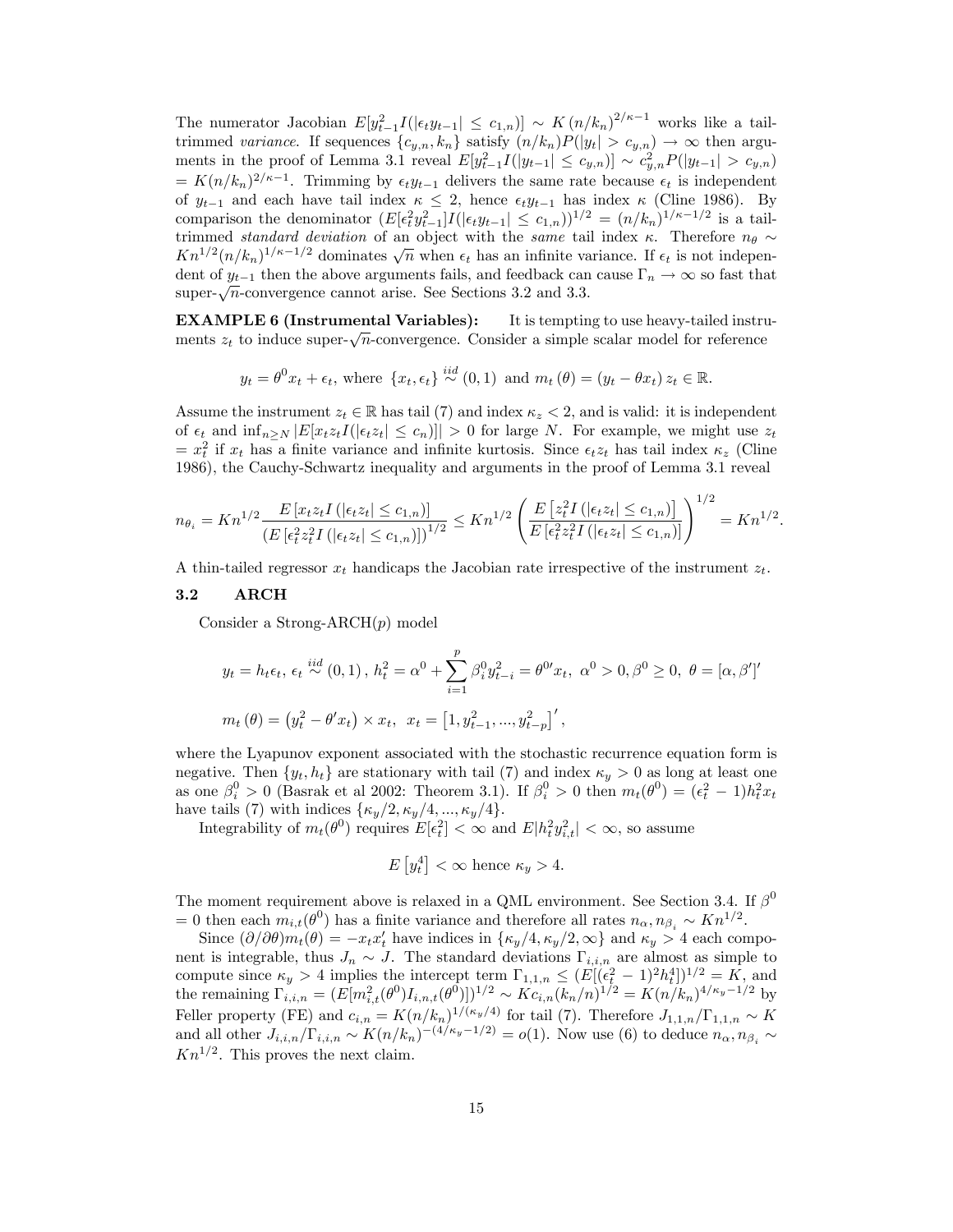The numerator Jacobian $E[y_{t-1}^2 I(|\epsilon_t y_{t-1}| \leq c_{1,n})] \sim K(n/k_n)^{2/\kappa - 1}$ works like a tail-trimmed *variance*. If sequences $\{c_{y,n}, k_n\}$ satisfy $(n/k_n)P(|y_t| > c_{y,n}) \to \infty$ then arguments in the proof of Lemma 3.1 reveal $E[y_{t-1}^2 I(|y_{t-1}| \leq c_{y,n})] \sim c_{y,n}^2 P(|y_{t-1}| > c_{y,n})$ $= K(n/k_n)^{2/\kappa-1}$. Trimming by $\epsilon_t y_{t-1}$ delivers the same rate because $\epsilon_t$ is independent of $y_{t-1}$ and each have tail index $\kappa \leq 2$, hence $\epsilon_t y_{t-1}$ has index $\kappa$ (Cline 1986). By comparison the denominator $(E[\epsilon_t^2 y_{t-1}^2] I(|\epsilon_t y_{t-1}| \leq c_{1,n}))^{1/2} = (n/k_n)^{1/\kappa - 1/2}$ is a tail-trimmed *standard deviation* of an object with the *same* tail index $\kappa$. Therefore $n_\theta \sim Kn^{1/2}(n/k_n)^{1/\kappa-1/2}$ dominates $\sqrt{n}$ when $\epsilon_t$ has an infinite variance. If $\epsilon_t$ is not independent of $y_{t-1}$ then the above arguments fails, and feedback can cause $\Gamma_n \to \infty$ so fast that super-$\sqrt{n}$-convergence cannot arise. See Sections 3.2 and 3.3.

**EXAMPLE 6 (Instrumental Variables):** It is tempting to use heavy-tailed instruments $z_t$ to induce super-$\sqrt{n}$-convergence. Consider a simple scalar model for reference

$$y_t = \theta^0 x_t + \epsilon_t, \text{ where } \{x_t, \epsilon_t\} \overset{iid}{\sim} (0,1) \text{ and } m_t(\theta) = (y_t - \theta x_t) z_t \in \mathbb{R}.$$

Assume the instrument $z_t \in \mathbb{R}$ has tail (7) and index $\kappa_z < 2$, and is valid: it is independent of $\epsilon_t$ and $\inf_{n \geq N} |E[x_t z_t I(|\epsilon_t z_t| \leq c_n)]| > 0$ for large $N$. For example, we might use $z_t$ $= x_t^2$ if $x_t$ has a finite variance and infinite kurtosis. Since $\epsilon_t z_t$ has tail index $\kappa_z$ (Cline 1986), the Cauchy-Schwartz inequality and arguments in the proof of Lemma 3.1 reveal

$$n_{\theta_i} = Kn^{1/2} \frac{E\left[x_t z_t I\left(|\epsilon_t z_t| \leq c_{1,n}\right)\right]}{\left(E\left[\epsilon_t^2 z_t^2 I\left(|\epsilon_t z_t| \leq c_{1,n}\right)\right]\right)^{1/2}} \leq Kn^{1/2} \left( \frac{E\left[z_t^2 I\left(|\epsilon_t z_t| \leq c_{1,n}\right)\right]}{E\left[\epsilon_t^2 z_t^2 I\left(|\epsilon_t z_t| \leq c_{1,n}\right)\right]} \right)^{1/2} = Kn^{1/2}.$$

A thin-tailed regressor $x_t$ handicaps the Jacobian rate irrespective of the instrument $z_t$.

### 3.2 ARCH

Consider a Strong-ARCH($p$) model

$$y_t = h_t \epsilon_t,\ \epsilon_t \overset{iid}{\sim} (0,1),\ h_t^2 = \alpha^0 + \sum_{i=1}^{p} \beta_i^0 y_{t-i}^2 = \theta^{0\prime} x_t,\ \alpha^0 > 0, \beta^0 \geq 0,\ \theta = [\alpha, \beta']'$$

$$m_t(\theta) = \left(y_t^2 - \theta' x_t\right) \times x_t,\ \ x_t = \left[1, y_{t-1}^2, ..., y_{t-p}^2\right]',$$

where the Lyapunov exponent associated with the stochastic recurrence equation form is negative. Then $\{y_t, h_t\}$ are stationary with tail (7) and index $\kappa_y > 0$ as long at least one as one $\beta_i^0 > 0$ (Basrak et al 2002: Theorem 3.1). If $\beta_i^0 > 0$ then $m_t(\theta^0) = (\epsilon_t^2 - 1)h_t^2 x_t$ have tails (7) with indices $\{\kappa_y/2, \kappa_y/4, ..., \kappa_y/4\}$.

Integrability of $m_t(\theta^0)$ requires $E[\epsilon_t^2] < \infty$ and $E|h_t^2 y_{i,t}^2| < \infty$, so assume

$$E\left[y_t^4\right] < \infty \text{ hence } \kappa_y > 4.$$

The moment requirement above is relaxed in a QML environment. See Section 3.4. If $\beta^0$ $= 0$ then each $m_{i,t}(\theta^0)$ has a finite variance and therefore all rates $n_\alpha, n_{\beta_i} \sim Kn^{1/2}$.

Since $(\partial/\partial\theta)m_t(\theta) = -x_t x_t'$ have indices in $\{\kappa_y/4, \kappa_y/2, \infty\}$ and $\kappa_y > 4$ each component is integrable, thus $J_n \sim J$. The standard deviations $\Gamma_{i,i,n}$ are almost as simple to compute since $\kappa_y > 4$ implies the intercept term $\Gamma_{1,1,n} \leq (E[(\epsilon_t^2 - 1)^2 h_t^4])^{1/2} = K$, and the remaining $\Gamma_{i,i,n} = (E[m_{i,t}^2(\theta^0) I_{i,n,t}(\theta^0)])^{1/2} \sim Kc_{i,n}(k_n/n)^{1/2} = K(n/k_n)^{4/\kappa_y - 1/2}$ by Feller property (FE) and $c_{i,n} = K(n/k_n)^{1/(\kappa_y/4)}$ for tail (7). Therefore $J_{1,1,n}/\Gamma_{1,1,n} \sim K$ and all other $J_{i,i,n}/\Gamma_{i,i,n} \sim K(n/k_n)^{-(4/\kappa_y - 1/2)} = o(1)$. Now use (6) to deduce $n_\alpha, n_{\beta_i} \sim Kn^{1/2}$. This proves the next claim.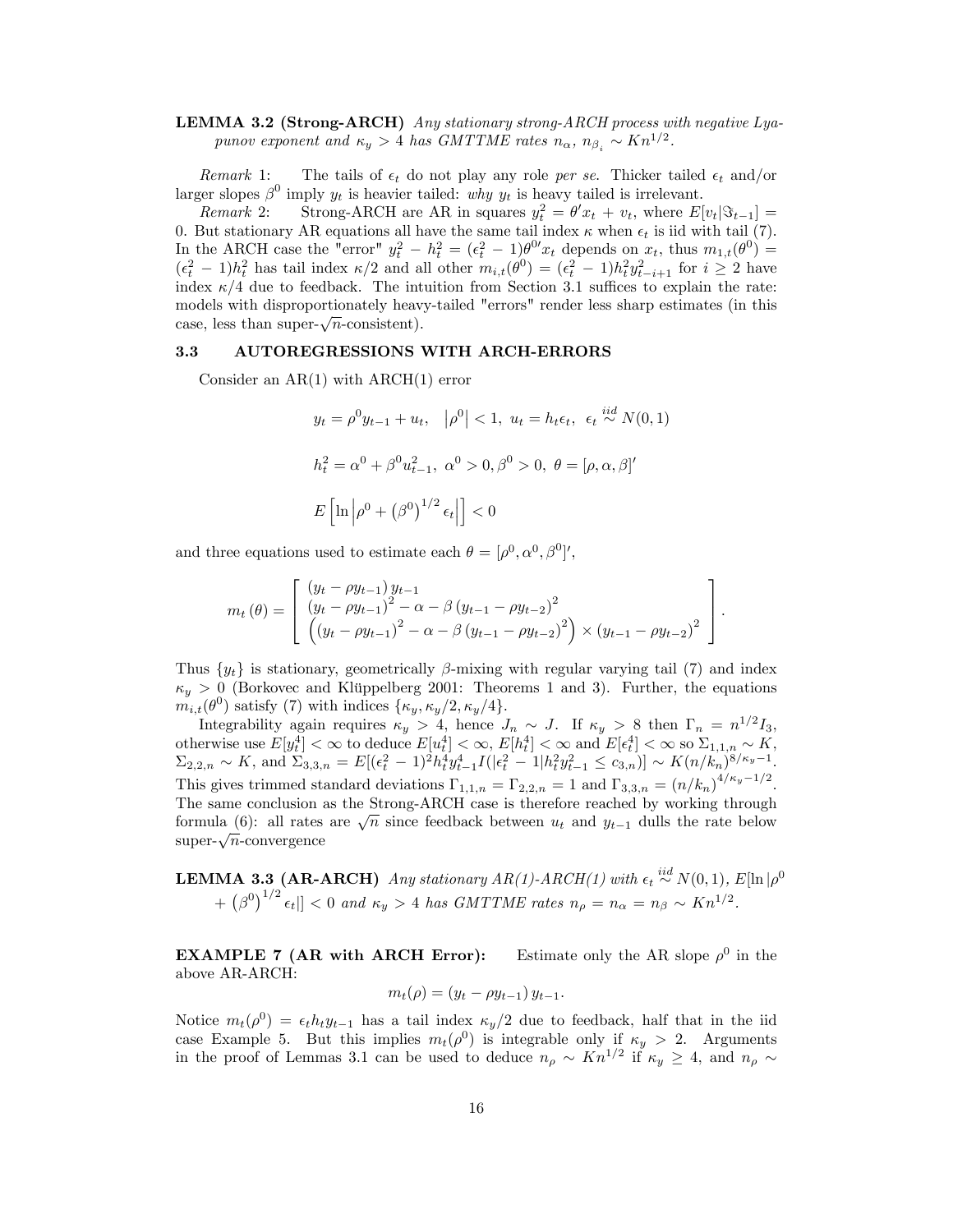**LEMMA 3.2 (Strong-ARCH)** *Any stationary strong-ARCH process with negative Lyapunov exponent and* $\kappa_y > 4$ *has GMTTME rates* $n_\alpha$, $n_{\beta_i} \sim Kn^{1/2}$.

*Remark* 1: The tails of $\epsilon_t$ do not play any role *per se*. Thicker tailed $\epsilon_t$ and/or larger slopes $\beta^0$ imply $y_t$ is heavier tailed: *why* $y_t$ is heavy tailed is irrelevant.

*Remark* 2: Strong-ARCH are AR in squares $y_t^2 = \theta' x_t + v_t$, where $E[v_t|\Im_{t-1}] = 0$. But stationary AR equations all have the same tail index $\kappa$ when $\epsilon_t$ is iid with tail (7). In the ARCH case the "error" $y_t^2 - h_t^2 = (\epsilon_t^2 - 1)\theta^{0\prime} x_t$ depends on $x_t$, thus $m_{1,t}(\theta^0) = (\epsilon_t^2 - 1)h_t^2$ has tail index $\kappa/2$ and all other $m_{i,t}(\theta^0) = (\epsilon_t^2 - 1)h_t^2 y_{t-i+1}^2$ for $i \geq 2$ have index $\kappa/4$ due to feedback. The intuition from Section 3.1 suffices to explain the rate: models with disproportionately heavy-tailed "errors" render less sharp estimates (in this case, less than super-$\sqrt{n}$-consistent).

### 3.3 AUTOREGRESSIONS WITH ARCH-ERRORS

Consider an AR(1) with ARCH(1) error

$$y_t = \rho^0 y_{t-1} + u_t, \quad \left|\rho^0\right| < 1, \ u_t = h_t \epsilon_t, \ \epsilon_t \overset{iid}{\sim} N(0,1)$$

$$h_t^2 = \alpha^0 + \beta^0 u_{t-1}^2, \ \alpha^0 > 0, \beta^0 > 0, \ \theta = [\rho, \alpha, \beta]'$$

$$E\left[\ln\left|\rho^0 + \left(\beta^0\right)^{1/2} \epsilon_t\right|\right] < 0$$

and three equations used to estimate each $\theta = [\rho^0, \alpha^0, \beta^0]'$,

$$m_t(\theta) = \left[\begin{array}{l} (y_t - \rho y_{t-1})\, y_{t-1} \\ (y_t - \rho y_{t-1})^2 - \alpha - \beta\, (y_{t-1} - \rho y_{t-2})^2 \\ \left((y_t - \rho y_{t-1})^2 - \alpha - \beta\, (y_{t-1} - \rho y_{t-2})^2\right) \times (y_{t-1} - \rho y_{t-2})^2 \end{array}\right].$$

Thus $\{y_t\}$ is stationary, geometrically $\beta$-mixing with regular varying tail (7) and index $\kappa_y > 0$ (Borkovec and Klüppelberg 2001: Theorems 1 and 3). Further, the equations $m_{i,t}(\theta^0)$ satisfy (7) with indices $\{\kappa_y, \kappa_y/2, \kappa_y/4\}$.

Integrability again requires $\kappa_y > 4$, hence $J_n \sim J$. If $\kappa_y > 8$ then $\Gamma_n = n^{1/2} I_3$, otherwise use $E[y_t^4] < \infty$ to deduce $E[u_t^4] < \infty$, $E[h_t^4] < \infty$ and $E[\epsilon_t^4] < \infty$ so $\Sigma_{1,1,n} \sim K$, $\Sigma_{2,2,n} \sim K$, and $\Sigma_{3,3,n} = E[(\epsilon_t^2 - 1)^2 h_t^4 y_{t-1}^4 I(|\epsilon_t^2 - 1| h_t^2 y_{t-1}^2 \leq c_{3,n})] \sim K(n/k_n)^{8/\kappa_y - 1}$. This gives trimmed standard deviations $\Gamma_{1,1,n} = \Gamma_{2,2,n} = 1$ and $\Gamma_{3,3,n} = (n/k_n)^{4/\kappa_y - 1/2}$. The same conclusion as the Strong-ARCH case is therefore reached by working through formula (6): all rates are $\sqrt{n}$ since feedback between $u_t$ and $y_{t-1}$ dulls the rate below super-$\sqrt{n}$-convergence

**LEMMA 3.3 (AR-ARCH)** *Any stationary AR(1)-ARCH(1) with* $\epsilon_t \overset{iid}{\sim} N(0,1)$, $E[\ln|\rho^0 + \left(\beta^0\right)^{1/2} \epsilon_t|] < 0$ *and* $\kappa_y > 4$ *has GMTTME rates* $n_\rho = n_\alpha = n_\beta \sim Kn^{1/2}$.

**EXAMPLE 7 (AR with ARCH Error):** Estimate only the AR slope $\rho^0$ in the above AR-ARCH:

$$m_t(\rho) = (y_t - \rho y_{t-1})\, y_{t-1}.$$

Notice $m_t(\rho^0) = \epsilon_t h_t y_{t-1}$ has a tail index $\kappa_y/2$ due to feedback, half that in the iid case Example 5. But this implies $m_t(\rho^0)$ is integrable only if $\kappa_y > 2$. Arguments in the proof of Lemmas 3.1 can be used to deduce $n_\rho \sim Kn^{1/2}$ if $\kappa_y \geq 4$, and $n_\rho \sim$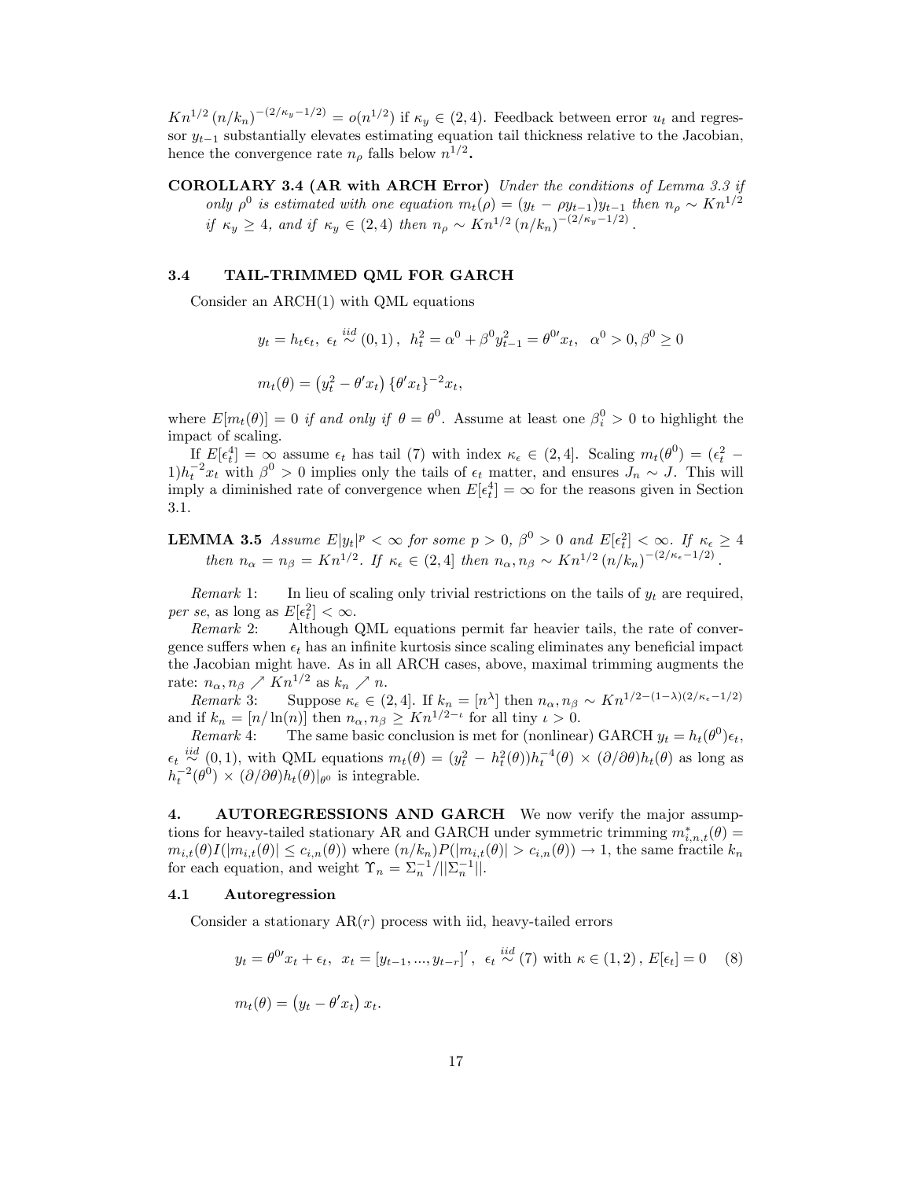$Kn^{1/2}(n/k_n)^{-(2/\kappa_y - 1/2)} = o(n^{1/2})$ if $\kappa_y \in (2,4)$. Feedback between error $u_t$ and regressor $y_{t-1}$ substantially elevates estimating equation tail thickness relative to the Jacobian, hence the convergence rate $n_\rho$ falls below $n^{1/2}$**.**

**COROLLARY 3.4 (AR with ARCH Error)** *Under the conditions of Lemma 3.3 if only $\rho^0$ is estimated with one equation $m_t(\rho) = (y_t - \rho y_{t-1})y_{t-1}$ then $n_\rho \sim Kn^{1/2}$ if $\kappa_y \geq 4$, and if $\kappa_y \in (2,4)$ then $n_\rho \sim Kn^{1/2}(n/k_n)^{-(2/\kappa_y - 1/2)}$.*

### 3.4 TAIL-TRIMMED QML FOR GARCH

Consider an ARCH(1) with QML equations

$$y_t = h_t \epsilon_t,\ \epsilon_t \overset{iid}{\sim} (0,1)\,,\ h_t^2 = \alpha^0 + \beta^0 y_{t-1}^2 = \theta^{0\prime} x_t,\ \ \alpha^0 > 0, \beta^0 \geq 0$$

$$m_t(\theta) = \left(y_t^2 - \theta' x_t\right)\{\theta' x_t\}^{-2} x_t,$$

where $E[m_t(\theta)] = 0$ *if and only if* $\theta = \theta^0$. Assume at least one $\beta_i^0 > 0$ to highlight the impact of scaling.

If $E[\epsilon_t^4] = \infty$ assume $\epsilon_t$ has tail (7) with index $\kappa_\epsilon \in (2,4]$. Scaling $m_t(\theta^0) = (\epsilon_t^2 - 1)h_t^{-2} x_t$ with $\beta^0 > 0$ implies only the tails of $\epsilon_t$ matter, and ensures $J_n \sim J$. This will imply a diminished rate of convergence when $E[\epsilon_t^4] = \infty$ for the reasons given in Section 3.1.

**LEMMA 3.5** *Assume $E|y_t|^p < \infty$ for some $p > 0$, $\beta^0 > 0$ and $E[\epsilon_t^2] < \infty$. If $\kappa_\epsilon \geq 4$ then $n_\alpha = n_\beta = Kn^{1/2}$. If $\kappa_\epsilon \in (2,4]$ then $n_\alpha, n_\beta \sim Kn^{1/2}(n/k_n)^{-(2/\kappa_\epsilon - 1/2)}$.*

*Remark* 1: In lieu of scaling only trivial restrictions on the tails of $y_t$ are required, *per se*, as long as $E[\epsilon_t^2] < \infty$.

*Remark* 2: Although QML equations permit far heavier tails, the rate of convergence suffers when $\epsilon_t$ has an infinite kurtosis since scaling eliminates any beneficial impact the Jacobian might have. As in all ARCH cases, above, maximal trimming augments the rate: $n_\alpha, n_\beta \nearrow Kn^{1/2}$ as $k_n \nearrow n$.

*Remark* 3: Suppose $\kappa_\epsilon \in (2,4]$. If $k_n = [n^\lambda]$ then $n_\alpha, n_\beta \sim Kn^{1/2-(1-\lambda)(2/\kappa_\epsilon - 1/2)}$ and if $k_n = [n/\ln(n)]$ then $n_\alpha, n_\beta \geq Kn^{1/2-\iota}$ for all tiny $\iota > 0$.

*Remark* 4: The same basic conclusion is met for (nonlinear) GARCH $y_t = h_t(\theta^0)\epsilon_t$, $\epsilon_t \overset{iid}{\sim} (0,1)$, with QML equations $m_t(\theta) = (y_t^2 - h_t^2(\theta))h_t^{-4}(\theta) \times (\partial/\partial\theta)h_t(\theta)$ as long as $h_t^{-2}(\theta^0) \times (\partial/\partial\theta)h_t(\theta)|_{\theta^0}$ is integrable.

## 4. AUTOREGRESSIONS AND GARCH

We now verify the major assumptions for heavy-tailed stationary AR and GARCH under symmetric trimming $m_{i,n,t}^*(\theta) = m_{i,t}(\theta)I(|m_{i,t}(\theta)| \leq c_{i,n}(\theta))$ where $(n/k_n)P(|m_{i,t}(\theta)| > c_{i,n}(\theta)) \to 1$, the same fractile $k_n$ for each equation, and weight $\Upsilon_n = \Sigma_n^{-1}/||\Sigma_n^{-1}||$.

### 4.1 Autoregression

Consider a stationary AR($r$) process with iid, heavy-tailed errors

$$y_t = \theta^{0\prime} x_t + \epsilon_t,\ \ x_t = [y_{t-1}, ..., y_{t-r}]'\,,\ \ \epsilon_t \overset{iid}{\sim} (7) \text{ with } \kappa \in (1,2)\,, E[\epsilon_t] = 0 \quad (8)$$

$$m_t(\theta) = \left(y_t - \theta' x_t\right) x_t.$$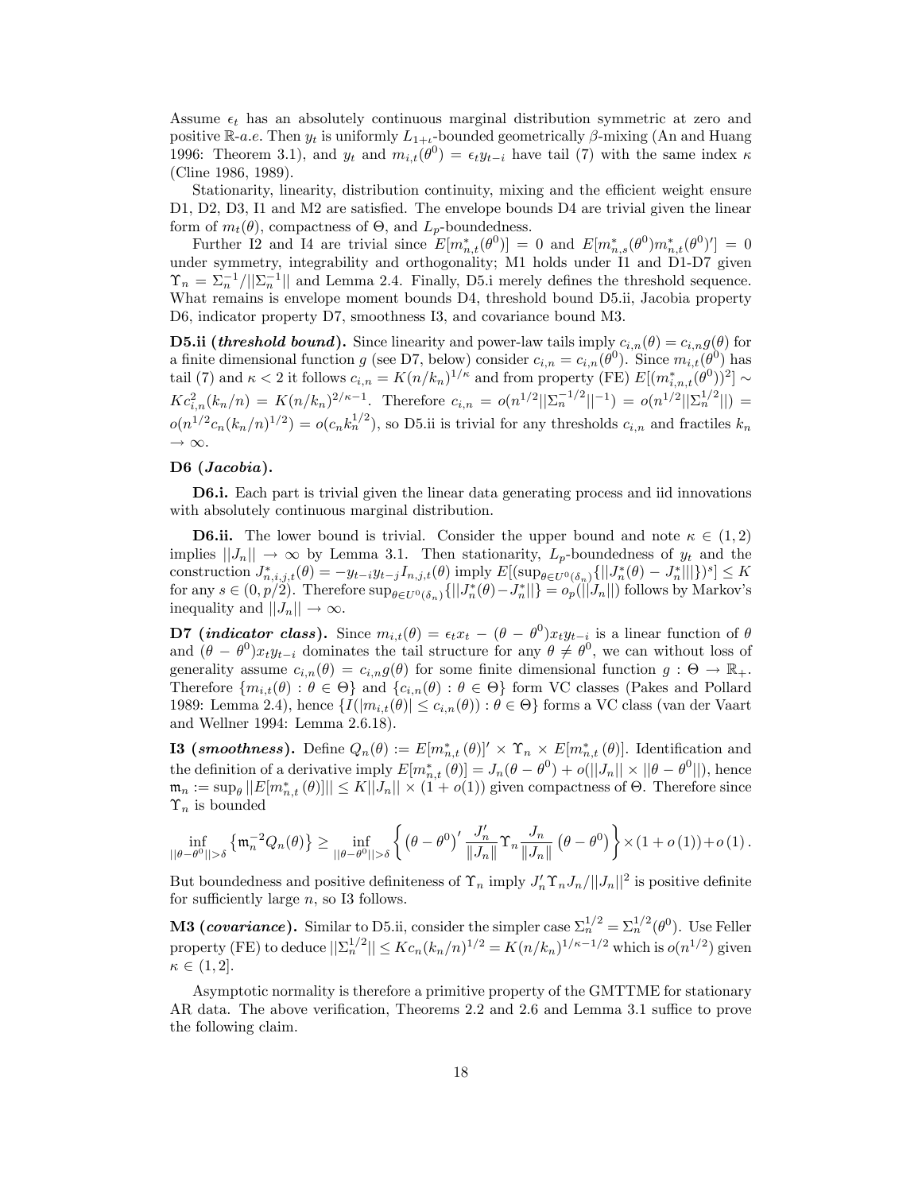Assume $\epsilon_t$ has an absolutely continuous marginal distribution symmetric at zero and positive $\mathbb{R}$-*a.e.* Then $y_t$ is uniformly $L_{1+\iota}$-bounded geometrically $\beta$-mixing (An and Huang 1996: Theorem 3.1), and $y_t$ and $m_{i,t}(\theta^0) = \epsilon_t y_{t-i}$ have tail (7) with the same index $\kappa$ (Cline 1986, 1989).

Stationarity, linearity, distribution continuity, mixing and the efficient weight ensure D1, D2, D3, I1 and M2 are satisfied. The envelope bounds D4 are trivial given the linear form of $m_t(\theta)$, compactness of $\Theta$, and $L_p$-boundedness.

Further I2 and I4 are trivial since $E[m^*_{n,t}(\theta^0)] = 0$ and $E[m^*_{n,s}(\theta^0)m^*_{n,t}(\theta^0)'] = 0$ under symmetry, integrability and orthogonality; M1 holds under I1 and D1-D7 given $\Upsilon_n = \Sigma_n^{-1}/||\Sigma_n^{-1}||$ and Lemma 2.4. Finally, D5.i merely defines the threshold sequence. What remains is envelope moment bounds D4, threshold bound D5.ii, Jacobia property D6, indicator property D7, smoothness I3, and covariance bound M3.

**D5.ii (*threshold bound*).** Since linearity and power-law tails imply $c_{i,n}(\theta) = c_{i,n}g(\theta)$ for a finite dimensional function $g$ (see D7, below) consider $c_{i,n} = c_{i,n}(\theta^0)$. Since $m_{i,t}(\theta^0)$ has tail (7) and $\kappa < 2$ it follows $c_{i,n} = K(n/k_n)^{1/\kappa}$ and from property (FE) $E[(m^*_{i,n,t}(\theta^0))^2] \sim Kc^2_{i,n}(k_n/n) = K(n/k_n)^{2/\kappa - 1}$. Therefore $c_{i,n} = o(n^{1/2}||\Sigma_n^{-1/2}||^{-1}) = o(n^{1/2}||\Sigma_n^{1/2}||) = o(n^{1/2}c_n(k_n/n)^{1/2}) = o(c_n k_n^{1/2})$, so D5.ii is trivial for any thresholds $c_{i,n}$ and fractiles $k_n \to \infty$.

**D6 (*Jacobia*).**

**D6.i.** Each part is trivial given the linear data generating process and iid innovations with absolutely continuous marginal distribution.

**D6.ii.** The lower bound is trivial. Consider the upper bound and note $\kappa \in (1,2)$ implies $||J_n|| \to \infty$ by Lemma 3.1. Then stationarity, $L_p$-boundedness of $y_t$ and the construction $J^*_{n,i,j,t}(\theta) = -y_{t-i}y_{t-j}I_{n,j,t}(\theta)$ imply $E[(\sup_{\theta \in U^0(\delta_n)}\{||J^*_n(\theta) - J^*_n||\})^s] \leq K$ for any $s \in (0, p/2)$. Therefore $\sup_{\theta \in U^0(\delta_n)}\{||J^*_n(\theta) - J^*_n||\} = o_p(||J_n||)$ follows by Markov's inequality and $||J_n|| \to \infty$.

**D7 (*indicator class*).** Since $m_{i,t}(\theta) = \epsilon_t x_t - (\theta - \theta^0)x_t y_{t-i}$ is a linear function of $\theta$ and $(\theta - \theta^0)x_t y_{t-i}$ dominates the tail structure for any $\theta \neq \theta^0$, we can without loss of generality assume $c_{i,n}(\theta) = c_{i,n}g(\theta)$ for some finite dimensional function $g : \Theta \to \mathbb{R}_+$. Therefore $\{m_{i,t}(\theta) : \theta \in \Theta\}$ and $\{c_{i,n}(\theta) : \theta \in \Theta\}$ form VC classes (Pakes and Pollard 1989: Lemma 2.4), hence $\{I(|m_{i,t}(\theta)| \leq c_{i,n}(\theta)) : \theta \in \Theta\}$ forms a VC class (van der Vaart and Wellner 1994: Lemma 2.6.18).

**I3 (*smoothness*).** Define $Q_n(\theta) := E[m^*_{n,t}(\theta)]' \times \Upsilon_n \times E[m^*_{n,t}(\theta)]$. Identification and the definition of a derivative imply $E[m^*_{n,t}(\theta)] = J_n(\theta - \theta^0) + o(||J_n|| \times ||\theta - \theta^0||)$, hence $\mathfrak{m}_n := \sup_\theta ||E[m^*_{n,t}(\theta)]|| \leq K||J_n|| \times (1 + o(1))$ given compactness of $\Theta$. Therefore since $\Upsilon_n$ is bounded

$$\inf_{||\theta - \theta^0|| > \delta}\left\{\mathfrak{m}_n^{-2}Q_n(\theta)\right\} \geq \inf_{||\theta - \theta^0|| > \delta}\left\{\left(\theta - \theta^0\right)' \frac{J_n'}{\|J_n\|}\Upsilon_n \frac{J_n}{\|J_n\|}\left(\theta - \theta^0\right)\right\} \times (1 + o(1)) + o(1).$$

But boundedness and positive definiteness of $\Upsilon_n$ imply $J_n'\Upsilon_n J_n/||J_n||^2$ is positive definite for sufficiently large $n$, so I3 follows.

**M3 (*covariance*).** Similar to D5.ii, consider the simpler case $\Sigma_n^{1/2} = \Sigma_n^{1/2}(\theta^0)$. Use Feller property (FE) to deduce $||\Sigma_n^{1/2}|| \leq Kc_n(k_n/n)^{1/2} = K(n/k_n)^{1/\kappa - 1/2}$ which is $o(n^{1/2})$ given $\kappa \in (1, 2]$.

Asymptotic normality is therefore a primitive property of the GMTTME for stationary AR data. The above verification, Theorems 2.2 and 2.6 and Lemma 3.1 suffice to prove the following claim.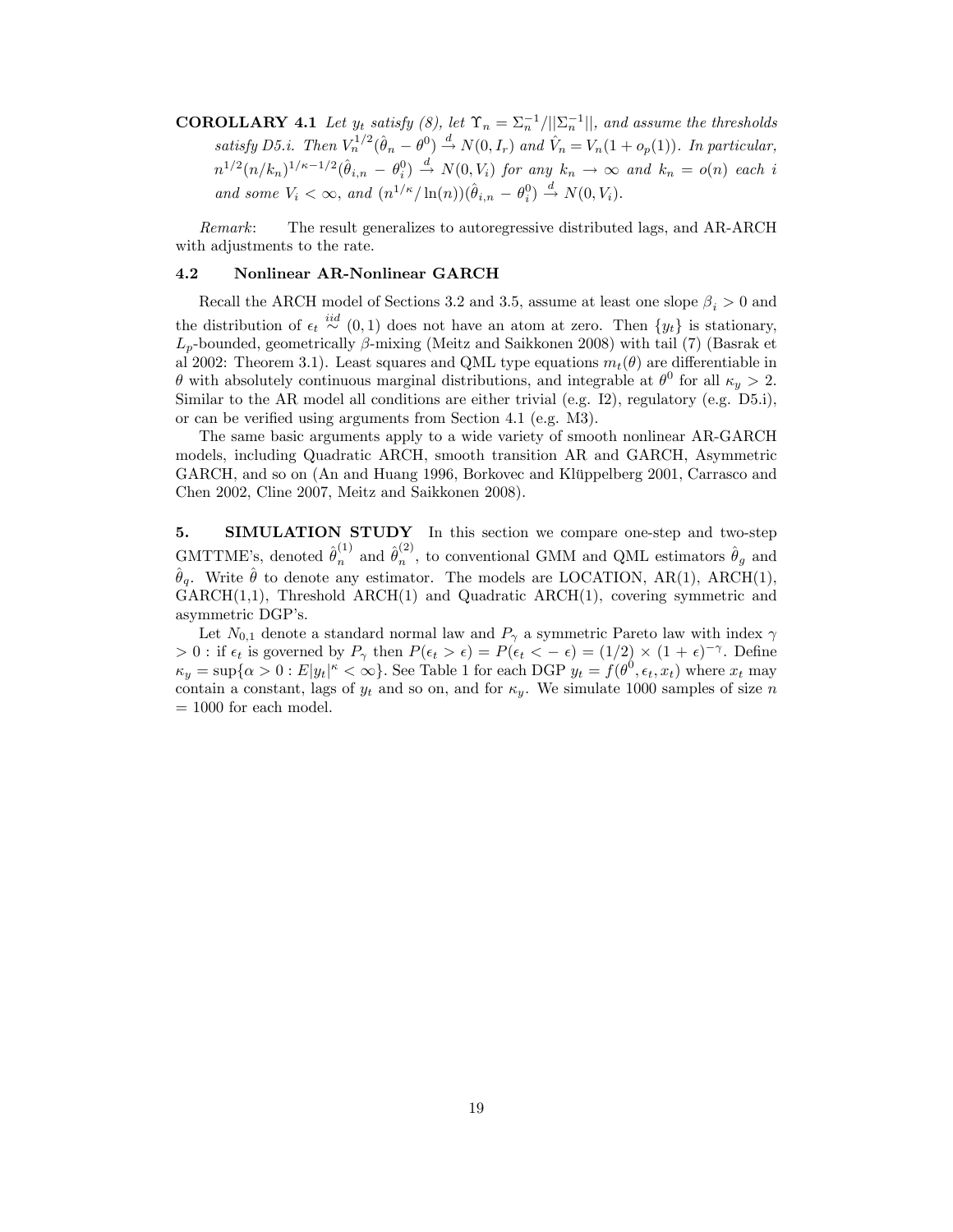**COROLLARY 4.1** *Let $y_t$ satisfy (8), let $\Upsilon_n = \Sigma_n^{-1}/||\Sigma_n^{-1}||$, and assume the thresholds satisfy D5.i. Then $V_n^{1/2}(\hat{\theta}_n - \theta^0) \xrightarrow{d} N(0, I_r)$ and $\hat{V}_n = V_n(1 + o_p(1))$. In particular, $n^{1/2}(n/k_n)^{1/\kappa - 1/2}(\hat{\theta}_{i,n} - \theta_i^0) \xrightarrow{d} N(0, V_i)$ for any $k_n \to \infty$ and $k_n = o(n)$ each $i$ and some $V_i < \infty$, and $(n^{1/\kappa}/\ln(n))(\hat{\theta}_{i,n} - \theta_i^0) \xrightarrow{d} N(0, V_i)$.*

*Remark*: The result generalizes to autoregressive distributed lags, and AR-ARCH with adjustments to the rate.

### 4.2 Nonlinear AR-Nonlinear GARCH

Recall the ARCH model of Sections 3.2 and 3.5, assume at least one slope $\beta_i > 0$ and the distribution of $\epsilon_t \stackrel{iid}{\sim} (0,1)$ does not have an atom at zero. Then $\{y_t\}$ is stationary, $L_p$-bounded, geometrically $\beta$-mixing (Meitz and Saikkonen 2008) with tail (7) (Basrak et al 2002: Theorem 3.1). Least squares and QML type equations $m_t(\theta)$ are differentiable in $\theta$ with absolutely continuous marginal distributions, and integrable at $\theta^0$ for all $\kappa_y > 2$. Similar to the AR model all conditions are either trivial (e.g. I2), regulatory (e.g. D5.i), or can be verified using arguments from Section 4.1 (e.g. M3).

The same basic arguments apply to a wide variety of smooth nonlinear AR-GARCH models, including Quadratic ARCH, smooth transition AR and GARCH, Asymmetric GARCH, and so on (An and Huang 1996, Borkovec and Klüppelberg 2001, Carrasco and Chen 2002, Cline 2007, Meitz and Saikkonen 2008).

## 5. SIMULATION STUDY

In this section we compare one-step and two-step GMTTME's, denoted $\hat{\theta}_n^{(1)}$ and $\hat{\theta}_n^{(2)}$, to conventional GMM and QML estimators $\hat{\theta}_g$ and $\hat{\theta}_q$. Write $\hat{\theta}$ to denote any estimator. The models are LOCATION, AR(1), ARCH(1), GARCH(1,1), Threshold ARCH(1) and Quadratic ARCH(1), covering symmetric and asymmetric DGP's.

Let $N_{0,1}$ denote a standard normal law and $P_\gamma$ a symmetric Pareto law with index $\gamma > 0$ : if $\epsilon_t$ is governed by $P_\gamma$ then $P(\epsilon_t > \epsilon) = P(\epsilon_t < -\epsilon) = (1/2) \times (1 + \epsilon)^{-\gamma}$. Define $\kappa_y = \sup\{\alpha > 0 : E|y_t|^\kappa < \infty\}$. See Table 1 for each DGP $y_t = f(\theta^0, \epsilon_t, x_t)$ where $x_t$ may contain a constant, lags of $y_t$ and so on, and for $\kappa_y$. We simulate 1000 samples of size $n = 1000$ for each model.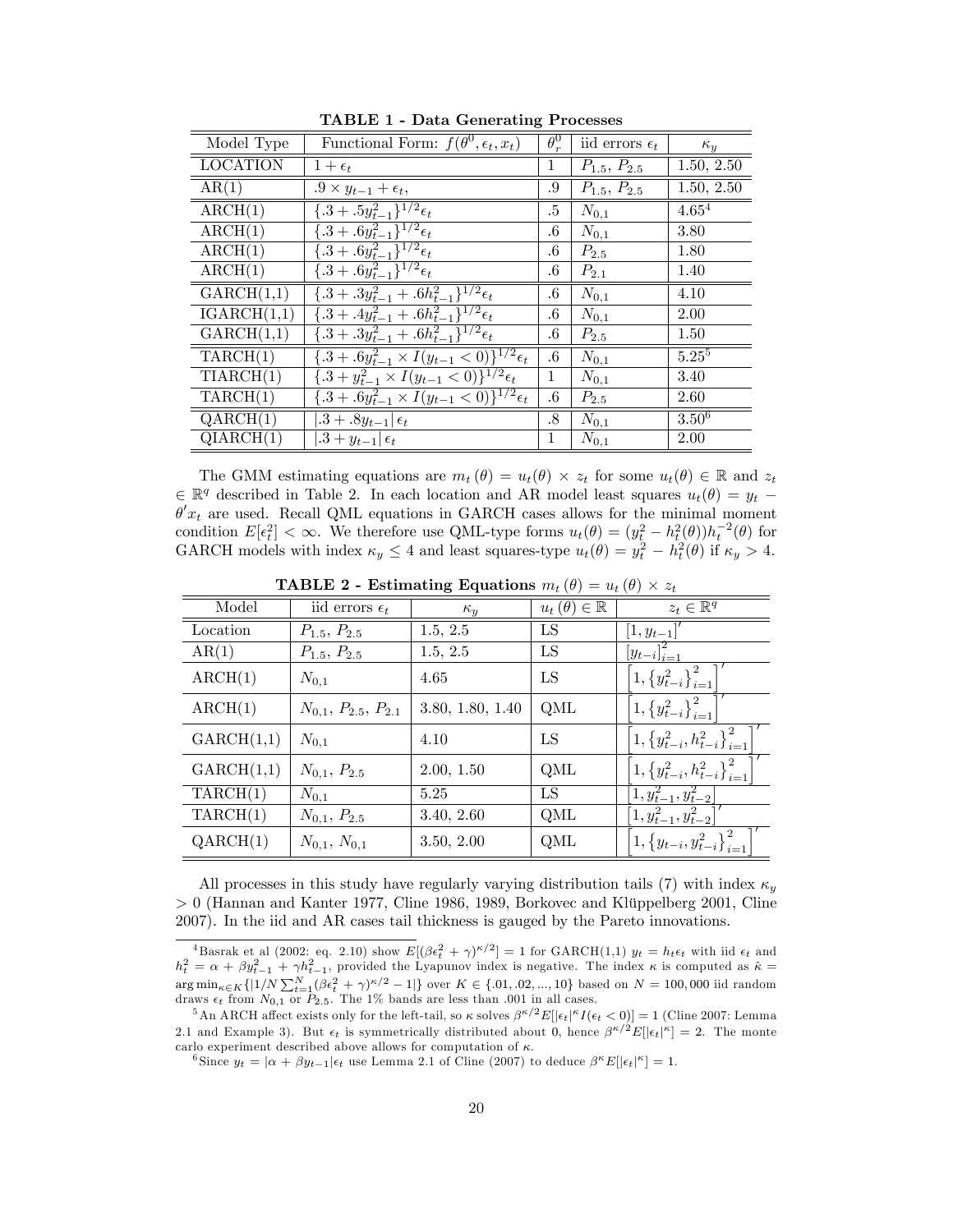**TABLE 1 - Data Generating Processes**

| Model Type | Functional Form: $f(\theta^0, \epsilon_t, x_t)$ | $\theta_r^0$ | iid errors $\epsilon_t$ | $\kappa_y$ |
|---|---|---|---|---|
| LOCATION | $1 + \epsilon_t$ | 1 | $P_{1.5}$, $P_{2.5}$ | 1.50, 2.50 |
| AR(1) | $.9 \times y_{t-1} + \epsilon_t$, | .9 | $P_{1.5}$, $P_{2.5}$ | 1.50, 2.50 |
| ARCH(1) | $\{.3 + .5y_{t-1}^2\}^{1/2}\epsilon_t$ | .5 | $N_{0,1}$ | 4.65[4] |
| ARCH(1) | $\{.3 + .6y_{t-1}^2\}^{1/2}\epsilon_t$ | .6 | $N_{0,1}$ | 3.80 |
| ARCH(1) | $\{.3 + .6y_{t-1}^2\}^{1/2}\epsilon_t$ | .6 | $P_{2.5}$ | 1.80 |
| ARCH(1) | $\{.3 + .6y_{t-1}^2\}^{1/2}\epsilon_t$ | .6 | $P_{2.1}$ | 1.40 |
| GARCH(1,1) | $\{.3 + .3y_{t-1}^2 + .6h_{t-1}^2\}^{1/2}\epsilon_t$ | .6 | $N_{0,1}$ | 4.10 |
| IGARCH(1,1) | $\{.3 + .4y_{t-1}^2 + .6h_{t-1}^2\}^{1/2}\epsilon_t$ | .6 | $N_{0,1}$ | 2.00 |
| GARCH(1,1) | $\{.3 + .3y_{t-1}^2 + .6h_{t-1}^2\}^{1/2}\epsilon_t$ | .6 | $P_{2.5}$ | 1.50 |
| TARCH(1) | $\{.3 + .6y_{t-1}^2 \times I(y_{t-1} < 0)\}^{1/2}\epsilon_t$ | .6 | $N_{0,1}$ | 5.25[5] |
| TIARCH(1) | $\{.3 + y_{t-1}^2 \times I(y_{t-1} < 0)\}^{1/2}\epsilon_t$ | 1 | $N_{0,1}$ | 3.40 |
| TARCH(1) | $\{.3 + .6y_{t-1}^2 \times I(y_{t-1} < 0)\}^{1/2}\epsilon_t$ | .6 | $P_{2.5}$ | 2.60 |
| QARCH(1) | $\lvert .3 + .8y_{t-1}\rvert\,\epsilon_t$ | .8 | $N_{0,1}$ | 3.50[6] |
| QIARCH(1) | $\lvert .3 + y_{t-1}\rvert\,\epsilon_t$ | 1 | $N_{0,1}$ | 2.00 |

The GMM estimating equations are $m_t(\theta) = u_t(\theta) \times z_t$ for some $u_t(\theta) \in \mathbb{R}$ and $z_t \in \mathbb{R}^q$ described in Table 2. In each location and AR model least squares $u_t(\theta) = y_t - \theta' x_t$ are used. Recall QML equations in GARCH cases allows for the minimal moment condition $E[\epsilon_t^2] < \infty$. We therefore use QML-type forms $u_t(\theta) = (y_t^2 - h_t^2(\theta))h_t^{-2}(\theta)$ for GARCH models with index $\kappa_y \leq 4$ and least squares-type $u_t(\theta) = y_t^2 - h_t^2(\theta)$ if $\kappa_y > 4$.

**TABLE 2 - Estimating Equations $m_t(\theta) = u_t(\theta) \times z_t$**

| Model | iid errors $\epsilon_t$ | $\kappa_y$ | $u_t(\theta) \in \mathbb{R}$ | $z_t \in \mathbb{R}^q$ |
|---|---|---|---|---|
| Location | $P_{1.5}$, $P_{2.5}$ | 1.5, 2.5 | LS | $[1, y_{t-1}]'$ |
| AR(1) | $P_{1.5}$, $P_{2.5}$ | 1.5, 2.5 | LS | $[y_{t-i}]_{i=1}^2$ |
| ARCH(1) | $N_{0,1}$ | 4.65 | LS | $\left[1, \{y_{t-i}^2\}_{i=1}^2\right]'$ |
| ARCH(1) | $N_{0,1}$, $P_{2.5}$, $P_{2.1}$ | 3.80, 1.80, 1.40 | QML | $\left[1, \{y_{t-i}^2\}_{i=1}^2\right]'$ |
| GARCH(1,1) | $N_{0,1}$ | 4.10 | LS | $\left[1, \{y_{t-i}^2, h_{t-i}^2\}_{i=1}^2\right]'$ |
| GARCH(1,1) | $N_{0,1}$, $P_{2.5}$ | 2.00, 1.50 | QML | $\left[1, \{y_{t-i}^2, h_{t-i}^2\}_{i=1}^2\right]'$ |
| TARCH(1) | $N_{0,1}$ | 5.25 | LS | $[1, y_{t-1}^2, y_{t-2}^2]$ |
| TARCH(1) | $N_{0,1}$, $P_{2.5}$ | 3.40, 2.60 | QML | $[1, y_{t-1}^2, y_{t-2}^2]'$ |
| QARCH(1) | $N_{0,1}$, $N_{0,1}$ | 3.50, 2.00 | QML | $\left[1, \{y_{t-i}, y_{t-i}^2\}_{i=1}^2\right]'$ |

All processes in this study have regularly varying distribution tails (7) with index $\kappa_y > 0$ (Hannan and Kanter 1977, Cline 1986, 1989, Borkovec and Klüppelberg 2001, Cline 2007). In the iid and AR cases tail thickness is gauged by the Pareto innovations.

---

[4] Basrak et al (2002: eq. 2.10) show $E[(\beta\epsilon_t^2 + \gamma)^{\kappa/2}] = 1$ for GARCH(1,1) $y_t = h_t\epsilon_t$ with iid $\epsilon_t$ and $h_t^2 = \alpha + \beta y_{t-1}^2 + \gamma h_{t-1}^2$, provided the Lyapunov index is negative. The index $\kappa$ is computed as $\hat{\kappa} = \arg\min_{\kappa \in K}\{|1/N \sum_{t=1}^N (\beta\epsilon_t^2 + \gamma)^{\kappa/2} - 1|\}$ over $K \in \{.01, .02, ..., 10\}$ based on $N = 100{,}000$ iid random draws $\epsilon_t$ from $N_{0,1}$ or $P_{2.5}$. The 1% bands are less than .001 in all cases.

[5] An ARCH affect exists only for the left-tail, so $\kappa$ solves $\beta^{\kappa/2}E[|\epsilon_t|^\kappa I(\epsilon_t < 0)] = 1$ (Cline 2007: Lemma 2.1 and Example 3). But $\epsilon_t$ is symmetrically distributed about 0, hence $\beta^{\kappa/2}E[|\epsilon_t|^\kappa] = 2$. The monte carlo experiment described above allows for computation of $\kappa$.

[6] Since $y_t = |\alpha + \beta y_{t-1}|\epsilon_t$ use Lemma 2.1 of Cline (2007) to deduce $\beta^\kappa E[|\epsilon_t|^\kappa] = 1$.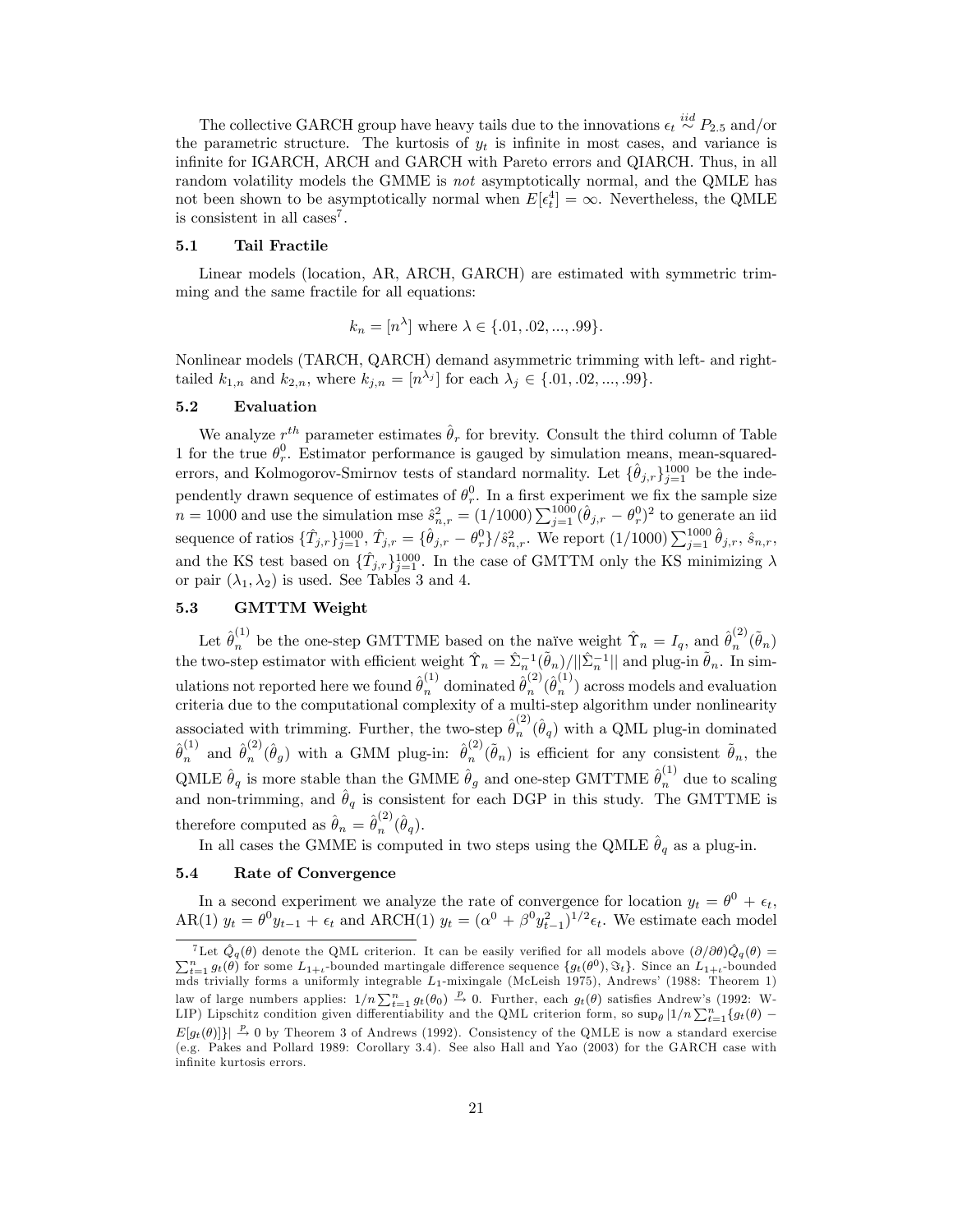The collective GARCH group have heavy tails due to the innovations $\epsilon_t \stackrel{iid}{\sim} P_{2.5}$ and/or the parametric structure. The kurtosis of $y_t$ is infinite in most cases, and variance is infinite for IGARCH, ARCH and GARCH with Pareto errors and QIARCH. Thus, in all random volatility models the GMME is *not* asymptotically normal, and the QMLE has not been shown to be asymptotically normal when $E[\epsilon_t^4] = \infty$. Nevertheless, the QMLE is consistent in all cases[7].

### 5.1 Tail Fractile

Linear models (location, AR, ARCH, GARCH) are estimated with symmetric trimming and the same fractile for all equations:

$$k_n = [n^{\lambda}] \text{ where } \lambda \in \{.01, .02, ..., .99\}.$$

Nonlinear models (TARCH, QARCH) demand asymmetric trimming with left- and right-tailed $k_{1,n}$ and $k_{2,n}$, where $k_{j,n} = [n^{\lambda_j}]$ for each $\lambda_j \in \{.01, .02, ..., .99\}$.

### 5.2 Evaluation

We analyze $r^{th}$ parameter estimates $\hat{\theta}_r$ for brevity. Consult the third column of Table 1 for the true $\theta_r^0$. Estimator performance is gauged by simulation means, mean-squared-errors, and Kolmogorov-Smirnov tests of standard normality. Let $\{\hat{\theta}_{j,r}\}_{j=1}^{1000}$ be the independently drawn sequence of estimates of $\theta_r^0$. In a first experiment we fix the sample size $n = 1000$ and use the simulation mse $\hat{s}_{n,r}^2 = (1/1000)\sum_{j=1}^{1000}(\hat{\theta}_{j,r} - \theta_r^0)^2$ to generate an iid sequence of ratios $\{\hat{T}_{j,r}\}_{j=1}^{1000}$, $\hat{T}_{j,r} = \{\hat{\theta}_{j,r} - \theta_r^0\}/\hat{s}_{n,r}^2$. We report $(1/1000)\sum_{j=1}^{1000}\hat{\theta}_{j,r}$, $\hat{s}_{n,r}$, and the KS test based on $\{\hat{T}_{j,r}\}_{j=1}^{1000}$. In the case of GMTTM only the KS minimizing $\lambda$ or pair $(\lambda_1, \lambda_2)$ is used. See Tables 3 and 4.

### 5.3 GMTTM Weight

Let $\hat{\theta}_n^{(1)}$ be the one-step GMTTME based on the naïve weight $\hat{\Upsilon}_n = I_q$, and $\hat{\theta}_n^{(2)}(\tilde{\theta}_n)$ the two-step estimator with efficient weight $\hat{\Upsilon}_n = \hat{\Sigma}_n^{-1}(\tilde{\theta}_n)/||\hat{\Sigma}_n^{-1}||$ and plug-in $\tilde{\theta}_n$. In simulations not reported here we found $\hat{\theta}_n^{(1)}$ dominated $\hat{\theta}_n^{(2)}(\hat{\theta}_n^{(1)})$ across models and evaluation criteria due to the computational complexity of a multi-step algorithm under nonlinearity associated with trimming. Further, the two-step $\hat{\theta}_n^{(2)}(\hat{\theta}_q)$ with a QML plug-in dominated $\hat{\theta}_n^{(1)}$ and $\hat{\theta}_n^{(2)}(\hat{\theta}_g)$ with a GMM plug-in: $\hat{\theta}_n^{(2)}(\tilde{\theta}_n)$ is efficient for any consistent $\tilde{\theta}_n$, the QMLE $\hat{\theta}_q$ is more stable than the GMME $\hat{\theta}_g$ and one-step GMTTME $\hat{\theta}_n^{(1)}$ due to scaling and non-trimming, and $\hat{\theta}_q$ is consistent for each DGP in this study. The GMTTME is therefore computed as $\hat{\theta}_n = \hat{\theta}_n^{(2)}(\hat{\theta}_q)$.

In all cases the GMME is computed in two steps using the QMLE $\hat{\theta}_q$ as a plug-in.

### 5.4 Rate of Convergence

In a second experiment we analyze the rate of convergence for location $y_t = \theta^0 + \epsilon_t$, AR(1) $y_t = \theta^0 y_{t-1} + \epsilon_t$ and ARCH(1) $y_t = (\alpha^0 + \beta^0 y_{t-1}^2)^{1/2}\epsilon_t$. We estimate each model

---

[7] Let $\hat{Q}_q(\theta)$ denote the QML criterion. It can be easily verified for all models above $(\partial/\partial\theta)\hat{Q}_q(\theta) = \sum_{t=1}^n g_t(\theta)$ for some $L_{1+\iota}$-bounded martingale difference sequence $\{g_t(\theta^0), \Im_t\}$. Since an $L_{1+\iota}$-bounded mds trivially forms a uniformly integrable $L_1$-mixingale (McLeish 1975), Andrews' (1988: Theorem 1) law of large numbers applies: $1/n\sum_{t=1}^n g_t(\theta_0) \xrightarrow{p} 0$. Further, each $g_t(\theta)$ satisfies Andrew's (1992: W-LIP) Lipschitz condition given differentiability and the QML criterion form, so $\sup_\theta |1/n\sum_{t=1}^n\{g_t(\theta) - E[g_t(\theta)]\}| \xrightarrow{p} 0$ by Theorem 3 of Andrews (1992). Consistency of the QMLE is now a standard exercise (e.g. Pakes and Pollard 1989: Corollary 3.4). See also Hall and Yao (2003) for the GARCH case with infinite kurtosis errors.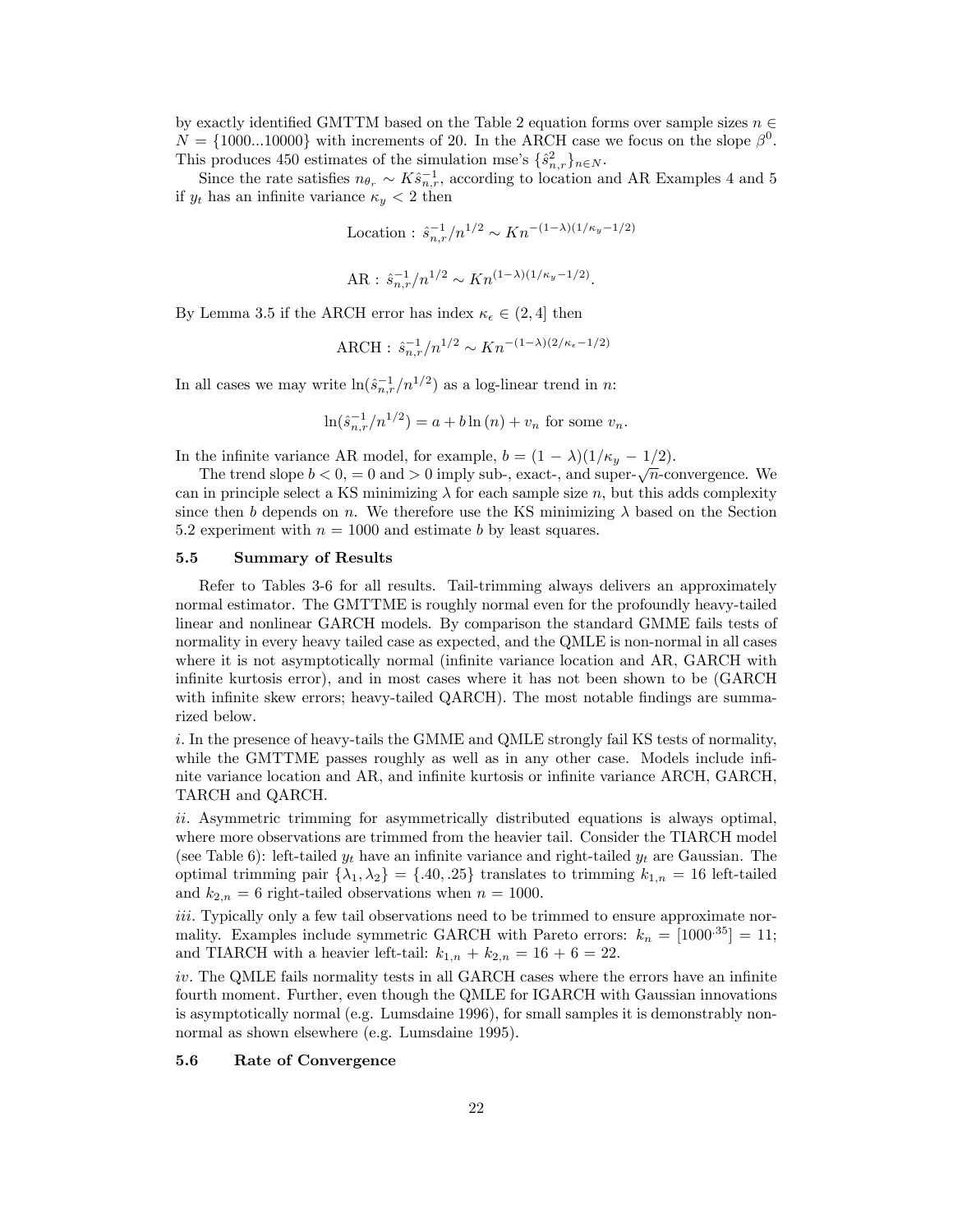by exactly identified GMTTM based on the Table 2 equation forms over sample sizes $n \in N = \{1000...10000\}$ with increments of 20. In the ARCH case we focus on the slope $\beta^0$. This produces 450 estimates of the simulation mse's $\{\hat{s}^2_{n,r}\}_{n \in N}$.

Since the rate satisfies $n_{\theta_r} \sim K\hat{s}^{-1}_{n,r}$, according to location and AR Examples 4 and 5 if $y_t$ has an infinite variance $\kappa_y < 2$ then

$$\text{Location}: \hat{s}^{-1}_{n,r}/n^{1/2} \sim K n^{-(1-\lambda)(1/\kappa_y - 1/2)}$$

$$\text{AR}: \hat{s}^{-1}_{n,r}/n^{1/2} \sim K n^{(1-\lambda)(1/\kappa_y - 1/2)}.$$

By Lemma 3.5 if the ARCH error has index $\kappa_\epsilon \in (2, 4]$ then

$$\text{ARCH}: \hat{s}^{-1}_{n,r}/n^{1/2} \sim K n^{-(1-\lambda)(2/\kappa_\epsilon - 1/2)}$$

In all cases we may write $\ln(\hat{s}^{-1}_{n,r}/n^{1/2})$ as a log-linear trend in $n$:

$$\ln(\hat{s}^{-1}_{n,r}/n^{1/2}) = a + b \ln(n) + v_n \text{ for some } v_n.$$

In the infinite variance AR model, for example, $b = (1-\lambda)(1/\kappa_y - 1/2)$.

The trend slope $b < 0$, $= 0$ and $> 0$ imply sub-, exact-, and super-$\sqrt{n}$-convergence. We can in principle select a KS minimizing $\lambda$ for each sample size $n$, but this adds complexity since then $b$ depends on $n$. We therefore use the KS minimizing $\lambda$ based on the Section 5.2 experiment with $n = 1000$ and estimate $b$ by least squares.

### 5.5 Summary of Results

Refer to Tables 3-6 for all results. Tail-trimming always delivers an approximately normal estimator. The GMTTME is roughly normal even for the profoundly heavy-tailed linear and nonlinear GARCH models. By comparison the standard GMME fails tests of normality in every heavy tailed case as expected, and the QMLE is non-normal in all cases where it is not asymptotically normal (infinite variance location and AR, GARCH with infinite kurtosis error), and in most cases where it has not been shown to be (GARCH with infinite skew errors; heavy-tailed QARCH). The most notable findings are summarized below.

*i.* In the presence of heavy-tails the GMME and QMLE strongly fail KS tests of normality, while the GMTTME passes roughly as well as in any other case. Models include infinite variance location and AR, and infinite kurtosis or infinite variance ARCH, GARCH, TARCH and QARCH.

*ii.* Asymmetric trimming for asymmetrically distributed equations is always optimal, where more observations are trimmed from the heavier tail. Consider the TIARCH model (see Table 6): left-tailed $y_t$ have an infinite variance and right-tailed $y_t$ are Gaussian. The optimal trimming pair $\{\lambda_1, \lambda_2\} = \{.40, .25\}$ translates to trimming $k_{1,n} = 16$ left-tailed and $k_{2,n} = 6$ right-tailed observations when $n = 1000$.

*iii.* Typically only a few tail observations need to be trimmed to ensure approximate normality. Examples include symmetric GARCH with Pareto errors: $k_n = [1000^{.35}] = 11$; and TIARCH with a heavier left-tail: $k_{1,n} + k_{2,n} = 16 + 6 = 22$.

*iv.* The QMLE fails normality tests in all GARCH cases where the errors have an infinite fourth moment. Further, even though the QMLE for IGARCH with Gaussian innovations is asymptotically normal (e.g. Lumsdaine 1996), for small samples it is demonstrably non-normal as shown elsewhere (e.g. Lumsdaine 1995).

### 5.6 Rate of Convergence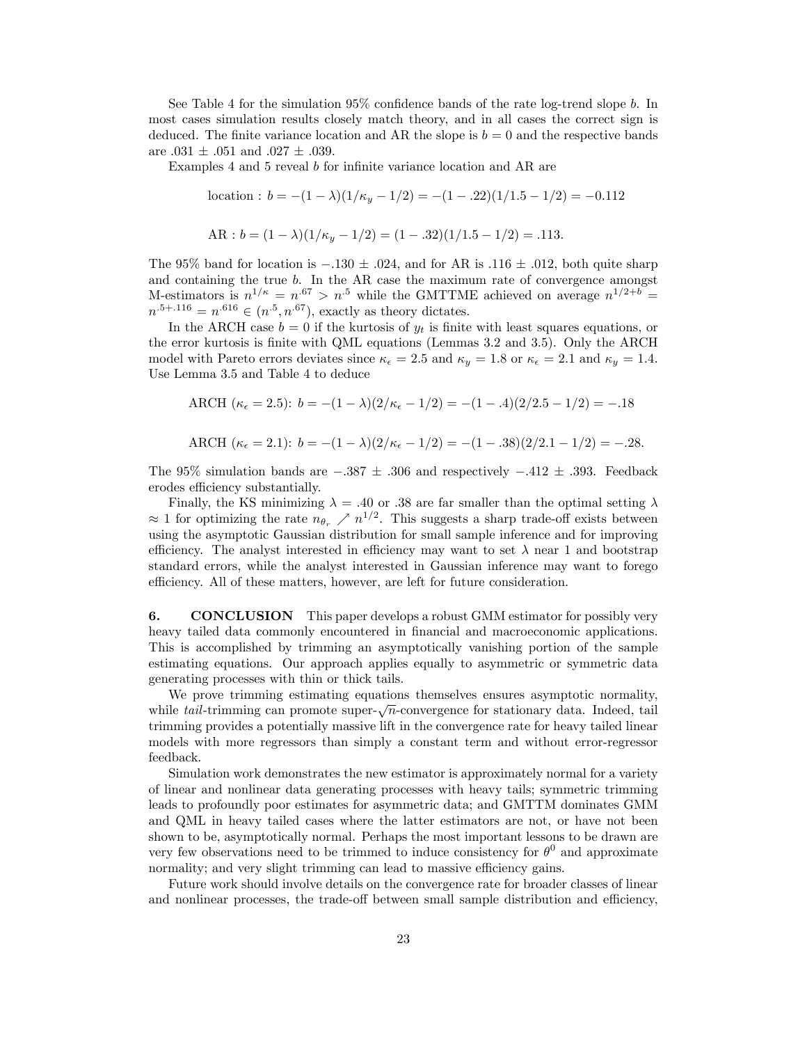See Table 4 for the simulation 95% confidence bands of the rate log-trend slope $b$. In most cases simulation results closely match theory, and in all cases the correct sign is deduced. The finite variance location and AR the slope is $b = 0$ and the respective bands are $.031 \pm .051$ and $.027 \pm .039$.

Examples 4 and 5 reveal $b$ for infinite variance location and AR are

$$\text{location : } b = -(1-\lambda)(1/\kappa_y - 1/2) = -(1 - .22)(1/1.5 - 1/2) = -0.112$$

$$\text{AR : } b = (1-\lambda)(1/\kappa_y - 1/2) = (1 - .32)(1/1.5 - 1/2) = .113.$$

The 95% band for location is $-.130 \pm .024$, and for AR is $.116 \pm .012$, both quite sharp and containing the true $b$. In the AR case the maximum rate of convergence amongst M-estimators is $n^{1/\kappa} = n^{.67} > n^{.5}$ while the GMTTME achieved on average $n^{1/2+b} = n^{.5+.116} = n^{.616} \in (n^{.5}, n^{.67})$, exactly as theory dictates.

In the ARCH case $b = 0$ if the kurtosis of $y_t$ is finite with least squares equations, or the error kurtosis is finite with QML equations (Lemmas 3.2 and 3.5). Only the ARCH model with Pareto errors deviates since $\kappa_\epsilon = 2.5$ and $\kappa_y = 1.8$ or $\kappa_\epsilon = 2.1$ and $\kappa_y = 1.4$. Use Lemma 3.5 and Table 4 to deduce

$$\text{ARCH } (\kappa_\epsilon = 2.5)\text{: } b = -(1-\lambda)(2/\kappa_\epsilon - 1/2) = -(1 - .4)(2/2.5 - 1/2) = -.18$$

$$\text{ARCH } (\kappa_\epsilon = 2.1)\text{: } b = -(1-\lambda)(2/\kappa_\epsilon - 1/2) = -(1 - .38)(2/2.1 - 1/2) = -.28.$$

The 95% simulation bands are $-.387 \pm .306$ and respectively $-.412 \pm .393$. Feedback erodes efficiency substantially.

Finally, the KS minimizing $\lambda = .40$ or $.38$ are far smaller than the optimal setting $\lambda \approx 1$ for optimizing the rate $n_{\theta_r} \nearrow n^{1/2}$. This suggests a sharp trade-off exists between using the asymptotic Gaussian distribution for small sample inference and for improving efficiency. The analyst interested in efficiency may want to set $\lambda$ near 1 and bootstrap standard errors, while the analyst interested in Gaussian inference may want to forego efficiency. All of these matters, however, are left for future consideration.

## 6. CONCLUSION

This paper develops a robust GMM estimator for possibly very heavy tailed data commonly encountered in financial and macroeconomic applications. This is accomplished by trimming an asymptotically vanishing portion of the sample estimating equations. Our approach applies equally to asymmetric or symmetric data generating processes with thin or thick tails.

We prove trimming estimating equations themselves ensures asymptotic normality, while *tail*-trimming can promote super-$\sqrt{n}$-convergence for stationary data. Indeed, tail trimming provides a potentially massive lift in the convergence rate for heavy tailed linear models with more regressors than simply a constant term and without error-regressor feedback.

Simulation work demonstrates the new estimator is approximately normal for a variety of linear and nonlinear data generating processes with heavy tails; symmetric trimming leads to profoundly poor estimates for asymmetric data; and GMTTM dominates GMM and QML in heavy tailed cases where the latter estimators are not, or have not been shown to be, asymptotically normal. Perhaps the most important lessons to be drawn are very few observations need to be trimmed to induce consistency for $\theta^0$ and approximate normality; and very slight trimming can lead to massive efficiency gains.

Future work should involve details on the convergence rate for broader classes of linear and nonlinear processes, the trade-off between small sample distribution and efficiency,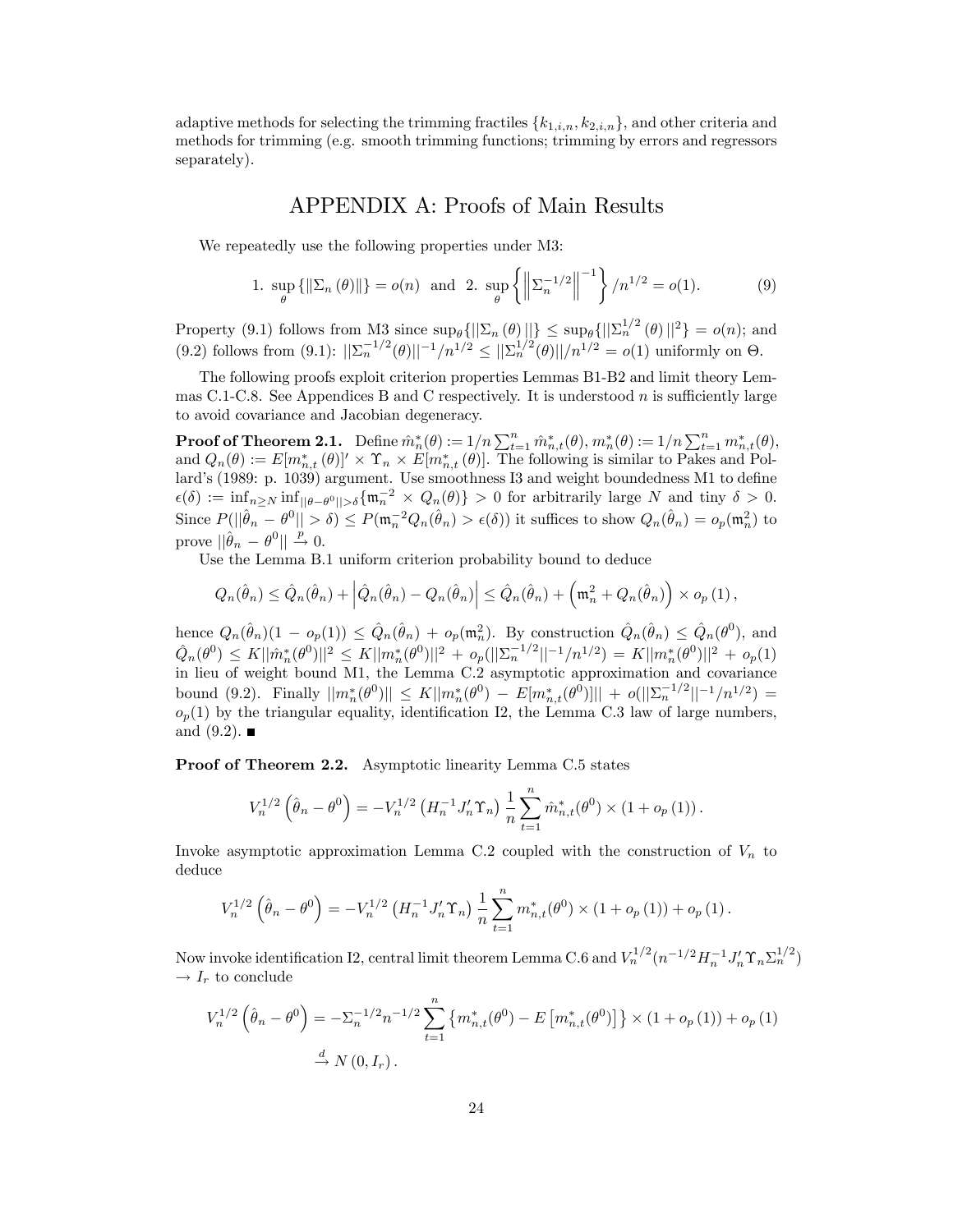adaptive methods for selecting the trimming fractiles $\{k_{1,i,n}, k_{2,i,n}\}$, and other criteria and methods for trimming (e.g. smooth trimming functions; trimming by errors and regressors separately).

# APPENDIX A: Proofs of Main Results

We repeatedly use the following properties under M3:

$$1. \ \sup_{\theta}\{\|\Sigma_n(\theta)\|\} = o(n) \ \text{ and } \ 2. \ \sup_{\theta}\left\{\left\|\Sigma_n^{-1/2}\right\|^{-1}\right\}/n^{1/2} = o(1). \tag{9}$$

Property (9.1) follows from M3 since $\sup_\theta\{||\Sigma_n(\theta)||\} \leq \sup_\theta\{||\Sigma_n^{1/2}(\theta)||^2\} = o(n)$; and (9.2) follows from (9.1): $||\Sigma_n^{-1/2}(\theta)||^{-1}/n^{1/2} \leq ||\Sigma_n^{1/2}(\theta)||/n^{1/2} = o(1)$ uniformly on $\Theta$.

The following proofs exploit criterion properties Lemmas B1-B2 and limit theory Lemmas C.1-C.8. See Appendices B and C respectively. It is understood $n$ is sufficiently large to avoid covariance and Jacobian degeneracy.

**Proof of Theorem 2.1.** Define $\hat{m}_n^*(\theta) := 1/n\sum_{t=1}^n \hat{m}_{n,t}^*(\theta)$, $m_n^*(\theta) := 1/n\sum_{t=1}^n m_{n,t}^*(\theta)$, and $Q_n(\theta) := E[m_{n,t}^*(\theta)]' \times \Upsilon_n \times E[m_{n,t}^*(\theta)]$. The following is similar to Pakes and Pollard's (1989: p. 1039) argument. Use smoothness I3 and weight boundedness M1 to define $\epsilon(\delta) := \inf_{n\geq N}\inf_{||\theta-\theta^0||>\delta}\{\mathfrak{m}_n^{-2} \times Q_n(\theta)\} > 0$ for arbitrarily large $N$ and tiny $\delta > 0$. Since $P(||\hat{\theta}_n - \theta^0|| > \delta) \leq P(\mathfrak{m}_n^{-2}Q_n(\hat{\theta}_n) > \epsilon(\delta))$ it suffices to show $Q_n(\hat{\theta}_n) = o_p(\mathfrak{m}_n^2)$ to prove $||\hat{\theta}_n - \theta^0|| \xrightarrow{p} 0$.

Use the Lemma B.1 uniform criterion probability bound to deduce

$$Q_n(\hat{\theta}_n) \leq \hat{Q}_n(\hat{\theta}_n) + \left|\hat{Q}_n(\hat{\theta}_n) - Q_n(\hat{\theta}_n)\right| \leq \hat{Q}_n(\hat{\theta}_n) + \left(\mathfrak{m}_n^2 + Q_n(\hat{\theta}_n)\right) \times o_p(1),$$

hence $Q_n(\hat{\theta}_n)(1 - o_p(1)) \leq \hat{Q}_n(\hat{\theta}_n) + o_p(\mathfrak{m}_n^2)$. By construction $\hat{Q}_n(\hat{\theta}_n) \leq \hat{Q}_n(\theta^0)$, and $\hat{Q}_n(\theta^0) \leq K||\hat{m}_n^*(\theta^0)||^2 \leq K||m_n^*(\theta^0)||^2 + o_p(||\Sigma_n^{-1/2}||^{-1}/n^{1/2}) = K||m_n^*(\theta^0)||^2 + o_p(1)$ in lieu of weight bound M1, the Lemma C.2 asymptotic approximation and covariance bound (9.2). Finally $||m_n^*(\theta^0)|| \leq K||m_n^*(\theta^0) - E[m_{n,t}^*(\theta^0)]|| + o(||\Sigma_n^{-1/2}||^{-1}/n^{1/2}) = o_p(1)$ by the triangular equality, identification I2, the Lemma C.3 law of large numbers, and (9.2). ■

**Proof of Theorem 2.2.** Asymptotic linearity Lemma C.5 states

$$V_n^{1/2}\left(\hat{\theta}_n - \theta^0\right) = -V_n^{1/2}\left(H_n^{-1}J_n'\Upsilon_n\right)\frac{1}{n}\sum_{t=1}^n \hat{m}_{n,t}^*(\theta^0) \times (1 + o_p(1)).$$

Invoke asymptotic approximation Lemma C.2 coupled with the construction of $V_n$ to deduce

$$V_n^{1/2}\left(\hat{\theta}_n - \theta^0\right) = -V_n^{1/2}\left(H_n^{-1}J_n'\Upsilon_n\right)\frac{1}{n}\sum_{t=1}^n m_{n,t}^*(\theta^0) \times (1 + o_p(1)) + o_p(1).$$

Now invoke identification I2, central limit theorem Lemma C.6 and $V_n^{1/2}(n^{-1/2}H_n^{-1}J_n'\Upsilon_n\Sigma_n^{1/2}) \rightarrow I_r$ to conclude

$$\begin{aligned}V_n^{1/2}\left(\hat{\theta}_n - \theta^0\right) &= -\Sigma_n^{-1/2}n^{-1/2}\sum_{t=1}^n\left\{m_{n,t}^*(\theta^0) - E\left[m_{n,t}^*(\theta^0)\right]\right\} \times (1 + o_p(1)) + o_p(1) \\ &\xrightarrow{d} N(0, I_r).\end{aligned}$$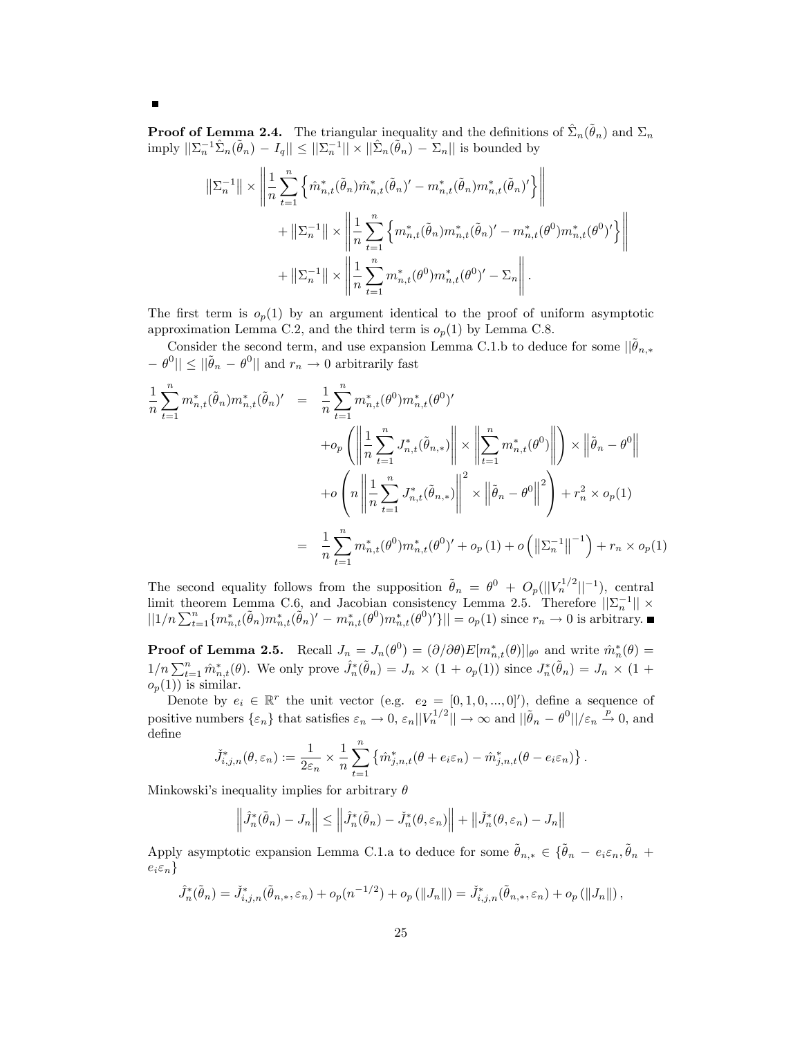■

**Proof of Lemma 2.4.** The triangular inequality and the definitions of $\hat{\Sigma}_n(\tilde{\theta}_n)$ and $\Sigma_n$ imply $||\Sigma_n^{-1}\hat{\Sigma}_n(\tilde{\theta}_n) - I_q|| \leq ||\Sigma_n^{-1}|| \times ||\hat{\Sigma}_n(\tilde{\theta}_n) - \Sigma_n||$ is bounded by

$$
\begin{aligned}
\left\|\Sigma_n^{-1}\right\| \times & \left\| \frac{1}{n}\sum_{t=1}^n \left\{ \hat{m}_{n,t}^*(\tilde{\theta}_n)\hat{m}_{n,t}^*(\tilde{\theta}_n)' - m_{n,t}^*(\tilde{\theta}_n)m_{n,t}^*(\tilde{\theta}_n)' \right\} \right\| \\
& + \left\|\Sigma_n^{-1}\right\| \times \left\| \frac{1}{n}\sum_{t=1}^n \left\{ m_{n,t}^*(\tilde{\theta}_n)m_{n,t}^*(\tilde{\theta}_n)' - m_{n,t}^*(\theta^0)m_{n,t}^*(\theta^0)' \right\} \right\| \\
& + \left\|\Sigma_n^{-1}\right\| \times \left\| \frac{1}{n}\sum_{t=1}^n m_{n,t}^*(\theta^0)m_{n,t}^*(\theta^0)' - \Sigma_n \right\|.
\end{aligned}
$$

The first term is $o_p(1)$ by an argument identical to the proof of uniform asymptotic approximation Lemma C.2, and the third term is $o_p(1)$ by Lemma C.8.

Consider the second term, and use expansion Lemma C.1.b to deduce for some $||\tilde{\theta}_{n,*} - \theta^0|| \leq ||\tilde{\theta}_n - \theta^0||$ and $r_n \to 0$ arbitrarily fast

$$
\begin{aligned}
\frac{1}{n}\sum_{t=1}^n m_{n,t}^*(\tilde{\theta}_n)m_{n,t}^*(\tilde{\theta}_n)' &= \frac{1}{n}\sum_{t=1}^n m_{n,t}^*(\theta^0)m_{n,t}^*(\theta^0)' \\
&\quad + o_p\left( \left\| \frac{1}{n}\sum_{t=1}^n J_{n,t}^*(\tilde{\theta}_{n,*}) \right\| \times \left\| \sum_{t=1}^n m_{n,t}^*(\theta^0) \right\| \right) \times \left\| \tilde{\theta}_n - \theta^0 \right\| \\
&\quad + o\left( n \left\| \frac{1}{n}\sum_{t=1}^n J_{n,t}^*(\tilde{\theta}_{n,*}) \right\|^2 \times \left\| \tilde{\theta}_n - \theta^0 \right\|^2 \right) + r_n^2 \times o_p(1) \\
&= \frac{1}{n}\sum_{t=1}^n m_{n,t}^*(\theta^0)m_{n,t}^*(\theta^0)' + o_p(1) + o\left( \left\|\Sigma_n^{-1}\right\|^{-1} \right) + r_n \times o_p(1)
\end{aligned}
$$

The second equality follows from the supposition $\tilde{\theta}_n = \theta^0 + O_p(||V_n^{1/2}||^{-1})$, central limit theorem Lemma C.6, and Jacobian consistency Lemma 2.5. Therefore $||\Sigma_n^{-1}|| \times ||1/n\sum_{t=1}^n\{m_{n,t}^*(\tilde{\theta}_n)m_{n,t}^*(\tilde{\theta}_n)' - m_{n,t}^*(\theta^0)m_{n,t}^*(\theta^0)'\}|| = o_p(1)$ since $r_n \to 0$ is arbitrary. ■

**Proof of Lemma 2.5.** Recall $J_n = J_n(\theta^0) = (\partial/\partial\theta)E[m_{n,t}^*(\theta)]|_{\theta^0}$ and write $\hat{m}_n^*(\theta) = 1/n\sum_{t=1}^n \hat{m}_{n,t}^*(\theta)$. We only prove $\hat{J}_n^*(\tilde{\theta}_n) = J_n \times (1 + o_p(1))$ since $J_n^*(\tilde{\theta}_n) = J_n \times (1 + o_p(1))$ is similar.

Denote by $e_i \in \mathbb{R}^r$ the unit vector (e.g. $e_2 = [0, 1, 0, ..., 0]'$), define a sequence of positive numbers $\{\varepsilon_n\}$ that satisfies $\varepsilon_n \to 0$, $\varepsilon_n||V_n^{1/2}|| \to \infty$ and $||\tilde{\theta}_n - \theta^0||/\varepsilon_n \xrightarrow{p} 0$, and define

$$
\check{J}_{i,j,n}^*(\theta, \varepsilon_n) := \frac{1}{2\varepsilon_n} \times \frac{1}{n}\sum_{t=1}^n \left\{ \hat{m}_{j,n,t}^*(\theta + e_i\varepsilon_n) - \hat{m}_{j,n,t}^*(\theta - e_i\varepsilon_n) \right\}.
$$

Minkowski's inequality implies for arbitrary $\theta$

$$
\left\| \hat{J}_n^*(\tilde{\theta}_n) - J_n \right\| \leq \left\| \hat{J}_n^*(\tilde{\theta}_n) - \check{J}_n^*(\theta, \varepsilon_n) \right\| + \left\| \check{J}_n^*(\theta, \varepsilon_n) - J_n \right\|
$$

Apply asymptotic expansion Lemma C.1.a to deduce for some $\tilde{\theta}_{n,*} \in \{\tilde{\theta}_n - e_i\varepsilon_n, \tilde{\theta}_n + e_i\varepsilon_n\}$

$$
\hat{J}_n^*(\tilde{\theta}_n) = \check{J}_{i,j,n}^*(\tilde{\theta}_{n,*}, \varepsilon_n) + o_p(n^{-1/2}) + o_p(\|J_n\|) = \check{J}_{i,j,n}^*(\tilde{\theta}_{n,*}, \varepsilon_n) + o_p(\|J_n\|),
$$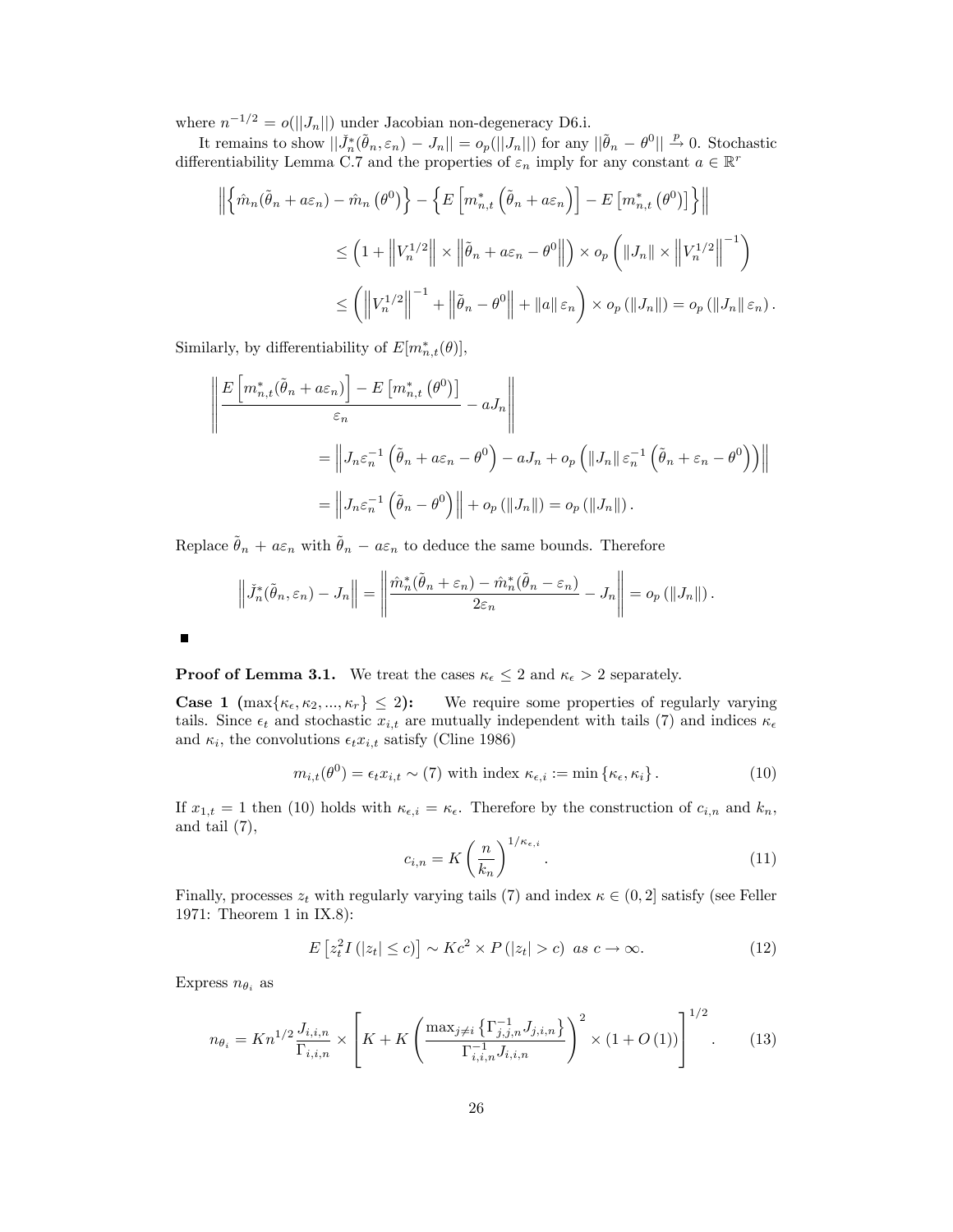where $n^{-1/2} = o(||J_n||)$ under Jacobian non-degeneracy D6.i.

It remains to show $||\check{J}_n^*(\tilde{\theta}_n, \varepsilon_n) - J_n|| = o_p(||J_n||)$ for any $||\tilde{\theta}_n - \theta^0|| \xrightarrow{p} 0$. Stochastic differentiability Lemma C.7 and the properties of $\varepsilon_n$ imply for any constant $a \in \mathbb{R}^r$

$$
\begin{aligned}
&\left\| \left\{ \hat{m}_n(\tilde{\theta}_n + a\varepsilon_n) - \hat{m}_n\left(\theta^0\right) \right\} - \left\{ E\left[ m_{n,t}^*\left(\tilde{\theta}_n + a\varepsilon_n\right)\right] - E\left[m_{n,t}^*\left(\theta^0\right)\right] \right\} \right\| \\
&\qquad \leq \left(1 + \left\|V_n^{1/2}\right\| \times \left\|\tilde{\theta}_n + a\varepsilon_n - \theta^0\right\|\right) \times o_p\left(\|J_n\| \times \left\|V_n^{1/2}\right\|^{-1}\right) \\
&\qquad \leq \left(\left\|V_n^{1/2}\right\|^{-1} + \left\|\tilde{\theta}_n - \theta^0\right\| + \|a\| \varepsilon_n\right) \times o_p\left(\|J_n\|\right) = o_p\left(\|J_n\| \varepsilon_n\right).
\end{aligned}
$$

Similarly, by differentiability of $E[m_{n,t}^*(\theta)]$,

$$
\begin{aligned}
&\left\| \frac{E\left[m_{n,t}^*(\tilde{\theta}_n + a\varepsilon_n)\right] - E\left[m_{n,t}^*\left(\theta^0\right)\right]}{\varepsilon_n} - aJ_n \right\| \\
&\qquad = \left\| J_n \varepsilon_n^{-1}\left(\tilde{\theta}_n + a\varepsilon_n - \theta^0\right) - aJ_n + o_p\left(\|J_n\| \varepsilon_n^{-1}\left(\tilde{\theta}_n + \varepsilon_n - \theta^0\right)\right) \right\| \\
&\qquad = \left\| J_n \varepsilon_n^{-1}\left(\tilde{\theta}_n - \theta^0\right) \right\| + o_p\left(\|J_n\|\right) = o_p\left(\|J_n\|\right).
\end{aligned}
$$

Replace $\tilde{\theta}_n + a\varepsilon_n$ with $\tilde{\theta}_n - a\varepsilon_n$ to deduce the same bounds. Therefore

$$
\left\| \check{J}_n^*(\tilde{\theta}_n, \varepsilon_n) - J_n \right\| = \left\| \frac{\hat{m}_n^*(\tilde{\theta}_n + \varepsilon_n) - \hat{m}_n^*(\tilde{\theta}_n - \varepsilon_n)}{2\varepsilon_n} - J_n \right\| = o_p\left(\|J_n\|\right).
$$

■

**Proof of Lemma 3.1.** We treat the cases $\kappa_\epsilon \leq 2$ and $\kappa_\epsilon > 2$ separately.

**Case 1 ($\max\{\kappa_\epsilon, \kappa_2, ..., \kappa_r\} \leq 2$):** We require some properties of regularly varying tails. Since $\epsilon_t$ and stochastic $x_{i,t}$ are mutually independent with tails (7) and indices $\kappa_\epsilon$ and $\kappa_i$, the convolutions $\epsilon_t x_{i,t}$ satisfy (Cline 1986)

$$
m_{i,t}(\theta^0) = \epsilon_t x_{i,t} \sim (7) \text{ with index } \kappa_{\epsilon,i} := \min\{\kappa_\epsilon, \kappa_i\}. \tag{10}
$$

If $x_{1,t} = 1$ then (10) holds with $\kappa_{\epsilon,i} = \kappa_\epsilon$. Therefore by the construction of $c_{i,n}$ and $k_n$, and tail (7),

$$
c_{i,n} = K\left(\frac{n}{k_n}\right)^{1/\kappa_{\epsilon,i}}. \tag{11}
$$

Finally, processes $z_t$ with regularly varying tails (7) and index $\kappa \in (0, 2]$ satisfy (see Feller 1971: Theorem 1 in IX.8):

$$
E\left[z_t^2 I\left(|z_t| \leq c\right)\right] \sim Kc^2 \times P\left(|z_t| > c\right) \ as \ c \to \infty. \tag{12}
$$

Express $n_{\theta_i}$ as

$$
n_{\theta_i} = Kn^{1/2}\frac{J_{i,i,n}}{\Gamma_{i,i,n}} \times \left[K + K\left(\frac{\max_{j \neq i}\left\{\Gamma_{j,j,n}^{-1} J_{j,i,n}\right\}}{\Gamma_{i,i,n}^{-1} J_{i,i,n}}\right)^2 \times (1 + O(1))\right]^{1/2}. \tag{13}
$$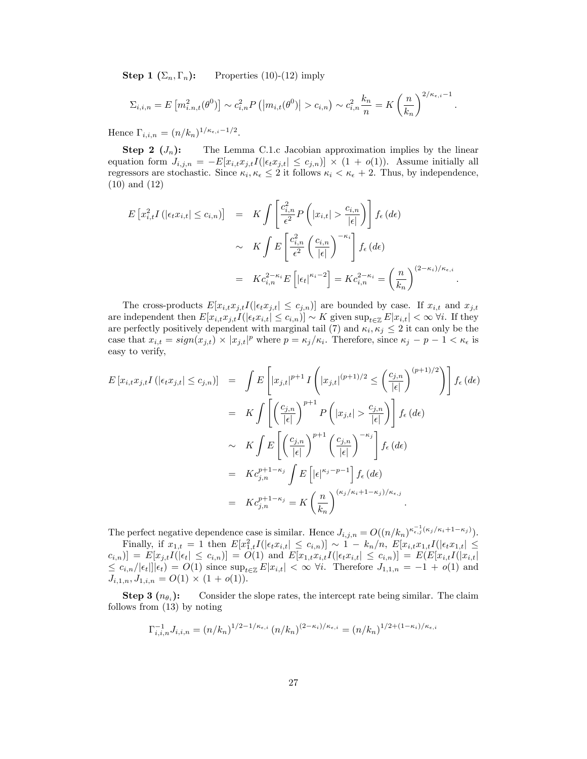**Step 1 ($\Sigma_n, \Gamma_n$):** Properties (10)-(12) imply

$$\Sigma_{i,i,n} = E\left[m_{i.n,t}^2(\theta^0)\right] \sim c_{i,n}^2 P\left(\left|m_{i,t}(\theta^0)\right| > c_{i,n}\right) \sim c_{i,n}^2 \frac{k_n}{n} = K\left(\frac{n}{k_n}\right)^{2/\kappa_{\epsilon,i}-1}.$$

Hence $\Gamma_{i,i,n} = (n/k_n)^{1/\kappa_{\epsilon,i}-1/2}$.

**Step 2 ($J_n$):** The Lemma C.1.c Jacobian approximation implies by the linear equation form $J_{i,j,n} = -E[x_{i,t}x_{j,t}I(|\epsilon_t x_{j,t}| \leq c_{j,n})] \times (1 + o(1))$. Assume initially all regressors are stochastic. Since $\kappa_i, \kappa_\epsilon \leq 2$ it follows $\kappa_i < \kappa_\epsilon + 2$. Thus, by independence, (10) and (12)

$$\begin{aligned}
E\left[x_{i,t}^2 I\left(|\epsilon_t x_{i,t}| \leq c_{i,n}\right)\right] &= K\int\left[\frac{c_{i,n}^2}{\epsilon^2}P\left(|x_{i,t}| > \frac{c_{i,n}}{|\epsilon|}\right)\right]f_\epsilon\left(d\epsilon\right) \\
&\sim K\int E\left[\frac{c_{i,n}^2}{\epsilon^2}\left(\frac{c_{i,n}}{|\epsilon|}\right)^{-\kappa_i}\right]f_\epsilon\left(d\epsilon\right) \\
&= Kc_{i,n}^{2-\kappa_i}E\left[|\epsilon_t|^{\kappa_i-2}\right] = Kc_{i,n}^{2-\kappa_i} = \left(\frac{n}{k_n}\right)^{(2-\kappa_i)/\kappa_{\epsilon,i}}.
\end{aligned}$$

The cross-products $E[x_{i,t}x_{j,t}I(|\epsilon_t x_{j,t}| \leq c_{j,n})]$ are bounded by case. If $x_{i,t}$ and $x_{j,t}$ are independent then $E[x_{i,t}x_{j,t}I(|\epsilon_t x_{i,t}| \leq c_{i,n})] \sim K$ given $\sup_{t\in\mathbb{Z}} E|x_{i,t}| < \infty\ \forall i$. If they are perfectly positively dependent with marginal tail (7) and $\kappa_i, \kappa_j \leq 2$ it can only be the case that $x_{i,t} = sign(x_{j,t}) \times |x_{j,t}|^p$ where $p = \kappa_j/\kappa_i$. Therefore, since $\kappa_j - p - 1 < \kappa_\epsilon$ is easy to verify,

$$\begin{aligned}
E\left[x_{i,t}x_{j,t}I\left(|\epsilon_t x_{j,t}| \leq c_{j,n}\right)\right] &= \int E\left[|x_{j,t}|^{p+1}I\left(|x_{j,t}|^{(p+1)/2} \leq \left(\frac{c_{j,n}}{|\epsilon|}\right)^{(p+1)/2}\right)\right]f_\epsilon\left(d\epsilon\right) \\
&= K\int\left[\left(\frac{c_{j,n}}{|\epsilon|}\right)^{p+1}P\left(|x_{j,t}| > \frac{c_{j,n}}{|\epsilon|}\right)\right]f_\epsilon\left(d\epsilon\right) \\
&\sim K\int E\left[\left(\frac{c_{j,n}}{|\epsilon|}\right)^{p+1}\left(\frac{c_{j,n}}{|\epsilon|}\right)^{-\kappa_j}\right]f_\epsilon\left(d\epsilon\right) \\
&= Kc_{j,n}^{p+1-\kappa_j}\int E\left[|\epsilon|^{\kappa_j-p-1}\right]f_\epsilon\left(d\epsilon\right) \\
&= Kc_{j,n}^{p+1-\kappa_j} = K\left(\frac{n}{k_n}\right)^{(\kappa_j/\kappa_i+1-\kappa_j)/\kappa_{\epsilon,j}}.
\end{aligned}$$

The perfect negative dependence case is similar. Hence $J_{i,j,n} = O((n/k_n)^{\kappa_{\epsilon,j}^{-1}(\kappa_j/\kappa_i+1-\kappa_j)})$.

Finally, if $x_{1,t} = 1$ then $E[x_{1,t}^2 I(|\epsilon_t x_{i,t}| \leq c_{i,n})] \sim 1 - k_n/n$, $E[x_{i,t}x_{1,t}I(|\epsilon_t x_{1,t}| \leq c_{i,n})] = E[x_{j,t}I(|\epsilon_t| \leq c_{i,n})] = O(1)$ and $E[x_{1,t}x_{i,t}I(|\epsilon_t x_{i,t}| \leq c_{i,n})] = E(E[x_{i,t}I(|x_{i,t}| \leq c_{i,n}/|\epsilon_t|]|\epsilon_t) = O(1)$ since $\sup_{t\in\mathbb{Z}} E|x_{i,t}| < \infty\ \forall i$. Therefore $J_{1,1,n} = -1 + o(1)$ and $J_{i,1,n}, J_{1,i,n} = O(1) \times (1 + o(1))$.

**Step 3 ($n_{\theta_i}$):** Consider the slope rates, the intercept rate being similar. The claim follows from (13) by noting

$$\Gamma_{i,i,n}^{-1}J_{i,i,n} = (n/k_n)^{1/2-1/\kappa_{\epsilon,i}}(n/k_n)^{(2-\kappa_i)/\kappa_{\epsilon,i}} = (n/k_n)^{1/2+(1-\kappa_i)/\kappa_{\epsilon,i}}$$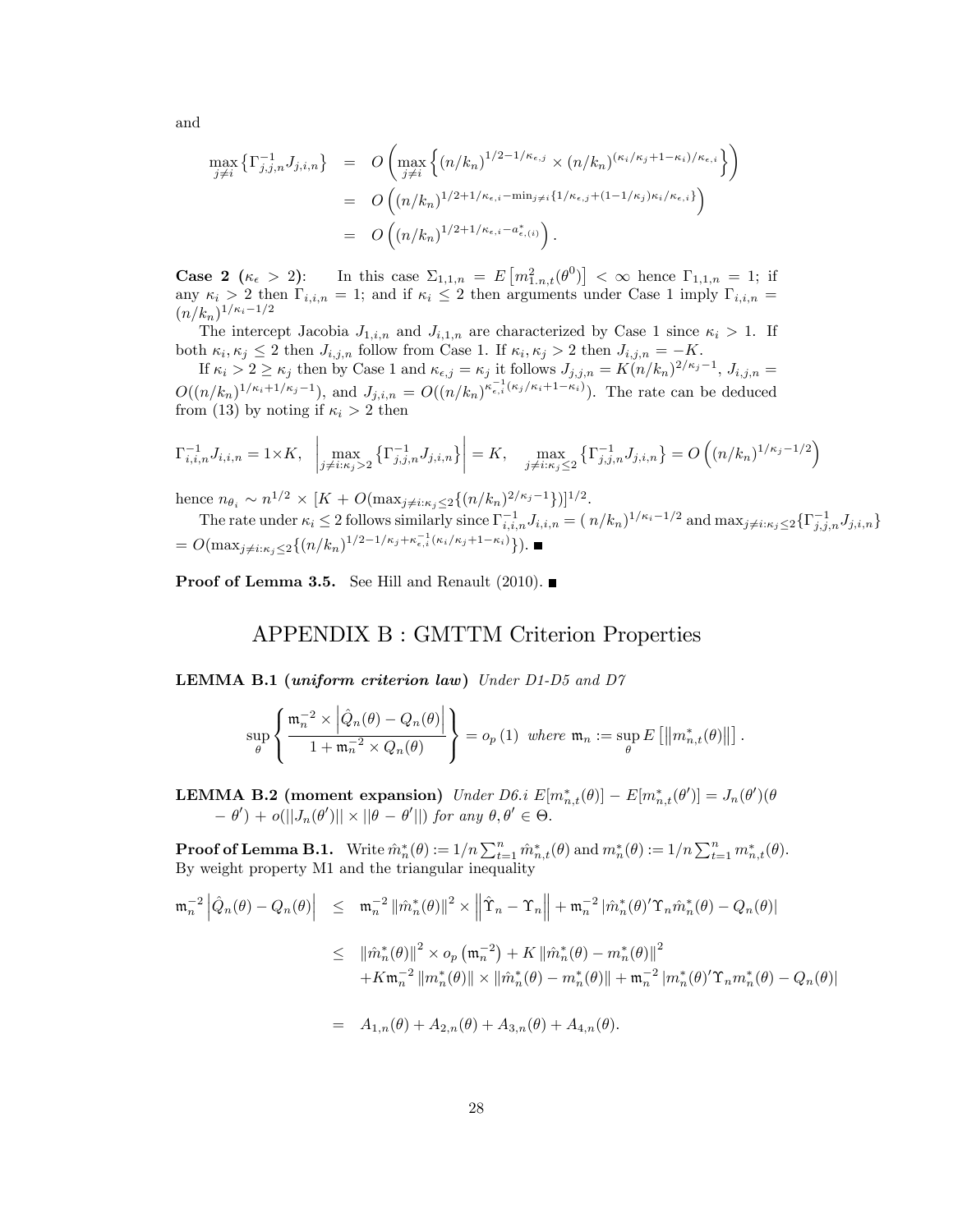and

$$
\begin{aligned}
\max_{j\neq i}\left\{\Gamma_{j,j,n}^{-1}J_{j,i,n}\right\} &= O\left(\max_{j\neq i}\left\{(n/k_n)^{1/2-1/\kappa_{\epsilon,j}}\times(n/k_n)^{(\kappa_i/\kappa_j+1-\kappa_i)/\kappa_{\epsilon,i}}\right\}\right)\\
&= O\left((n/k_n)^{1/2+1/\kappa_{\epsilon,i}-\min_{j\neq i}\{1/\kappa_{\epsilon,j}+(1-1/\kappa_j)\kappa_i/\kappa_{\epsilon,i}\}}\right)\\
&= O\left((n/k_n)^{1/2+1/\kappa_{\epsilon,i}-a^*_{\epsilon,(i)}}\right).
\end{aligned}
$$

**Case 2 ($\kappa_\epsilon > 2$):** In this case $\Sigma_{1,1,n} = E\left[m^2_{1.n,t}(\theta^0)\right] < \infty$ hence $\Gamma_{1,1,n} = 1$; if any $\kappa_i > 2$ then $\Gamma_{i,i,n} = 1$; and if $\kappa_i \leq 2$ then arguments under Case 1 imply $\Gamma_{i,i,n} = (n/k_n)^{1/\kappa_i - 1/2}$

The intercept Jacobia $J_{1,i,n}$ and $J_{i,1,n}$ are characterized by Case 1 since $\kappa_i > 1$. If both $\kappa_i, \kappa_j \leq 2$ then $J_{i,j,n}$ follow from Case 1. If $\kappa_i, \kappa_j > 2$ then $J_{i,j,n} = -K$.

If $\kappa_i > 2 \geq \kappa_j$ then by Case 1 and $\kappa_{\epsilon,j} = \kappa_j$ it follows $J_{j,j,n} = K(n/k_n)^{2/\kappa_j - 1}$, $J_{i,j,n} = O((n/k_n)^{1/\kappa_i+1/\kappa_j-1})$, and $J_{j,i,n} = O((n/k_n)^{\kappa^{-1}_{\epsilon,i}(\kappa_j/\kappa_i+1-\kappa_i)})$. The rate can be deduced from (13) by noting if $\kappa_i > 2$ then

$$
\Gamma_{i,i,n}^{-1}J_{i,i,n} = 1\times K, \quad \left|\max_{j\neq i:\kappa_j>2}\left\{\Gamma_{j,j,n}^{-1}J_{j,i,n}\right\}\right| = K, \quad \max_{j\neq i:\kappa_j\leq 2}\left\{\Gamma_{j,j,n}^{-1}J_{j,i,n}\right\} = O\left((n/k_n)^{1/\kappa_j-1/2}\right)
$$

hence $n_{\theta_i} \sim n^{1/2}\times[K + O(\max_{j\neq i:\kappa_j\leq 2}\{(n/k_n)^{2/\kappa_j-1}\})]^{1/2}$.

The rate under $\kappa_i \leq 2$ follows similarly since $\Gamma^{-1}_{i,i,n}J_{i,i,n} = (\,n/k_n)^{1/\kappa_i-1/2}$ and $\max_{j\neq i:\kappa_j\leq 2}\{\Gamma^{-1}_{j,j,n}J_{j,i,n}\}$ $= O(\max_{j\neq i:\kappa_j\leq 2}\{(n/k_n)^{1/2-1/\kappa_j+\kappa^{-1}_{\epsilon,i}(\kappa_i/\kappa_j+1-\kappa_i)}\})$. ∎

**Proof of Lemma 3.5.** See Hill and Renault (2010). ∎

# APPENDIX B : GMTTM Criterion Properties

**LEMMA B.1 (*uniform criterion law*)** *Under D1-D5 and D7*

$$
\sup_\theta\left\{\frac{\mathfrak{m}_n^{-2}\times\left|\hat{Q}_n(\theta)-Q_n(\theta)\right|}{1+\mathfrak{m}_n^{-2}\times Q_n(\theta)}\right\} = o_p(1) \;\; \textit{where } \mathfrak{m}_n := \sup_\theta E\left[\left\|m^*_{n,t}(\theta)\right\|\right].
$$

**LEMMA B.2 (moment expansion)** *Under D6.i $E[m^*_{n,t}(\theta)] - E[m^*_{n,t}(\theta')] = J_n(\theta')(\theta - \theta') + o(||J_n(\theta')||\times||\theta-\theta'||)$ for any $\theta,\theta'\in\Theta$.*

**Proof of Lemma B.1.** Write $\hat{m}^*_n(\theta) := 1/n\sum_{t=1}^n \hat{m}^*_{n,t}(\theta)$ and $m^*_n(\theta) := 1/n\sum_{t=1}^n m^*_{n,t}(\theta)$. By weight property M1 and the triangular inequality

$$
\begin{aligned}
\mathfrak{m}_n^{-2}\left|\hat{Q}_n(\theta)-Q_n(\theta)\right| &\leq \mathfrak{m}_n^{-2}\left\|\hat{m}^*_n(\theta)\right\|^2\times\left\|\hat{\Upsilon}_n-\Upsilon_n\right\| + \mathfrak{m}_n^{-2}\left|\hat{m}^*_n(\theta)'\Upsilon_n\hat{m}^*_n(\theta)-Q_n(\theta)\right|\\
&\leq \left\|\hat{m}^*_n(\theta)\right\|^2\times o_p\left(\mathfrak{m}_n^{-2}\right) + K\left\|\hat{m}^*_n(\theta)-m^*_n(\theta)\right\|^2\\
&\quad + K\mathfrak{m}_n^{-2}\left\|m^*_n(\theta)\right\|\times\left\|\hat{m}^*_n(\theta)-m^*_n(\theta)\right\| + \mathfrak{m}_n^{-2}\left|m^*_n(\theta)'\Upsilon_n m^*_n(\theta)-Q_n(\theta)\right|\\
&= A_{1,n}(\theta)+A_{2,n}(\theta)+A_{3,n}(\theta)+A_{4,n}(\theta).
\end{aligned}
$$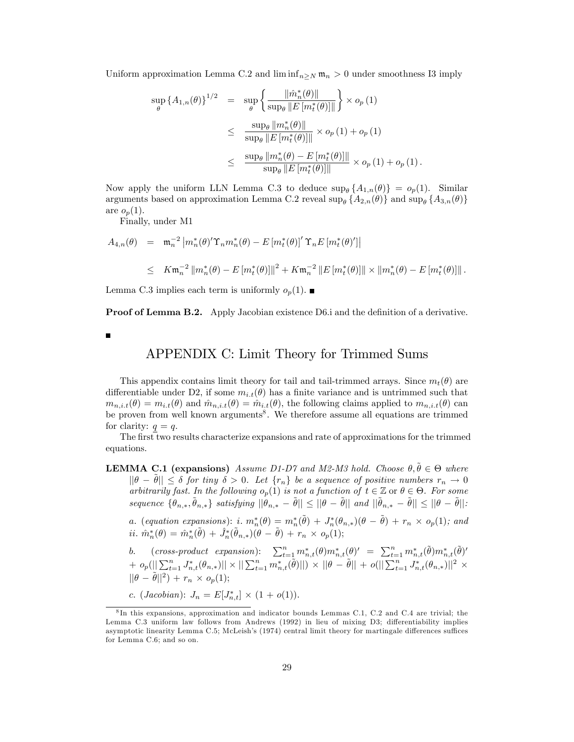Uniform approximation Lemma C.2 and $\liminf_{n\geq N}\mathfrak{m}_n > 0$ under smoothness I3 imply

$$
\begin{aligned}
\sup_{\theta}\{A_{1,n}(\theta)\}^{1/2} &= \sup_{\theta}\left\{\frac{\|\hat{m}_n^*(\theta)\|}{\sup_{\theta}\|E[m_t^*(\theta)]\|}\right\}\times o_p(1) \\
&\leq \frac{\sup_{\theta}\|m_n^*(\theta)\|}{\sup_{\theta}\|E[m_t^*(\theta)]\|}\times o_p(1) + o_p(1) \\
&\leq \frac{\sup_{\theta}\|m_n^*(\theta) - E[m_t^*(\theta)]\|}{\sup_{\theta}\|E[m_t^*(\theta)]\|}\times o_p(1) + o_p(1).
\end{aligned}
$$

Now apply the uniform LLN Lemma C.3 to deduce $\sup_{\theta}\{A_{1,n}(\theta)\} = o_p(1)$. Similar arguments based on approximation Lemma C.2 reveal $\sup_{\theta}\{A_{2,n}(\theta)\}$ and $\sup_{\theta}\{A_{3,n}(\theta)\}$ are $o_p(1)$.

Finally, under M1

$$
\begin{aligned}
A_{4,n}(\theta) &= \mathfrak{m}_n^{-2}\left|m_n^*(\theta)'\Upsilon_n m_n^*(\theta) - E[m_t^*(\theta)]'\Upsilon_n E[m_t^*(\theta)']\right| \\
&\leq K\mathfrak{m}_n^{-2}\|m_n^*(\theta) - E[m_t^*(\theta)]\|^2 + K\mathfrak{m}_n^{-2}\|E[m_t^*(\theta)]\|\times\|m_n^*(\theta) - E[m_t^*(\theta)]\|.
\end{aligned}
$$

Lemma C.3 implies each term is uniformly $o_p(1)$. ■

**Proof of Lemma B.2.** Apply Jacobian existence D6.i and the definition of a derivative.

■

# APPENDIX C: Limit Theory for Trimmed Sums

This appendix contains limit theory for tail and tail-trimmed arrays. Since $m_t(\theta)$ are differentiable under D2, if some $m_{i.t}(\theta)$ has a finite variance and is untrimmed such that $m_{n,i.t}(\theta) = m_{i.t}(\theta)$ and $\hat{m}_{n,i.t}(\theta) = \hat{m}_{i.t}(\theta)$, the following claims applied to $m_{n,i.t}(\theta)$ can be proven from well known arguments[8]. We therefore assume all equations are trimmed for clarity: $\underline{q} = q$.

The first two results characterize expansions and rate of approximations for the trimmed equations.

**LEMMA C.1 (expansions)** *Assume D1-D7 and M2-M3 hold. Choose $\theta, \tilde{\theta} \in \Theta$ where $||\theta - \tilde{\theta}|| \leq \delta$ for tiny $\delta > 0$. Let $\{r_n\}$ be a sequence of positive numbers $r_n \to 0$ arbitrarily fast. In the following $o_p(1)$ is not a function of $t \in \mathbb{Z}$ or $\theta \in \Theta$. For some sequence $\{\theta_{n,*}, \tilde{\theta}_{n,*}\}$ satisfying $||\theta_{n,*} - \tilde{\theta}|| \leq ||\theta - \tilde{\theta}||$ and $||\tilde{\theta}_{n,*} - \tilde{\theta}|| \leq ||\theta - \tilde{\theta}||$:*

*a. (equation expansions): i. $m_n^*(\theta) = m_n^*(\tilde{\theta}) + J_n^*(\theta_{n,*})(\theta - \tilde{\theta}) + r_n \times o_p(1)$; and ii. $\hat{m}_n^*(\theta) = \hat{m}_n^*(\tilde{\theta}) + \hat{J}_n^*(\tilde{\theta}_{n,*})(\theta - \tilde{\theta}) + r_n \times o_p(1)$;*

*b. (cross-product expansion): $\sum_{t=1}^n m_{n,t}^*(\theta)m_{n,t}^*(\theta)' = \sum_{t=1}^n m_{n,t}^*(\tilde{\theta})m_{n,t}^*(\tilde{\theta})' + o_p(||\sum_{t=1}^n J_{n,t}^*(\theta_{n,*})|| \times ||\sum_{t=1}^n m_{n,t}^*(\tilde{\theta})||) \times ||\theta - \tilde{\theta}|| + o(||\sum_{t=1}^n J_{n,t}^*(\theta_{n,*})||^2 \times ||\theta - \tilde{\theta}||^2) + r_n \times o_p(1)$;*

*c. (Jacobian): $J_n = E[J_{n,t}^*] \times (1 + o(1))$.*

[8] In this expansions, approximation and indicator bounds Lemmas C.1, C.2 and C.4 are trivial; the Lemma C.3 uniform law follows from Andrews (1992) in lieu of mixing D3; differentiability implies asymptotic linearity Lemma C.5; McLeish's (1974) central limit theory for martingale differences suffices for Lemma C.6; and so on.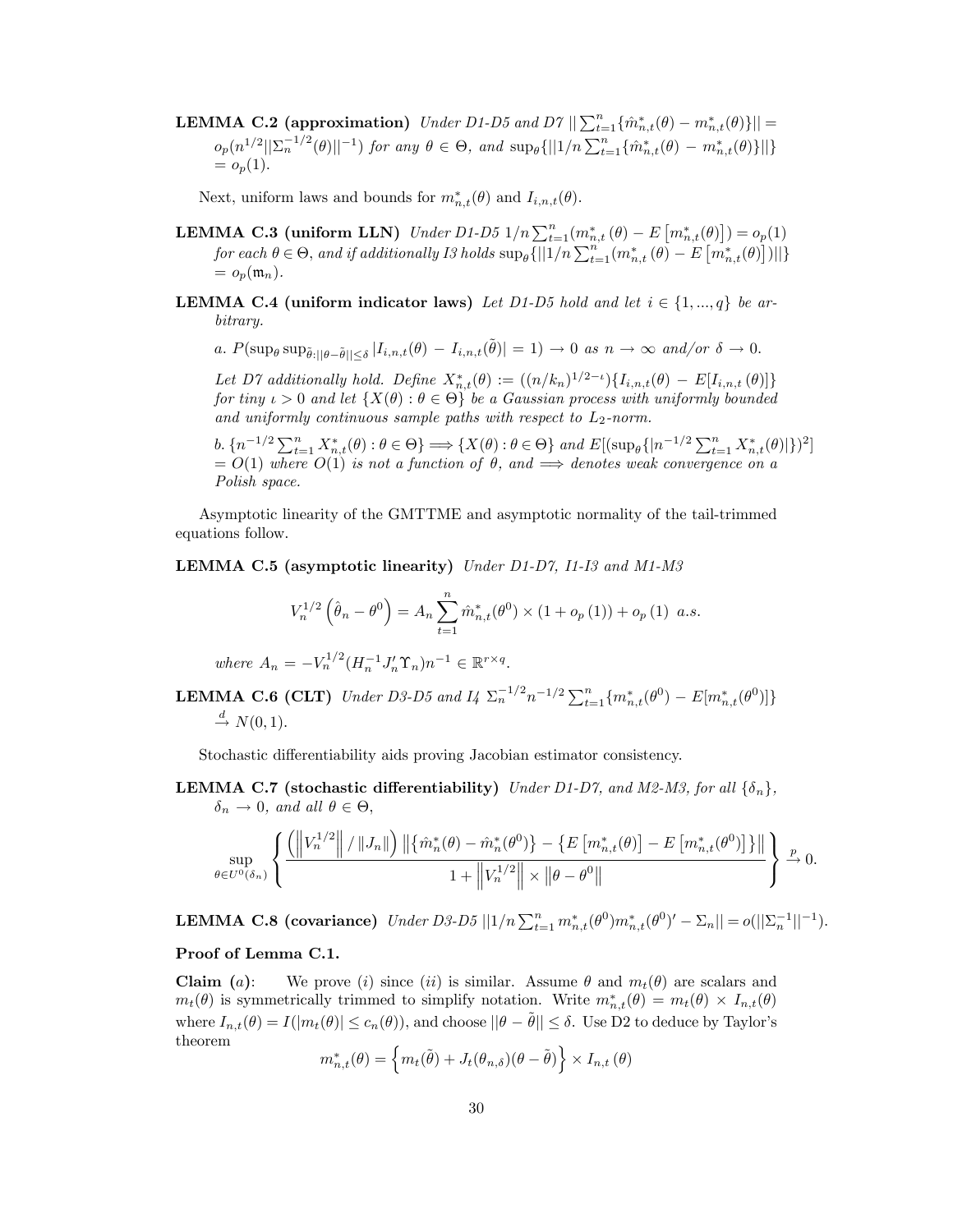**LEMMA C.2 (approximation)** *Under D1-D5 and D7* $||\sum_{t=1}^{n}\{\hat{m}^*_{n,t}(\theta) - m^*_{n,t}(\theta)\}|| = o_p(n^{1/2}||\Sigma_n^{-1/2}(\theta)||^{-1})$ *for any* $\theta \in \Theta$, *and* $\sup_\theta\{||1/n\sum_{t=1}^{n}\{\hat{m}^*_{n,t}(\theta) - m^*_{n,t}(\theta)\}||\} = o_p(1)$.

Next, uniform laws and bounds for $m^*_{n,t}(\theta)$ and $I_{i,n,t}(\theta)$.

**LEMMA C.3 (uniform LLN)** *Under D1-D5* $1/n\sum_{t=1}^{n}(m^*_{n,t}(\theta) - E\left[m^*_{n,t}(\theta)\right]) = o_p(1)$ *for each* $\theta \in \Theta$, *and if additionally I3 holds* $\sup_\theta\{||1/n\sum_{t=1}^{n}(m^*_{n,t}(\theta) - E\left[m^*_{n,t}(\theta)\right])||\} = o_p(\mathfrak{m}_n)$.

**LEMMA C.4 (uniform indicator laws)** *Let D1-D5 hold and let* $i \in \{1,...,q\}$ *be arbitrary.*

*a.* $P(\sup_\theta \sup_{\tilde{\theta}:||\theta-\tilde{\theta}||\leq\delta}|I_{i,n,t}(\theta) - I_{i,n,t}(\tilde{\theta})| = 1) \to 0$ *as* $n \to \infty$ *and/or* $\delta \to 0$.

*Let D7 additionally hold. Define* $X^*_{n,t}(\theta) := ((n/k_n)^{1/2-\iota})\{I_{i,n,t}(\theta) - E[I_{i,n,t}(\theta)]\}$ *for tiny* $\iota > 0$ *and let* $\{X(\theta) : \theta \in \Theta\}$ *be a Gaussian process with uniformly bounded and uniformly continuous sample paths with respect to* $L_2$*-norm.*

*b.* $\{n^{-1/2}\sum_{t=1}^{n}X^*_{n,t}(\theta) : \theta \in \Theta\} \Longrightarrow \{X(\theta) : \theta \in \Theta\}$ *and* $E[(\sup_\theta\{|n^{-1/2}\sum_{t=1}^{n}X^*_{n,t}(\theta)|\})^2] = O(1)$ *where* $O(1)$ *is not a function of* $\theta$, *and* $\Longrightarrow$ *denotes weak convergence on a Polish space.*

Asymptotic linearity of the GMTTME and asymptotic normality of the tail-trimmed equations follow.

**LEMMA C.5 (asymptotic linearity)** *Under D1-D7, I1-I3 and M1-M3*

$$V_n^{1/2}\left(\hat{\theta}_n - \theta^0\right) = A_n\sum_{t=1}^{n}\hat{m}^*_{n,t}(\theta^0) \times (1 + o_p(1)) + o_p(1) \ \ a.s.$$

*where* $A_n = -V_n^{1/2}(H_n^{-1}J_n'\Upsilon_n)n^{-1} \in \mathbb{R}^{r\times q}$.

**LEMMA C.6 (CLT)** *Under D3-D5 and I4* $\Sigma_n^{-1/2}n^{-1/2}\sum_{t=1}^{n}\{m^*_{n,t}(\theta^0) - E[m^*_{n,t}(\theta^0)]\} \xrightarrow{d} N(0,1)$.

Stochastic differentiability aids proving Jacobian estimator consistency.

**LEMMA C.7 (stochastic differentiability)** *Under D1-D7, and M2-M3, for all* $\{\delta_n\}$, $\delta_n \to 0$, *and all* $\theta \in \Theta$,

$$\sup_{\theta\in U^0(\delta_n)}\left\{\frac{\left(\left\|V_n^{1/2}\right\|/\|J_n\|\right)\left\|\{\hat{m}^*_n(\theta) - \hat{m}^*_n(\theta^0)\} - \{E\left[m^*_{n,t}(\theta)\right] - E\left[m^*_{n,t}(\theta^0)\right]\}\right\|}{1 + \left\|V_n^{1/2}\right\| \times \left\|\theta - \theta^0\right\|}\right\} \xrightarrow{p} 0.$$

**LEMMA C.8 (covariance)** *Under D3-D5* $||1/n\sum_{t=1}^{n}m^*_{n,t}(\theta^0)m^*_{n,t}(\theta^0)' - \Sigma_n|| = o(||\Sigma_n^{-1}||^{-1})$.

**Proof of Lemma C.1.**

**Claim** $(a)$: We prove $(i)$ since $(ii)$ is similar. Assume $\theta$ and $m_t(\theta)$ are scalars and $m_t(\theta)$ is symmetrically trimmed to simplify notation. Write $m^*_{n,t}(\theta) = m_t(\theta) \times I_{n,t}(\theta)$ where $I_{n,t}(\theta) = I(|m_t(\theta)| \leq c_n(\theta))$, and choose $||\theta - \tilde{\theta}|| \leq \delta$. Use D2 to deduce by Taylor's theorem

$$m^*_{n,t}(\theta) = \left\{m_t(\tilde{\theta}) + J_t(\theta_{n,\delta})(\theta - \tilde{\theta})\right\} \times I_{n,t}(\theta)$$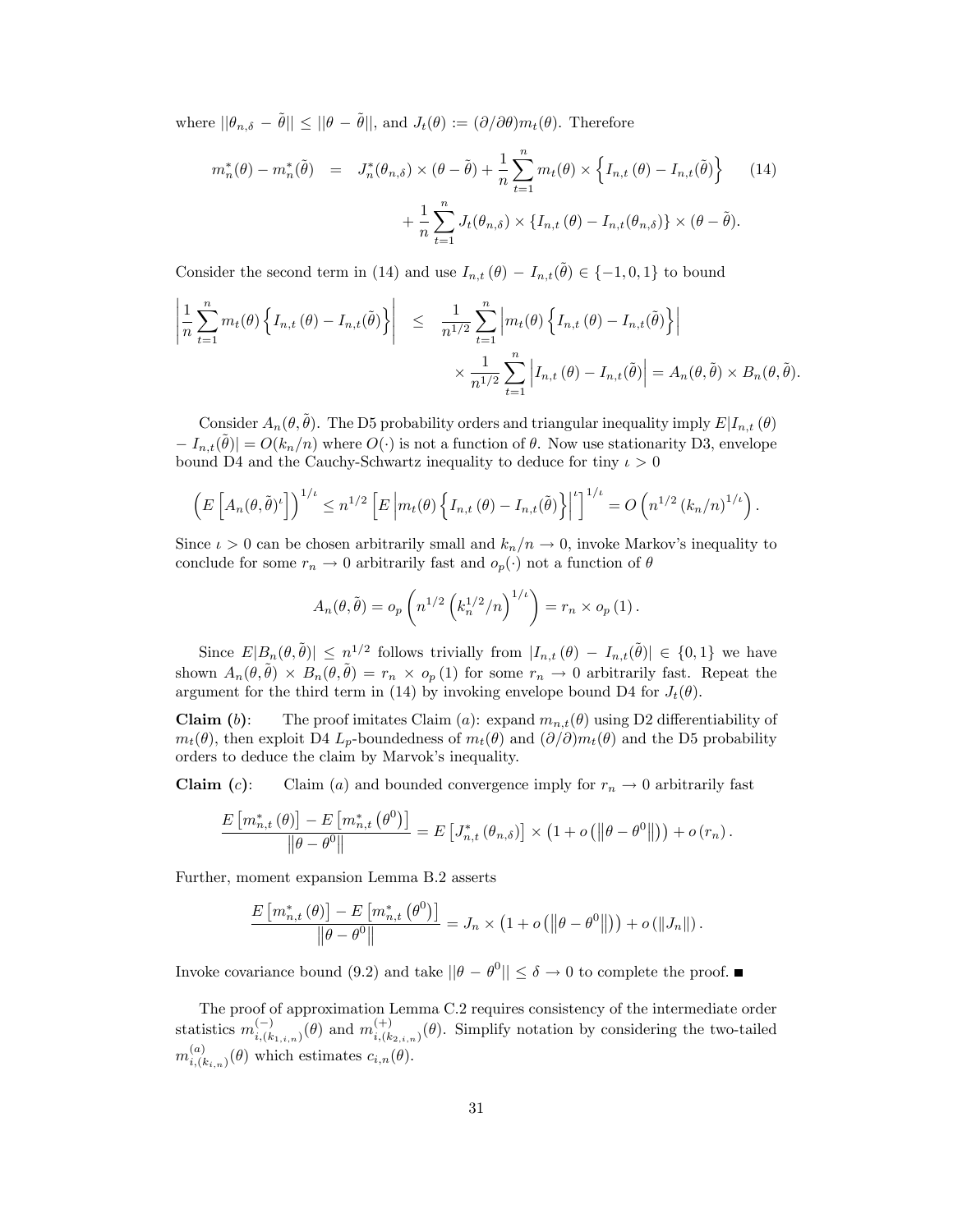where $||\theta_{n,\delta} - \tilde{\theta}|| \leq ||\theta - \tilde{\theta}||$, and $J_t(\theta) := (\partial/\partial\theta)m_t(\theta)$. Therefore

$$
\begin{aligned}
m_n^*(\theta) - m_n^*(\tilde{\theta}) &= J_n^*(\theta_{n,\delta}) \times (\theta - \tilde{\theta}) + \frac{1}{n}\sum_{t=1}^{n} m_t(\theta) \times \left\{ I_{n,t}(\theta) - I_{n,t}(\tilde{\theta}) \right\} \qquad (14) \\
&\quad + \frac{1}{n}\sum_{t=1}^{n} J_t(\theta_{n,\delta}) \times \left\{ I_{n,t}(\theta) - I_{n,t}(\theta_{n,\delta}) \right\} \times (\theta - \tilde{\theta}).
\end{aligned}
$$

Consider the second term in (14) and use $I_{n,t}(\theta) - I_{n,t}(\tilde{\theta}) \in \{-1, 0, 1\}$ to bound

$$
\begin{aligned}
\left| \frac{1}{n}\sum_{t=1}^{n} m_t(\theta) \left\{ I_{n,t}(\theta) - I_{n,t}(\tilde{\theta}) \right\} \right| &\leq \frac{1}{n^{1/2}} \sum_{t=1}^{n} \left| m_t(\theta) \left\{ I_{n,t}(\theta) - I_{n,t}(\tilde{\theta}) \right\} \right| \\
&\quad \times \frac{1}{n^{1/2}} \sum_{t=1}^{n} \left| I_{n,t}(\theta) - I_{n,t}(\tilde{\theta}) \right| = A_n(\theta, \tilde{\theta}) \times B_n(\theta, \tilde{\theta}).
\end{aligned}
$$

Consider $A_n(\theta, \tilde{\theta})$. The D5 probability orders and triangular inequality imply $E|I_{n,t}(\theta) - I_{n,t}(\tilde{\theta})| = O(k_n/n)$ where $O(\cdot)$ is not a function of $\theta$. Now use stationarity D3, envelope bound D4 and the Cauchy-Schwartz inequality to deduce for tiny $\iota > 0$

$$
\left( E\left[ A_n(\theta, \tilde{\theta})^{\iota} \right] \right)^{1/\iota} \leq n^{1/2} \left[ E\left| m_t(\theta) \left\{ I_{n,t}(\theta) - I_{n,t}(\tilde{\theta}) \right\} \right|^{\iota} \right]^{1/\iota} = O\left( n^{1/2} (k_n/n)^{1/\iota} \right).
$$

Since $\iota > 0$ can be chosen arbitrarily small and $k_n/n \to 0$, invoke Markov's inequality to conclude for some $r_n \to 0$ arbitrarily fast and $o_p(\cdot)$ not a function of $\theta$

$$
A_n(\theta, \tilde{\theta}) = o_p\left( n^{1/2} \left( k_n^{1/2}/n \right)^{1/\iota} \right) = r_n \times o_p(1).
$$

Since $E|B_n(\theta, \tilde{\theta})| \leq n^{1/2}$ follows trivially from $|I_{n,t}(\theta) - I_{n,t}(\tilde{\theta})| \in \{0, 1\}$ we have shown $A_n(\theta, \tilde{\theta}) \times B_n(\theta, \tilde{\theta}) = r_n \times o_p(1)$ for some $r_n \to 0$ arbitrarily fast. Repeat the argument for the third term in (14) by invoking envelope bound D4 for $J_t(\theta)$.

**Claim (*b*)**: The proof imitates Claim (*a*): expand $m_{n,t}(\theta)$ using D2 differentiability of $m_t(\theta)$, then exploit D4 $L_p$-boundedness of $m_t(\theta)$ and $(\partial/\partial)m_t(\theta)$ and the D5 probability orders to deduce the claim by Marvok's inequality.

**Claim (*c*)**: Claim (*a*) and bounded convergence imply for $r_n \to 0$ arbitrarily fast

$$
\frac{E\left[ m_{n,t}^*(\theta) \right] - E\left[ m_{n,t}^*(\theta^0) \right]}{\left\| \theta - \theta^0 \right\|} = E\left[ J_{n,t}^*(\theta_{n,\delta}) \right] \times \left( 1 + o\left( \left\| \theta - \theta^0 \right\| \right) \right) + o(r_n).
$$

Further, moment expansion Lemma B.2 asserts

$$
\frac{E\left[ m_{n,t}^*(\theta) \right] - E\left[ m_{n,t}^*(\theta^0) \right]}{\left\| \theta - \theta^0 \right\|} = J_n \times \left( 1 + o\left( \left\| \theta - \theta^0 \right\| \right) \right) + o(\|J_n\|).
$$

Invoke covariance bound (9.2) and take $||\theta - \theta^0|| \leq \delta \to 0$ to complete the proof. ■

The proof of approximation Lemma C.2 requires consistency of the intermediate order statistics $m_{i,(k_{1,i,n})}^{(-)}(\theta)$ and $m_{i,(k_{2,i,n})}^{(+)}(\theta)$. Simplify notation by considering the two-tailed $m_{i,(k_{i,n})}^{(a)}(\theta)$ which estimates $c_{i,n}(\theta)$.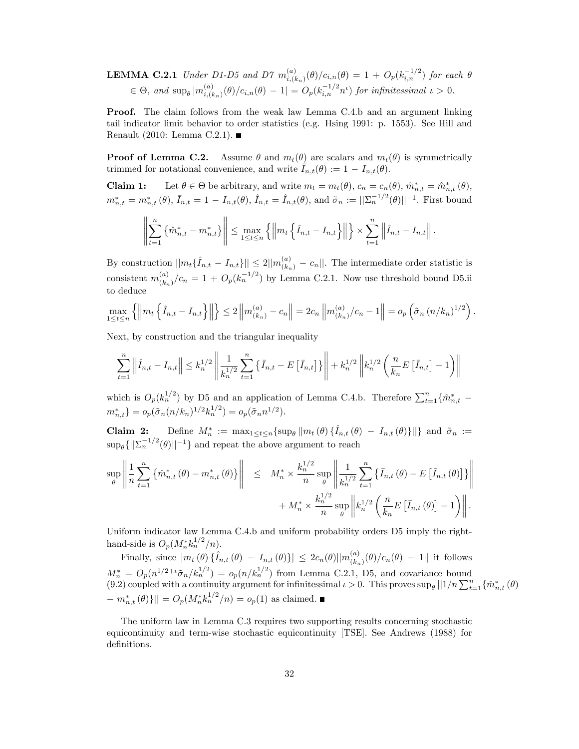**LEMMA C.2.1** *Under D1-D5 and D7* $m_{i,(k_n)}^{(a)}(\theta)/c_{i,n}(\theta) = 1 + O_p(k_{i,n}^{-1/2})$ *for each* $\theta \in \Theta$*, and* $\sup_\theta |m_{i,(k_n)}^{(a)}(\theta)/c_{i,n}(\theta) - 1| = O_p(k_{i,n}^{-1/2} n^{\iota})$ *for infinitessimal* $\iota > 0$.

**Proof.** The claim follows from the weak law Lemma C.4.b and an argument linking tail indicator limit behavior to order statistics (e.g. Hsing 1991: p. 1553). See Hill and Renault (2010: Lemma C.2.1). ∎

**Proof of Lemma C.2.** Assume $\theta$ and $m_t(\theta)$ are scalars and $m_t(\theta)$ is symmetrically trimmed for notational convenience, and write $\bar{I}_{n,t}(\theta) := 1 - I_{n,t}(\theta)$.

**Claim 1:** Let $\theta \in \Theta$ be arbitrary, and write $m_t = m_t(\theta)$, $c_n = c_n(\theta)$, $\hat{m}_{n,t}^* = \hat{m}_{n,t}^*(\theta)$, $m_{n,t}^* = m_{n,t}^*(\theta)$, $\bar{I}_{n,t} = 1 - I_{n,t}(\theta)$, $\hat{I}_{n,t} = \hat{I}_{n,t}(\theta)$, and $\tilde{\sigma}_n := ||\Sigma_n^{-1/2}(\theta)||^{-1}$. First bound

$$\left\| \sum_{t=1}^n \left\{ \hat{m}_{n,t}^* - m_{n,t}^* \right\} \right\| \leq \max_{1 \leq t \leq n} \left\{ \left\| m_t \left\{ \hat{I}_{n,t} - I_{n,t} \right\} \right\| \right\} \times \sum_{t=1}^n \left\| \hat{I}_{n,t} - I_{n,t} \right\|.$$

By construction $||m_t\{\hat{I}_{n,t} - I_{n,t}\}|| \leq 2||m_{(k_n)}^{(a)} - c_n||$. The intermediate order statistic is consistent $m_{(k_n)}^{(a)}/c_n = 1 + O_p(k_n^{-1/2})$ by Lemma C.2.1. Now use threshold bound D5.ii to deduce

$$\max_{1 \leq t \leq n} \left\{ \left\| m_t \left\{ \hat{I}_{n,t} - I_{n,t} \right\} \right\| \right\} \leq 2 \left\| m_{(k_n)}^{(a)} - c_n \right\| = 2c_n \left\| m_{(k_n)}^{(a)}/c_n - 1 \right\| = o_p\left( \tilde{\sigma}_n \left(n/k_n\right)^{1/2} \right).$$

Next, by construction and the triangular inequality

$$\sum_{t=1}^n \left\| \hat{I}_{n,t} - I_{n,t} \right\| \leq k_n^{1/2} \left\| \frac{1}{k_n^{1/2}} \sum_{t=1}^n \left\{ \bar{I}_{n,t} - E\left[\bar{I}_{n,t}\right] \right\} \right\| + k_n^{1/2} \left\| k_n^{1/2} \left( \frac{n}{k_n} E\left[\bar{I}_{n,t}\right] - 1 \right) \right\|$$

which is $O_p(k_n^{1/2})$ by D5 and an application of Lemma C.4.b. Therefore $\sum_{t=1}^n \{\hat{m}_{n,t}^* - m_{n,t}^*\} = o_p(\tilde{\sigma}_n (n/k_n)^{1/2} k_n^{1/2}) = o_p(\tilde{\sigma}_n n^{1/2})$.

**Claim 2:** Define $M_n^* := \max_{1 \leq t \leq n}\{\sup_\theta ||m_t(\theta)\{\hat{I}_{n,t}(\theta) - I_{n,t}(\theta)\}||\}$ and $\tilde{\sigma}_n := \sup_\theta\{||\Sigma_n^{-1/2}(\theta)||^{-1}\}$ and repeat the above argument to reach

$$\begin{aligned}
\sup_\theta \left\| \frac{1}{n} \sum_{t=1}^n \left\{ \hat{m}_{n,t}^*(\theta) - m_{n,t}^*(\theta) \right\} \right\| \quad &\leq \quad M_n^* \times \frac{k_n^{1/2}}{n} \sup_\theta \left\| \frac{1}{k_n^{1/2}} \sum_{t=1}^n \left\{ \bar{I}_{n,t}(\theta) - E\left[\bar{I}_{n,t}(\theta)\right] \right\} \right\| \\
&\quad + M_n^* \times \frac{k_n^{1/2}}{n} \sup_\theta \left\| k_n^{1/2} \left( \frac{n}{k_n} E\left[\bar{I}_{n,t}(\theta)\right] - 1 \right) \right\|.
\end{aligned}$$

Uniform indicator law Lemma C.4.b and uniform probability orders D5 imply the right-hand-side is $O_p(M_n^* k_n^{1/2}/n)$.

Finally, since $|m_t(\theta)\{\hat{I}_{n,t}(\theta) - I_{n,t}(\theta)\}| \leq 2c_n(\theta)||m_{(k_n)}^{(a)}(\theta)/c_n(\theta) - 1||$ it follows $M_n^* = O_p(n^{1/2+\iota}\tilde{\sigma}_n/k_n^{1/2}) = o_p(n/k_n^{1/2})$ from Lemma C.2.1, D5, and covariance bound (9.2) coupled with a continuity argument for infinitessimal $\iota > 0$. This proves $\sup_\theta ||1/n \sum_{t=1}^n \{\hat{m}_{n,t}^*(\theta) - m_{n,t}^*(\theta)\}|| = O_p(M_n^* k_n^{1/2}/n) = o_p(1)$ as claimed. ∎

The uniform law in Lemma C.3 requires two supporting results concerning stochastic equicontinuity and term-wise stochastic equicontinuity [TSE]. See Andrews (1988) for definitions.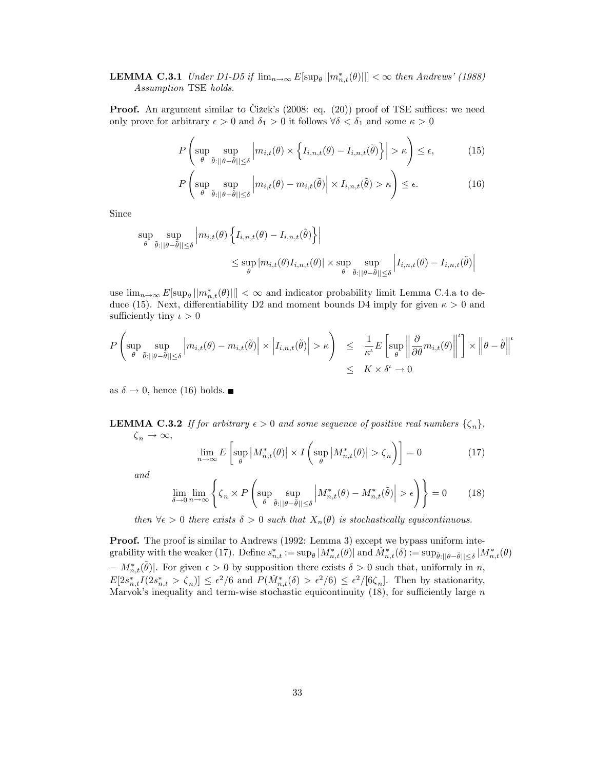**LEMMA C.3.1** *Under D1-D5 if* $\lim_{n\to\infty} E[\sup_\theta ||m^*_{n,t}(\theta)||] < \infty$ *then Andrews' (1988) Assumption* TSE *holds.*

**Proof.** An argument similar to Čižek's (2008: eq. (20)) proof of TSE suffices: we need only prove for arbitrary $\epsilon > 0$ and $\delta_1 > 0$ it follows $\forall \delta < \delta_1$ and some $\kappa > 0$

$$P\left(\sup_\theta \sup_{\tilde{\theta}:||\theta-\tilde{\theta}||\leq\delta} \left|m_{i,t}(\theta) \times \left\{I_{i,n,t}(\theta) - I_{i,n,t}(\tilde{\theta})\right\}\right| > \kappa\right) \leq \epsilon, \tag{15}$$

$$P\left(\sup_\theta \sup_{\tilde{\theta}:||\theta-\tilde{\theta}||\leq\delta} \left|m_{i,t}(\theta) - m_{i,t}(\tilde{\theta})\right| \times I_{i,n,t}(\tilde{\theta}) > \kappa\right) \leq \epsilon. \tag{16}$$

Since

$$\sup_\theta \sup_{\tilde{\theta}:||\theta-\tilde{\theta}||\leq\delta} \left|m_{i,t}(\theta)\left\{I_{i,n,t}(\theta) - I_{i,n,t}(\tilde{\theta})\right\}\right| \leq \sup_\theta |m_{i,t}(\theta) I_{i,n,t}(\theta)| \times \sup_\theta \sup_{\tilde{\theta}:||\theta-\tilde{\theta}||\leq\delta} \left|I_{i,n,t}(\theta) - I_{i,n,t}(\tilde{\theta})\right|$$

use $\lim_{n\to\infty} E[\sup_\theta ||m^*_{n,t}(\theta)||] < \infty$ and indicator probability limit Lemma C.4.a to deduce (15). Next, differentiability D2 and moment bounds D4 imply for given $\kappa > 0$ and sufficiently tiny $\iota > 0$

$$\begin{aligned} P\left(\sup_\theta \sup_{\tilde{\theta}:||\theta-\tilde{\theta}||\leq\delta} \left|m_{i,t}(\theta) - m_{i,t}(\tilde{\theta})\right| \times \left|I_{i,n,t}(\tilde{\theta})\right| > \kappa\right) &\leq \frac{1}{\kappa^\iota} E\left[\sup_\theta \left\|\frac{\partial}{\partial\theta} m_{i,t}(\theta)\right\|^\iota\right] \times \left\|\theta - \tilde{\theta}\right\|^\iota \\ &\leq K \times \delta^\iota \to 0 \end{aligned}$$

as $\delta \to 0$, hence (16) holds. ■

**LEMMA C.3.2** *If for arbitrary* $\epsilon > 0$ *and some sequence of positive real numbers* $\{\zeta_n\}$, $\zeta_n \to \infty$,

$$\lim_{n\to\infty} E\left[\sup_\theta \left|M^*_{n,t}(\theta)\right| \times I\left(\sup_\theta \left|M^*_{n,t}(\theta)\right| > \zeta_n\right)\right] = 0 \tag{17}$$

*and*

$$\lim_{\delta\to 0} \lim_{n\to\infty} \left\{\zeta_n \times P\left(\sup_\theta \sup_{\tilde{\theta}:||\theta-\tilde{\theta}||\leq\delta} \left|M^*_{n,t}(\theta) - M^*_{n,t}(\tilde{\theta})\right| > \epsilon\right)\right\} = 0 \tag{18}$$

*then* $\forall\epsilon > 0$ *there exists* $\delta > 0$ *such that* $X_n(\theta)$ *is stochastically equicontinuous.*

**Proof.** The proof is similar to Andrews (1992: Lemma 3) except we bypass uniform integrability with the weaker (17). Define $s^*_{n,t} := \sup_\theta |M^*_{n,t}(\theta)|$ and $\tilde{M}^*_{n,t}(\delta) := \sup_{\tilde{\theta}:||\theta-\tilde{\theta}||\leq\delta} |M^*_{n,t}(\theta) - M^*_{n,t}(\tilde{\theta})|$. For given $\epsilon > 0$ by supposition there exists $\delta > 0$ such that, uniformly in $n$, $E[2s^*_{n,t} I(2s^*_{n,t} > \zeta_n)] \leq \epsilon^2/6$ and $P(\tilde{M}^*_{n,t}(\delta) > \epsilon^2/6) \leq \epsilon^2/[6\zeta_n]$. Then by stationarity, Marvok's inequality and term-wise stochastic equicontinuity (18), for sufficiently large $n$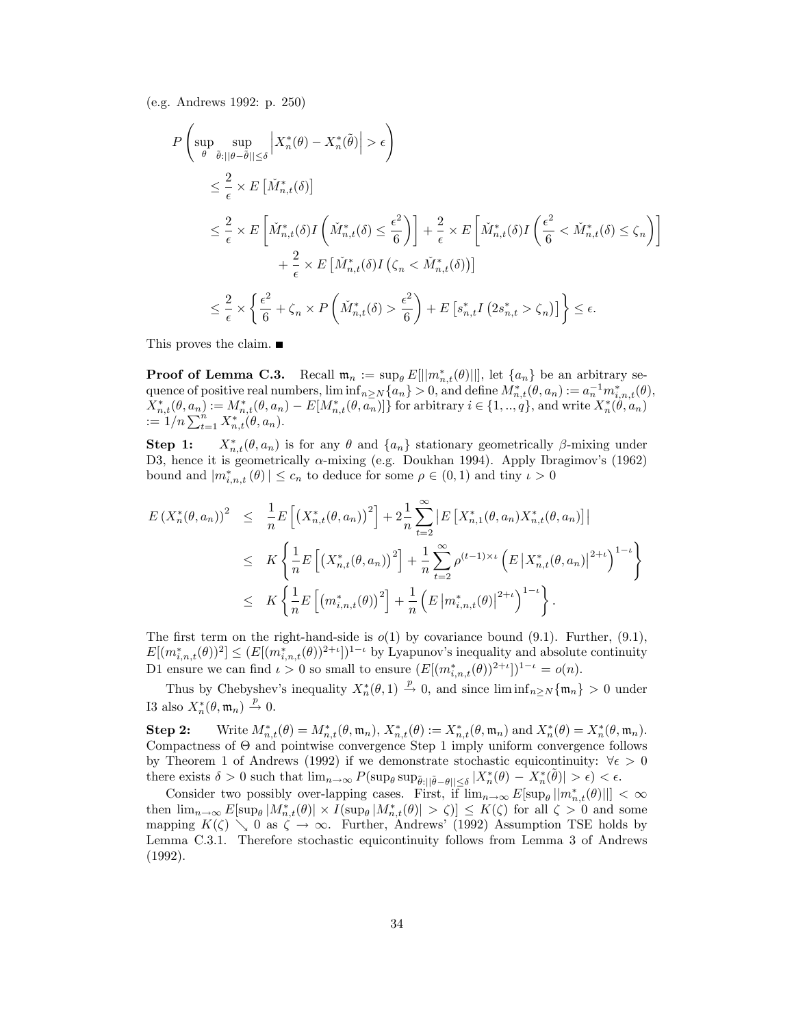(e.g. Andrews 1992: p. 250)

$$
\begin{aligned}
&P\left(\sup_{\theta}\sup_{\tilde{\theta}:||\theta-\tilde{\theta}||\leq\delta}\left|X_n^*(\theta)-X_n^*(\tilde{\theta})\right|>\epsilon\right)\\
&\quad\leq\frac{2}{\epsilon}\times E\left[\check{M}_{n,t}^*(\delta)\right]\\
&\quad\leq\frac{2}{\epsilon}\times E\left[\check{M}_{n,t}^*(\delta)I\left(\check{M}_{n,t}^*(\delta)\leq\frac{\epsilon^2}{6}\right)\right]+\frac{2}{\epsilon}\times E\left[\check{M}_{n,t}^*(\delta)I\left(\frac{\epsilon^2}{6}<\check{M}_{n,t}^*(\delta)\leq\zeta_n\right)\right]\\
&\qquad\qquad+\frac{2}{\epsilon}\times E\left[\check{M}_{n,t}^*(\delta)I\left(\zeta_n<\check{M}_{n,t}^*(\delta)\right)\right]\\
&\quad\leq\frac{2}{\epsilon}\times\left\{\frac{\epsilon^2}{6}+\zeta_n\times P\left(\check{M}_{n,t}^*(\delta)>\frac{\epsilon^2}{6}\right)+E\left[s_{n,t}^*I\left(2s_{n,t}^*>\zeta_n\right)\right]\right\}\leq\epsilon.
\end{aligned}
$$

This proves the claim. ■

**Proof of Lemma C.3.** Recall $\mathfrak{m}_n := \sup_\theta E[||m_{n,t}^*(\theta)||]$, let $\{a_n\}$ be an arbitrary sequence of positive real numbers, $\liminf_{n\geq N}\{a_n\} > 0$, and define $M_{n,t}^*(\theta, a_n) := a_n^{-1}m_{i,n,t}^*(\theta)$, $X_{n,t}^*(\theta, a_n) := M_{n,t}^*(\theta, a_n) - E[M_{n,t}^*(\theta, a_n)]\}$ for arbitrary $i \in \{1, .., q\}$, and write $X_n^*(\theta, a_n) := 1/n\sum_{t=1}^n X_{n,t}^*(\theta, a_n)$.

**Step 1:** $X_{n,t}^*(\theta, a_n)$ is for any $\theta$ and $\{a_n\}$ stationary geometrically $\beta$-mixing under D3, hence it is geometrically $\alpha$-mixing (e.g. Doukhan 1994). Apply Ibragimov's (1962) bound and $|m_{i,n,t}^*(\theta)| \leq c_n$ to deduce for some $\rho \in (0, 1)$ and tiny $\iota > 0$

$$
\begin{aligned}
E\left(X_n^*(\theta,a_n)\right)^2 &\leq \frac{1}{n}E\left[\left(X_{n,t}^*(\theta,a_n)\right)^2\right]+2\frac{1}{n}\sum_{t=2}^{\infty}\left|E\left[X_{n,1}^*(\theta,a_n)X_{n,t}^*(\theta,a_n)\right]\right|\\
&\leq K\left\{\frac{1}{n}E\left[\left(X_{n,t}^*(\theta,a_n)\right)^2\right]+\frac{1}{n}\sum_{t=2}^{\infty}\rho^{(t-1)\times\iota}\left(E\left|X_{n,t}^*(\theta,a_n)\right|^{2+\iota}\right)^{1-\iota}\right\}\\
&\leq K\left\{\frac{1}{n}E\left[\left(m_{i,n,t}^*(\theta)\right)^2\right]+\frac{1}{n}\left(E\left|m_{i,n,t}^*(\theta)\right|^{2+\iota}\right)^{1-\iota}\right\}.
\end{aligned}
$$

The first term on the right-hand-side is $o(1)$ by covariance bound (9.1). Further, (9.1), $E[(m_{i,n,t}^*(\theta))^2] \leq (E[(m_{i,n,t}^*(\theta))^{2+\iota}])^{1-\iota}$ by Lyapunov's inequality and absolute continuity D1 ensure we can find $\iota > 0$ so small to ensure $(E[(m_{i,n,t}^*(\theta))^{2+\iota}])^{1-\iota} = o(n)$.

Thus by Chebyshev's inequality $X_n^*(\theta, 1) \xrightarrow{p} 0$, and since $\liminf_{n\geq N}\{\mathfrak{m}_n\} > 0$ under I3 also $X_n^*(\theta, \mathfrak{m}_n) \xrightarrow{p} 0$.

**Step 2:** Write $M_{n,t}^*(\theta) = M_{n,t}^*(\theta, \mathfrak{m}_n)$, $X_{n,t}^*(\theta) := X_{n,t}^*(\theta, \mathfrak{m}_n)$ and $X_n^*(\theta) = X_n^*(\theta, \mathfrak{m}_n)$. Compactness of $\Theta$ and pointwise convergence Step 1 imply uniform convergence follows by Theorem 1 of Andrews (1992) if we demonstrate stochastic equicontinuity: $\forall\epsilon > 0$ there exists $\delta > 0$ such that $\lim_{n\to\infty} P(\sup_\theta \sup_{\tilde{\theta}:||\tilde{\theta}-\theta||\leq\delta} |X_n^*(\theta) - X_n^*(\tilde{\theta})| > \epsilon) < \epsilon$.

Consider two possibly over-lapping cases. First, if $\lim_{n\to\infty} E[\sup_\theta ||m_{n,t}^*(\theta)||] < \infty$ then $\lim_{n\to\infty} E[\sup_\theta |M_{n,t}^*(\theta)| \times I(\sup_\theta |M_{n,t}^*(\theta)| > \zeta)] \leq K(\zeta)$ for all $\zeta > 0$ and some mapping $K(\zeta) \searrow 0$ as $\zeta \to \infty$. Further, Andrews' (1992) Assumption TSE holds by Lemma C.3.1. Therefore stochastic equicontinuity follows from Lemma 3 of Andrews (1992).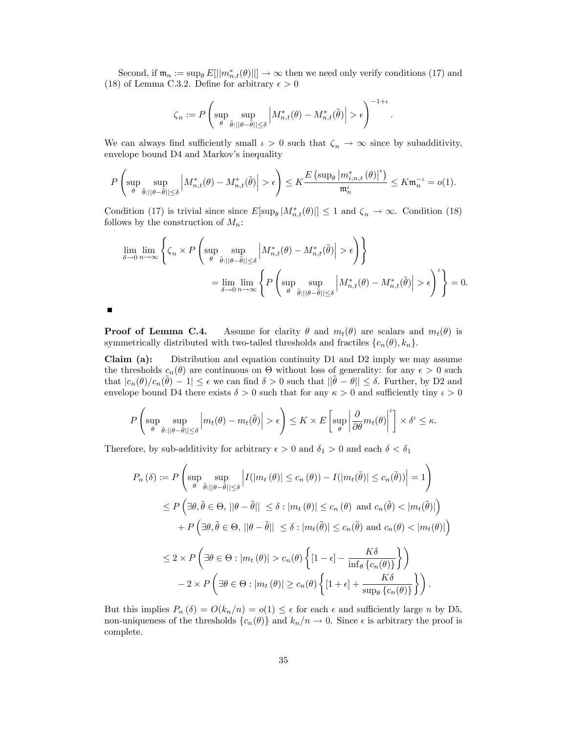Second, if $\mathfrak{m}_n := \sup_\theta E[||m^*_{n,t}(\theta)||] \to \infty$ then we need only verify conditions (17) and (18) of Lemma C.3.2. Define for arbitrary $\epsilon > 0$

$$\zeta_n := P\left(\sup_\theta \sup_{\tilde{\theta}:||\theta-\tilde{\theta}||\leq\delta} \left|M^*_{n,t}(\theta) - M^*_{n,t}(\tilde{\theta})\right| > \epsilon\right)^{-1+\iota}.$$

We can always find sufficiently small $\iota > 0$ such that $\zeta_n \to \infty$ since by subadditivity, envelope bound D4 and Markov's inequality

$$P\left(\sup_\theta \sup_{\tilde{\theta}:||\theta-\tilde{\theta}||\leq\delta} \left|M^*_{n,t}(\theta) - M^*_{n,t}(\tilde{\theta})\right| > \epsilon\right) \leq K\frac{E\left(\sup_\theta \left|m^*_{i,n,t}(\theta)\right|^\iota\right)}{\mathfrak{m}_n^\iota} \leq K\mathfrak{m}_n^{-\iota} = o(1).$$

Condition (17) is trivial since since $E[\sup_\theta |M^*_{n,t}(\theta)|] \leq 1$ and $\zeta_n \to \infty$. Condition (18) follows by the construction of $M_n$:

$$\begin{aligned}\lim_{\delta\to 0}\lim_{n\to\infty}&\left\{\zeta_n \times P\left(\sup_\theta \sup_{\tilde{\theta}:||\theta-\tilde{\theta}||\leq\delta} \left|M^*_{n,t}(\theta) - M^*_{n,t}(\tilde{\theta})\right| > \epsilon\right)\right\} \\ &= \lim_{\delta\to 0}\lim_{n\to\infty}\left\{P\left(\sup_\theta \sup_{\tilde{\theta}:||\theta-\tilde{\theta}||\leq\delta} \left|M^*_{n,t}(\theta) - M^*_{n,t}(\tilde{\theta})\right| > \epsilon\right)^\iota\right\} = 0.\end{aligned}$$

■

**Proof of Lemma C.4.** Assume for clarity $\theta$ and $m_t(\theta)$ are scalars and $m_t(\theta)$ is symmetrically distributed with two-tailed thresholds and fractiles $\{c_n(\theta), k_n\}$.

**Claim (a):** Distribution and equation continuity D1 and D2 imply we may assume the thresholds $c_n(\theta)$ are continuous on $\Theta$ without loss of generality: for any $\epsilon > 0$ such that $|c_n(\theta)/c_n(\tilde{\theta}) - 1| \leq \epsilon$ we can find $\delta > 0$ such that $||\tilde{\theta} - \theta|| \leq \delta$. Further, by D2 and envelope bound D4 there exists $\delta > 0$ such that for any $\kappa > 0$ and sufficiently tiny $\iota > 0$

$$P\left(\sup_\theta \sup_{\tilde{\theta}:||\theta-\tilde{\theta}||\leq\delta} \left|m_t(\theta) - m_t(\tilde{\theta})\right| > \epsilon\right) \leq K \times E\left[\sup_\theta \left|\frac{\partial}{\partial\theta}m_t(\theta)\right|^\iota\right] \times \delta^\iota \leq \kappa.$$

Therefore, by sub-additivity for arbitrary $\epsilon > 0$ and $\delta_1 > 0$ and each $\delta < \delta_1$

$$\begin{aligned}P_n(\delta) &:= P\left(\sup_\theta \sup_{\tilde{\theta}:||\theta-\tilde{\theta}||\leq\delta} \left|I(|m_t(\theta)| \leq c_n(\theta)) - I(|m_t(\tilde{\theta})| \leq c_n(\tilde{\theta}))\right| = 1\right) \\ &\leq P\left(\exists\theta,\tilde{\theta}\in\Theta,\ ||\theta-\tilde{\theta}|| \ \leq \delta : |m_t(\theta)| \leq c_n(\theta) \text{ and } c_n(\tilde{\theta}) < |m_t(\tilde{\theta})|\right) \\ &\quad + P\left(\exists\theta,\tilde{\theta}\in\Theta,\ ||\theta-\tilde{\theta}|| \ \leq \delta : |m_t(\tilde{\theta})| \leq c_n(\tilde{\theta}) \text{ and } c_n(\theta) < |m_t(\theta)|\right) \\ &\leq 2 \times P\left(\exists\theta\in\Theta : |m_t(\theta)| > c_n(\theta)\left\{[1-\epsilon] - \frac{K\delta}{\inf_\theta\{c_n(\theta)\}}\right\}\right) \\ &\quad - 2 \times P\left(\exists\theta\in\Theta : |m_t(\theta)| \geq c_n(\theta)\left\{[1+\epsilon] + \frac{K\delta}{\sup_\theta\{c_n(\theta)\}}\right\}\right).\end{aligned}$$

But this implies $P_n(\delta) = O(k_n/n) = o(1) \leq \epsilon$ for each $\epsilon$ and sufficiently large $n$ by D5, non-uniqueness of the thresholds $\{c_n(\theta)\}$ and $k_n/n \to 0$. Since $\epsilon$ is arbitrary the proof is complete.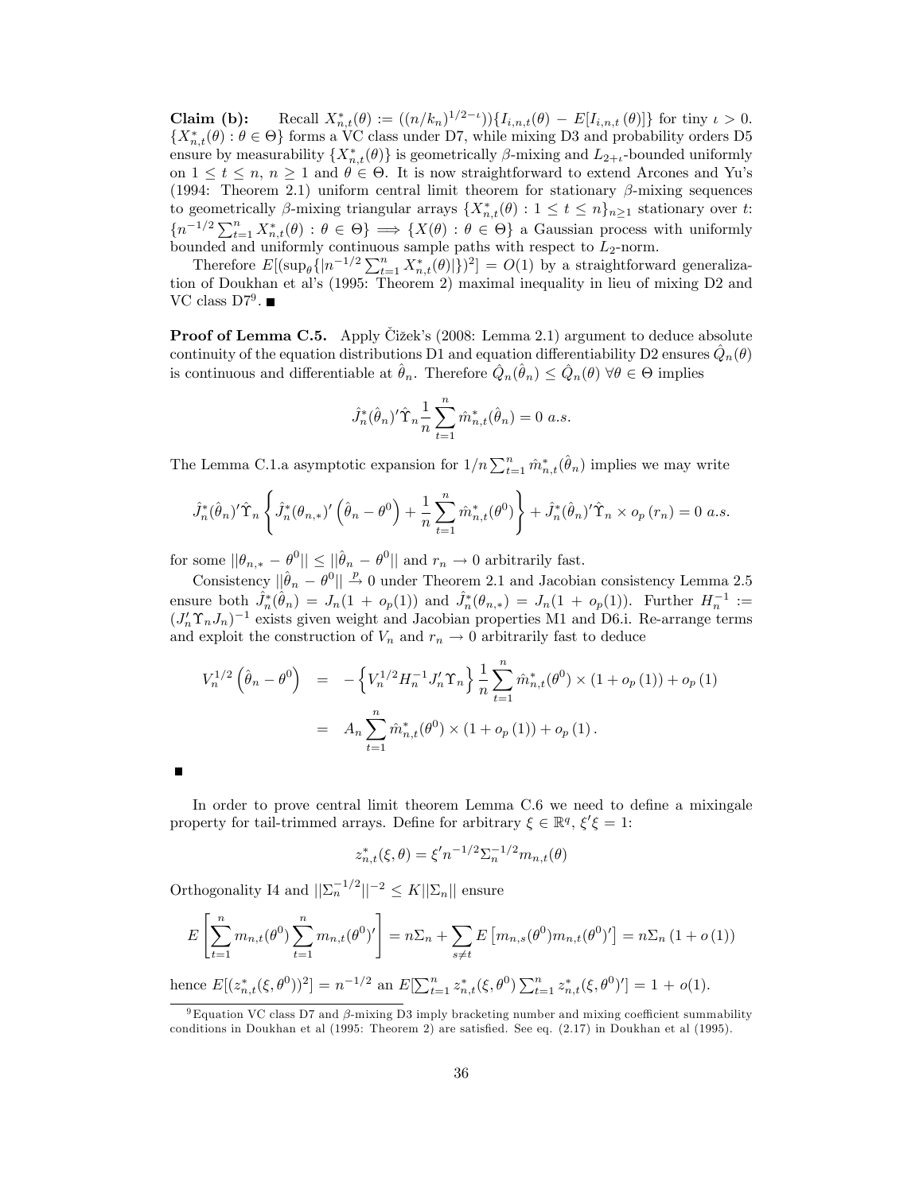**Claim (b):** Recall $X^*_{n,t}(\theta) := ((n/k_n)^{1/2-\iota}))\{I_{i,n,t}(\theta) - E[I_{i,n,t}(\theta)]\}$ for tiny $\iota > 0$. $\{X^*_{n,t}(\theta) : \theta \in \Theta\}$ forms a VC class under D7, while mixing D3 and probability orders D5 ensure by measurability $\{X^*_{n,t}(\theta)\}$ is geometrically $\beta$-mixing and $L_{2+\iota}$-bounded uniformly on $1 \leq t \leq n$, $n \geq 1$ and $\theta \in \Theta$. It is now straightforward to extend Arcones and Yu's (1994: Theorem 2.1) uniform central limit theorem for stationary $\beta$-mixing sequences to geometrically $\beta$-mixing triangular arrays $\{X^*_{n,t}(\theta) : 1 \leq t \leq n\}_{n\geq 1}$ stationary over $t$: $\{n^{-1/2}\sum_{t=1}^n X^*_{n,t}(\theta) : \theta \in \Theta\} \Longrightarrow \{X(\theta) : \theta \in \Theta\}$ a Gaussian process with uniformly bounded and uniformly continuous sample paths with respect to $L_2$-norm.

Therefore $E[(\sup_\theta\{|n^{-1/2}\sum_{t=1}^n X^*_{n,t}(\theta)|\})^2] = O(1)$ by a straightforward generalization of Doukhan et al's (1995: Theorem 2) maximal inequality in lieu of mixing D2 and VC class D7[9]. ■

**Proof of Lemma C.5.** Apply Čižek's (2008: Lemma 2.1) argument to deduce absolute continuity of the equation distributions D1 and equation differentiability D2 ensures $\hat{Q}_n(\theta)$ is continuous and differentiable at $\hat{\theta}_n$. Therefore $\hat{Q}_n(\hat{\theta}_n) \leq \hat{Q}_n(\theta)$ $\forall \theta \in \Theta$ implies

$$\hat{J}^*_n(\hat{\theta}_n)'\hat{\Upsilon}_n \frac{1}{n}\sum_{t=1}^n \hat{m}^*_{n,t}(\hat{\theta}_n) = 0 \ a.s.$$

The Lemma C.1.a asymptotic expansion for $1/n\sum_{t=1}^n \hat{m}^*_{n,t}(\hat{\theta}_n)$ implies we may write

$$\hat{J}^*_n(\hat{\theta}_n)'\hat{\Upsilon}_n \left\{\hat{J}^*_n(\theta_{n,*})'\left(\hat{\theta}_n - \theta^0\right) + \frac{1}{n}\sum_{t=1}^n \hat{m}^*_{n,t}(\theta^0)\right\} + \hat{J}^*_n(\hat{\theta}_n)'\hat{\Upsilon}_n \times o_p\left(r_n\right) = 0 \ a.s.$$

for some $||\theta_{n,*} - \theta^0|| \leq ||\hat{\theta}_n - \theta^0||$ and $r_n \rightarrow 0$ arbitrarily fast.

Consistency $||\hat{\theta}_n - \theta^0|| \xrightarrow{p} 0$ under Theorem 2.1 and Jacobian consistency Lemma 2.5 ensure both $\hat{J}^*_n(\hat{\theta}_n) = J_n(1 + o_p(1))$ and $\hat{J}^*_n(\theta_{n,*}) = J_n(1 + o_p(1))$. Further $H_n^{-1} := (J_n'\Upsilon_n J_n)^{-1}$ exists given weight and Jacobian properties M1 and D6.i. Re-arrange terms and exploit the construction of $V_n$ and $r_n \rightarrow 0$ arbitrarily fast to deduce

$$\begin{aligned}
V_n^{1/2}\left(\hat{\theta}_n - \theta^0\right) &= -\left\{V_n^{1/2}H_n^{-1}J_n'\Upsilon_n\right\}\frac{1}{n}\sum_{t=1}^n \hat{m}^*_{n,t}(\theta^0) \times \left(1 + o_p\left(1\right)\right) + o_p\left(1\right) \\
&= A_n \sum_{t=1}^n \hat{m}^*_{n,t}(\theta^0) \times \left(1 + o_p\left(1\right)\right) + o_p\left(1\right).
\end{aligned}$$

■

In order to prove central limit theorem Lemma C.6 we need to define a mixingale property for tail-trimmed arrays. Define for arbitrary $\xi \in \mathbb{R}^q$, $\xi'\xi = 1$:

$$z^*_{n,t}(\xi, \theta) = \xi' n^{-1/2}\Sigma_n^{-1/2} m_{n,t}(\theta)$$

Orthogonality I4 and $||\Sigma_n^{-1/2}||^{-2} \leq K||\Sigma_n||$ ensure

$$E\left[\sum_{t=1}^n m_{n,t}(\theta^0)\sum_{t=1}^n m_{n,t}(\theta^0)'\right] = n\Sigma_n + \sum_{s\neq t} E\left[m_{n,s}(\theta^0)m_{n,t}(\theta^0)'\right] = n\Sigma_n\left(1 + o\left(1\right)\right)$$

hence $E[(z^*_{n,t}(\xi, \theta^0))^2] = n^{-1/2}$ an $E[\sum_{t=1}^n z^*_{n,t}(\xi, \theta^0)\sum_{t=1}^n z^*_{n,t}(\xi, \theta^0)'] = 1 + o(1)$.

---

[9] Equation VC class D7 and $\beta$-mixing D3 imply bracketing number and mixing coefficient summability conditions in Doukhan et al (1995: Theorem 2) are satisfied. See eq. (2.17) in Doukhan et al (1995).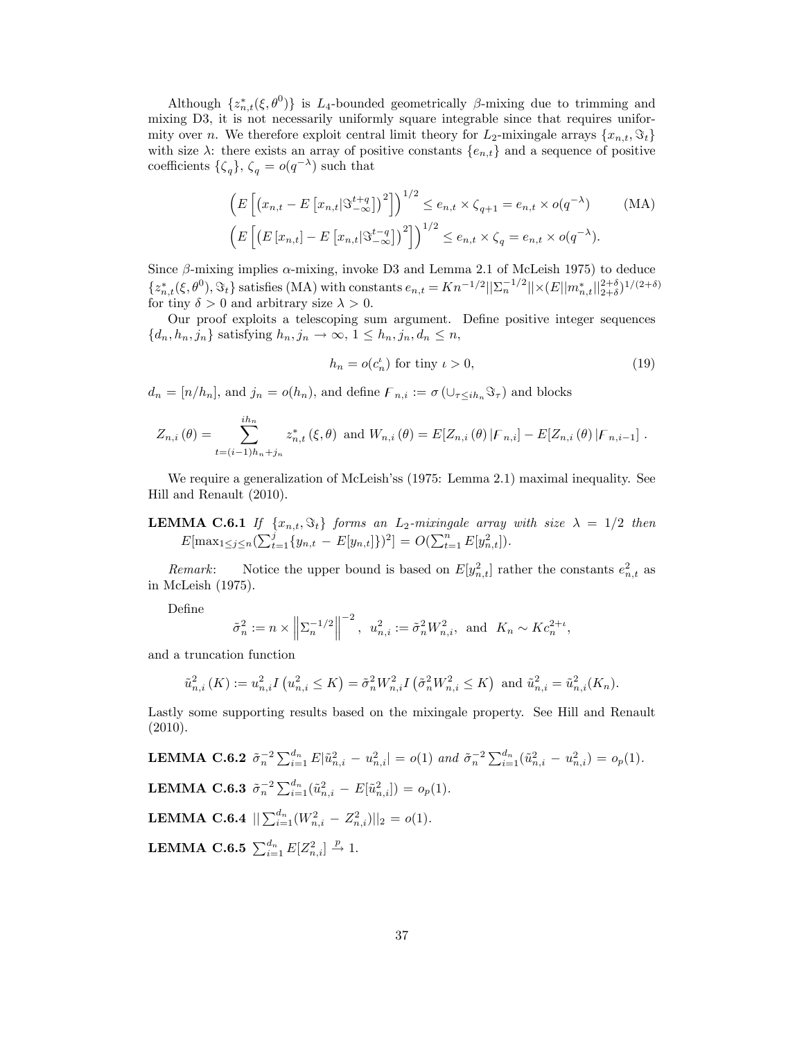Although $\{z^*_{n,t}(\xi,\theta^0)\}$ is $L_4$-bounded geometrically $\beta$-mixing due to trimming and mixing D3, it is not necessarily uniformly square integrable since that requires uniformity over $n$. We therefore exploit central limit theory for $L_2$-mixingale arrays $\{x_{n,t},\Im_t\}$ with size $\lambda$: there exists an array of positive constants $\{e_{n,t}\}$ and a sequence of positive coefficients $\{\zeta_q\}$, $\zeta_q = o(q^{-\lambda})$ such that

$$\left(E\left[\left(x_{n,t} - E\left[x_{n,t}|\Im^{t+q}_{-\infty}\right]\right)^2\right]\right)^{1/2} \leq e_{n,t}\times\zeta_{q+1} = e_{n,t}\times o(q^{-\lambda}) \qquad \text{(MA)}$$
$$\left(E\left[\left(E\left[x_{n,t}\right] - E\left[x_{n,t}|\Im^{t-q}_{-\infty}\right]\right)^2\right]\right)^{1/2} \leq e_{n,t}\times\zeta_{q} = e_{n,t}\times o(q^{-\lambda}).$$

Since $\beta$-mixing implies $\alpha$-mixing, invoke D3 and Lemma 2.1 of McLeish 1975) to deduce $\{z^*_{n,t}(\xi,\theta^0),\Im_t\}$ satisfies (MA) with constants $e_{n,t} = Kn^{-1/2}||\Sigma_n^{-1/2}||\times(E||m^*_{n,t}||^{2+\delta}_{2+\delta})^{1/(2+\delta)}$ for tiny $\delta > 0$ and arbitrary size $\lambda > 0$.

Our proof exploits a telescoping sum argument. Define positive integer sequences $\{d_n, h_n, j_n\}$ satisfying $h_n, j_n \to \infty$, $1 \leq h_n, j_n, d_n \leq n$,

$$h_n = o(c_n^{\iota}) \text{ for tiny } \iota > 0, \tag{19}$$

$d_n = [n/h_n]$, and $j_n = o(h_n)$, and define $\digamma_{n,i} := \sigma\left(\cup_{\tau \leq ih_n}\Im_\tau\right)$ and blocks

$$Z_{n,i}(\theta) = \sum_{t=(i-1)h_n+j_n}^{ih_n} z^*_{n,t}(\xi,\theta) \text{ and } W_{n,i}(\theta) = E[Z_{n,i}(\theta)|\digamma_{n,i}] - E[Z_{n,i}(\theta)|\digamma_{n,i-1}].$$

We require a generalization of McLeish'ss (1975: Lemma 2.1) maximal inequality. See Hill and Renault (2010).

**LEMMA C.6.1** *If $\{x_{n,t},\Im_t\}$ forms an $L_2$-mixingale array with size $\lambda = 1/2$ then $E[\max_{1\leq j\leq n}(\sum_{t=1}^{j}\{y_{n,t} - E[y_{n,t}]\})^2] = O(\sum_{t=1}^{n} E[y^2_{n,t}])$.*

*Remark*: Notice the upper bound is based on $E[y^2_{n,t}]$ rather the constants $e^2_{n,t}$ as in McLeish (1975).

Define

$$\tilde{\sigma}^2_n := n\times\left\|\Sigma_n^{-1/2}\right\|^{-2}, \;\; u^2_{n,i} := \tilde{\sigma}^2_n W^2_{n,i}, \;\text{ and }\; K_n \sim Kc_n^{2+\iota},$$

and a truncation function

$$\tilde{u}^2_{n,i}(K) := u^2_{n,i}I\left(u^2_{n,i} \leq K\right) = \tilde{\sigma}^2_n W^2_{n,i} I\left(\tilde{\sigma}^2_n W^2_{n,i} \leq K\right) \text{ and } \tilde{u}^2_{n,i} = \tilde{u}^2_{n,i}(K_n).$$

Lastly some supporting results based on the mixingale property. See Hill and Renault (2010).

**LEMMA C.6.2** $\tilde{\sigma}_n^{-2}\sum_{i=1}^{d_n} E|\tilde{u}^2_{n,i} - u^2_{n,i}| = o(1)$ *and* $\tilde{\sigma}_n^{-2}\sum_{i=1}^{d_n}(\tilde{u}^2_{n,i} - u^2_{n,i}) = o_p(1)$.

**LEMMA C.6.3** $\tilde{\sigma}_n^{-2}\sum_{i=1}^{d_n}(\tilde{u}^2_{n,i} - E[\tilde{u}^2_{n,i}]) = o_p(1)$.

**LEMMA C.6.4** $||\sum_{i=1}^{d_n}(W^2_{n,i} - Z^2_{n,i})||_2 = o(1)$.

**LEMMA C.6.5** $\sum_{i=1}^{d_n} E[Z^2_{n,i}] \xrightarrow{p} 1$.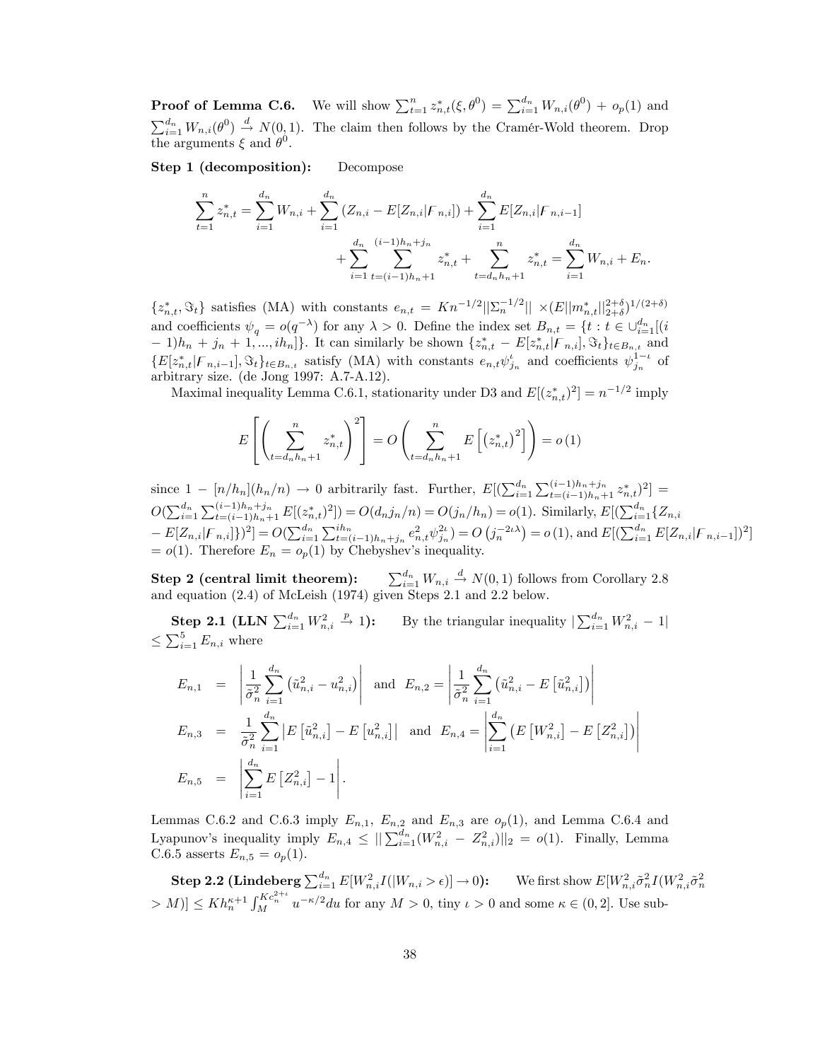**Proof of Lemma C.6.** We will show $\sum_{t=1}^{n} z_{n,t}^{*}(\xi, \theta^{0}) = \sum_{i=1}^{d_n} W_{n,i}(\theta^{0}) + o_p(1)$ and $\sum_{i=1}^{d_n} W_{n,i}(\theta^{0}) \xrightarrow{d} N(0,1)$. The claim then follows by the Cramér-Wold theorem. Drop the arguments $\xi$ and $\theta^0$.

**Step 1 (decomposition):** Decompose

$$\sum_{t=1}^{n} z_{n,t}^{*} = \sum_{i=1}^{d_n} W_{n,i} + \sum_{i=1}^{d_n} \left(Z_{n,i} - E[Z_{n,i}|\digamma_{n,i}]\right) + \sum_{i=1}^{d_n} E[Z_{n,i}|\digamma_{n,i-1}]$$
$$+ \sum_{i=1}^{d_n} \sum_{t=(i-1)h_n+1}^{(i-1)h_n+j_n} z_{n,t}^{*} + \sum_{t=d_n h_n+1}^{n} z_{n,t}^{*} = \sum_{i=1}^{d_n} W_{n,i} + E_n.$$

$\{z_{n,t}^{*}, \Im_t\}$ satisfies (MA) with constants $e_{n,t} = Kn^{-1/2}||\Sigma_n^{-1/2}|| \times (E||m_{n,t}^{*}||_{2+\delta}^{2+\delta})^{1/(2+\delta)}$ and coefficients $\psi_q = o(q^{-\lambda})$ for any $\lambda > 0$. Define the index set $B_{n,t} = \{t : t \in \cup_{i=1}^{d_n}[(i-1)h_n + j_n + 1, ..., ih_n]\}$. It can similarly be shown $\{z_{n,t}^{*} - E[z_{n,t}^{*}|\digamma_{n,i}], \Im_t\}_{t\in B_{n,t}}$ and $\{E[z_{n,t}^{*}|\digamma_{n,i-1}], \Im_t\}_{t\in B_{n,t}}$ satisfy (MA) with constants $e_{n,t}\psi_{j_n}^{\iota}$ and coefficients $\psi_{j_n}^{1-\iota}$ of arbitrary size. (de Jong 1997: A.7-A.12).

Maximal inequality Lemma C.6.1, stationarity under D3 and $E[(z_{n,t}^{*})^2] = n^{-1/2}$ imply

$$E\left[\left(\sum_{t=d_n h_n+1}^{n} z_{n,t}^{*}\right)^2\right] = O\left(\sum_{t=d_n h_n+1}^{n} E\left[\left(z_{n,t}^{*}\right)^2\right]\right) = o\left(1\right)$$

since $1 - [n/h_n](h_n/n) \rightarrow 0$ arbitrarily fast. Further, $E[(\sum_{i=1}^{d_n}\sum_{t=(i-1)h_n+1}^{(i-1)h_n+j_n} z_{n,t}^{*})^2] = O(\sum_{i=1}^{d_n}\sum_{t=(i-1)h_n+1}^{(i-1)h_n+j_n} E[(z_{n,t}^{*})^2]) = O(d_n j_n/n) = O(j_n/h_n) = o(1)$. Similarly, $E[(\sum_{i=1}^{d_n}\{Z_{n,i} - E[Z_{n,i}|\digamma_{n,i}]\})^2] = O(\sum_{i=1}^{d_n}\sum_{t=(i-1)h_n+j_n}^{ih_n} e_{n,t}^2 \psi_{j_n}^{2\iota}) = O\left(j_n^{-2\iota\lambda}\right) = o\left(1\right)$, and $E[(\sum_{i=1}^{d_n} E[Z_{n,i}|\digamma_{n,i-1}])^2] = o(1)$. Therefore $E_n = o_p(1)$ by Chebyshev's inequality.

**Step 2 (central limit theorem):** $\sum_{i=1}^{d_n} W_{n,i} \xrightarrow{d} N(0,1)$ follows from Corollary 2.8 and equation (2.4) of McLeish (1974) given Steps 2.1 and 2.2 below.

**Step 2.1 (LLN $\sum_{i=1}^{d_n} W_{n,i}^2 \xrightarrow{p} 1$):** By the triangular inequality $|\sum_{i=1}^{d_n} W_{n,i}^2 - 1| \leq \sum_{i=1}^{5} E_{n,i}$ where

$$E_{n,1} = \left|\frac{1}{\tilde{\sigma}_n^2}\sum_{i=1}^{d_n}\left(\tilde{u}_{n,i}^2 - u_{n,i}^2\right)\right| \text{ and } E_{n,2} = \left|\frac{1}{\tilde{\sigma}_n^2}\sum_{i=1}^{d_n}\left(\tilde{u}_{n,i}^2 - E\left[\tilde{u}_{n,i}^2\right]\right)\right|$$

$$E_{n,3} = \frac{1}{\tilde{\sigma}_n^2}\sum_{i=1}^{d_n}\left|E\left[\tilde{u}_{n,i}^2\right] - E\left[u_{n,i}^2\right]\right| \text{ and } E_{n,4} = \left|\sum_{i=1}^{d_n}\left(E\left[W_{n,i}^2\right] - E\left[Z_{n,i}^2\right]\right)\right|$$

$$E_{n,5} = \left|\sum_{i=1}^{d_n} E\left[Z_{n,i}^2\right] - 1\right|.$$

Lemmas C.6.2 and C.6.3 imply $E_{n,1}$, $E_{n,2}$ and $E_{n,3}$ are $o_p(1)$, and Lemma C.6.4 and Lyapunov's inequality imply $E_{n,4} \leq ||\sum_{i=1}^{d_n}(W_{n,i}^2 - Z_{n,i}^2)||_2 = o(1)$. Finally, Lemma C.6.5 asserts $E_{n,5} = o_p(1)$.

**Step 2.2 (Lindeberg $\sum_{i=1}^{d_n} E[W_{n,i}^2 I(|W_{n,i} > \epsilon)] \rightarrow 0$):** We first show $E[W_{n,i}^2\tilde{\sigma}_n^2 I(W_{n,i}^2\tilde{\sigma}_n^2 > M)] \leq Kh_n^{\kappa+1}\int_M^{Kc_n^{2+\iota}} u^{-\kappa/2}du$ for any $M > 0$, tiny $\iota > 0$ and some $\kappa \in (0, 2]$. Use sub-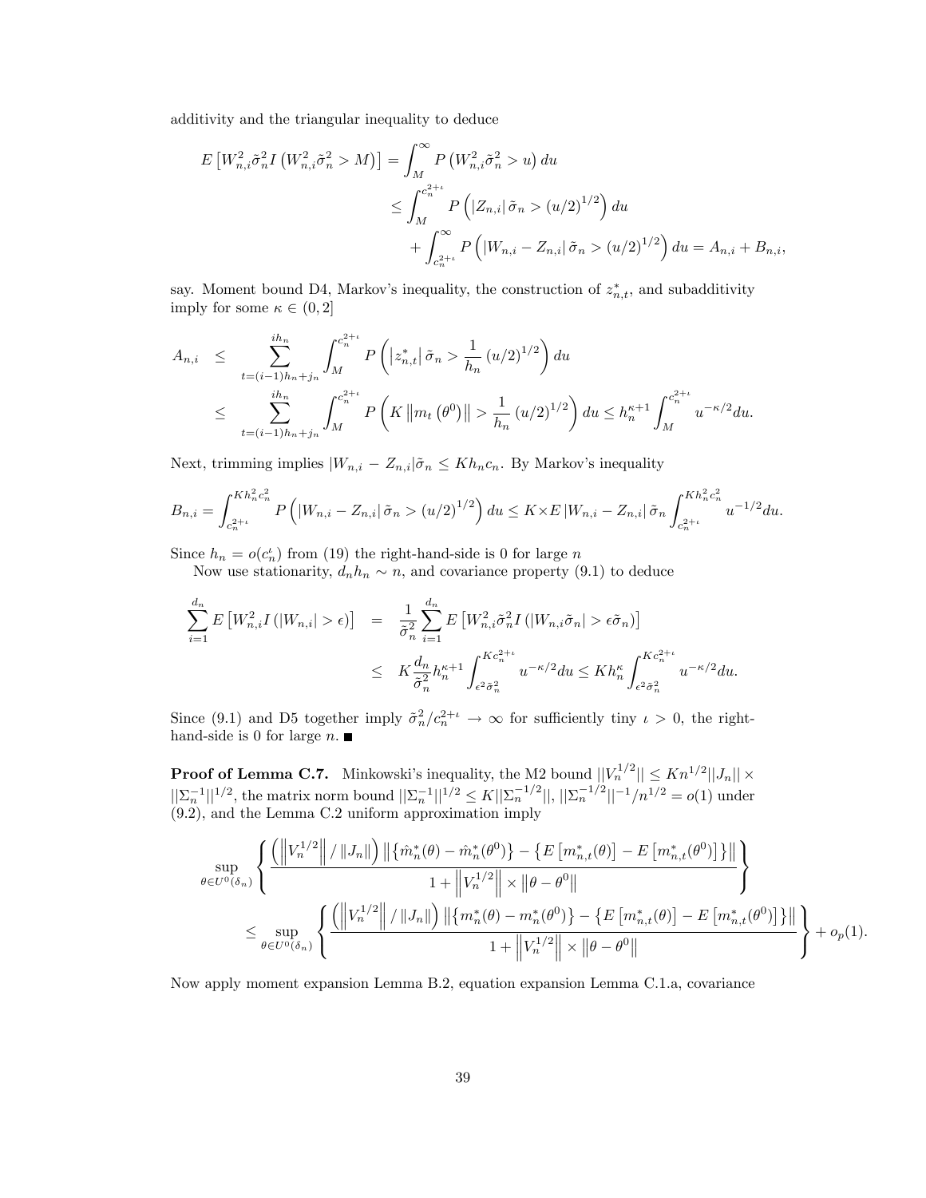additivity and the triangular inequality to deduce

$$
\begin{aligned}
E\left[W_{n,i}^2 \tilde{\sigma}_n^2 I\left(W_{n,i}^2 \tilde{\sigma}_n^2 > M\right)\right] &= \int_M^\infty P\left(W_{n,i}^2 \tilde{\sigma}_n^2 > u\right) du \\
&\leq \int_M^{c_n^{2+\iota}} P\left(|Z_{n,i}| \tilde{\sigma}_n > (u/2)^{1/2}\right) du \\
&\quad + \int_{c_n^{2+\iota}}^\infty P\left(|W_{n,i} - Z_{n,i}| \tilde{\sigma}_n > (u/2)^{1/2}\right) du = A_{n,i} + B_{n,i},
\end{aligned}
$$

say. Moment bound D4, Markov's inequality, the construction of $z_{n,t}^*$, and subadditivity imply for some $\kappa \in (0, 2]$

$$
\begin{aligned}
A_{n,i} &\leq \sum_{t=(i-1)h_n+j_n}^{ih_n} \int_M^{c_n^{2+\iota}} P\left(\left|z_{n,t}^*\right| \tilde{\sigma}_n > \frac{1}{h_n}(u/2)^{1/2}\right) du \\
&\leq \sum_{t=(i-1)h_n+j_n}^{ih_n} \int_M^{c_n^{2+\iota}} P\left(K\left\|m_t\left(\theta^0\right)\right\| > \frac{1}{h_n}(u/2)^{1/2}\right) du \leq h_n^{\kappa+1} \int_M^{c_n^{2+\iota}} u^{-\kappa/2} du.
\end{aligned}
$$

Next, trimming implies $|W_{n,i} - Z_{n,i}|\tilde{\sigma}_n \leq K h_n c_n$. By Markov's inequality

$$
B_{n,i} = \int_{c_n^{2+\iota}}^{K h_n^2 c_n^2} P\left(|W_{n,i} - Z_{n,i}| \tilde{\sigma}_n > (u/2)^{1/2}\right) du \leq K \times E\left|W_{n,i} - Z_{n,i}\right| \tilde{\sigma}_n \int_{c_n^{2+\iota}}^{K h_n^2 c_n^2} u^{-1/2} du.
$$

Since $h_n = o(c_n^\iota)$ from (19) the right-hand-side is 0 for large $n$

Now use stationarity, $d_n h_n \sim n$, and covariance property (9.1) to deduce

$$
\begin{aligned}
\sum_{i=1}^{d_n} E\left[W_{n,i}^2 I\left(|W_{n,i}| > \epsilon\right)\right] &= \frac{1}{\tilde{\sigma}_n^2} \sum_{i=1}^{d_n} E\left[W_{n,i}^2 \tilde{\sigma}_n^2 I\left(|W_{n,i} \tilde{\sigma}_n| > \epsilon \tilde{\sigma}_n\right)\right] \\
&\leq K \frac{d_n}{\tilde{\sigma}_n^2} h_n^{\kappa+1} \int_{\epsilon^2 \tilde{\sigma}_n^2}^{K c_n^{2+\iota}} u^{-\kappa/2} du \leq K h_n^\kappa \int_{\epsilon^2 \tilde{\sigma}_n^2}^{K c_n^{2+\iota}} u^{-\kappa/2} du.
\end{aligned}
$$

Since (9.1) and D5 together imply $\tilde{\sigma}_n^2 / c_n^{2+\iota} \to \infty$ for sufficiently tiny $\iota > 0$, the right-hand-side is 0 for large $n$. ■

**Proof of Lemma C.7.** Minkowski's inequality, the M2 bound $||V_n^{1/2}|| \leq K n^{1/2} ||J_n|| \times ||\Sigma_n^{-1}||^{1/2}$, the matrix norm bound $||\Sigma_n^{-1}||^{1/2} \leq K ||\Sigma_n^{-1/2}||$, $||\Sigma_n^{-1/2}||^{-1}/n^{1/2} = o(1)$ under (9.2), and the Lemma C.2 uniform approximation imply

$$
\begin{aligned}
&\sup_{\theta \in U^0(\delta_n)} \left\{ \frac{\left(\left\|V_n^{1/2}\right\| / \|J_n\|\right) \left\|\left\{\hat{m}_n^*(\theta) - \hat{m}_n^*(\theta^0)\right\} - \left\{E\left[m_{n,t}^*(\theta)\right] - E\left[m_{n,t}^*(\theta^0)\right]\right\}\right\|}{1 + \left\|V_n^{1/2}\right\| \times \left\|\theta - \theta^0\right\|} \right\} \\
&\quad \leq \sup_{\theta \in U^0(\delta_n)} \left\{ \frac{\left(\left\|V_n^{1/2}\right\| / \|J_n\|\right) \left\|\left\{m_n^*(\theta) - m_n^*(\theta^0)\right\} - \left\{E\left[m_{n,t}^*(\theta)\right] - E\left[m_{n,t}^*(\theta^0)\right]\right\}\right\|}{1 + \left\|V_n^{1/2}\right\| \times \left\|\theta - \theta^0\right\|} \right\} + o_p(1).
\end{aligned}
$$

Now apply moment expansion Lemma B.2, equation expansion Lemma C.1.a, covariance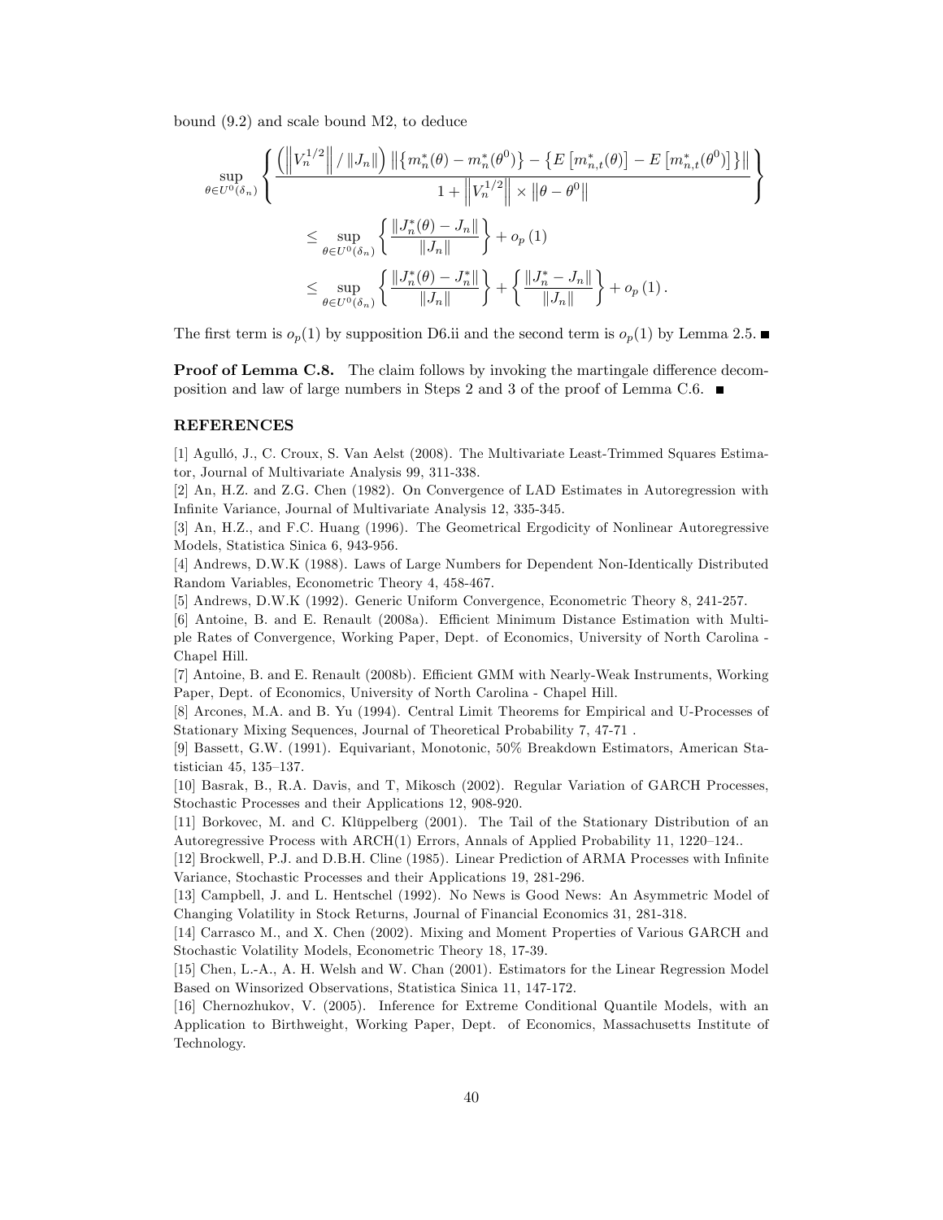bound (9.2) and scale bound M2, to deduce

$$
\begin{aligned}
&\sup_{\theta \in U^0(\delta_n)} \left\{ \frac{\left( \left\| V_n^{1/2} \right\| / \|J_n\| \right) \left\| \left\{ m_n^*(\theta) - m_n^*(\theta^0) \right\} - \left\{ E\left[ m_{n,t}^*(\theta) \right] - E\left[ m_{n,t}^*(\theta^0) \right] \right\} \right\|}{1 + \left\| V_n^{1/2} \right\| \times \left\| \theta - \theta^0 \right\|} \right\} \\
&\qquad \leq \sup_{\theta \in U^0(\delta_n)} \left\{ \frac{\|J_n^*(\theta) - J_n\|}{\|J_n\|} \right\} + o_p(1) \\
&\qquad \leq \sup_{\theta \in U^0(\delta_n)} \left\{ \frac{\|J_n^*(\theta) - J_n^*\|}{\|J_n\|} \right\} + \left\{ \frac{\|J_n^* - J_n\|}{\|J_n\|} \right\} + o_p(1).
\end{aligned}
$$

The first term is $o_p(1)$ by supposition D6.ii and the second term is $o_p(1)$ by Lemma 2.5. ■

**Proof of Lemma C.8.** The claim follows by invoking the martingale difference decomposition and law of large numbers in Steps 2 and 3 of the proof of Lemma C.6. ■

## REFERENCES

[1] Agulló, J., C. Croux, S. Van Aelst (2008). The Multivariate Least-Trimmed Squares Estimator, Journal of Multivariate Analysis 99, 311-338.

[2] An, H.Z. and Z.G. Chen (1982). On Convergence of LAD Estimates in Autoregression with Infinite Variance, Journal of Multivariate Analysis 12, 335-345.

[3] An, H.Z., and F.C. Huang (1996). The Geometrical Ergodicity of Nonlinear Autoregressive Models, Statistica Sinica 6, 943-956.

[4] Andrews, D.W.K (1988). Laws of Large Numbers for Dependent Non-Identically Distributed Random Variables, Econometric Theory 4, 458-467.

[5] Andrews, D.W.K (1992). Generic Uniform Convergence, Econometric Theory 8, 241-257.

[6] Antoine, B. and E. Renault (2008a). Efficient Minimum Distance Estimation with Multiple Rates of Convergence, Working Paper, Dept. of Economics, University of North Carolina - Chapel Hill.

[7] Antoine, B. and E. Renault (2008b). Efficient GMM with Nearly-Weak Instruments, Working Paper, Dept. of Economics, University of North Carolina - Chapel Hill.

[8] Arcones, M.A. and B. Yu (1994). Central Limit Theorems for Empirical and U-Processes of Stationary Mixing Sequences, Journal of Theoretical Probability 7, 47-71 .

[9] Bassett, G.W. (1991). Equivariant, Monotonic, 50% Breakdown Estimators, American Statistician 45, 135–137.

[10] Basrak, B., R.A. Davis, and T, Mikosch (2002). Regular Variation of GARCH Processes, Stochastic Processes and their Applications 12, 908-920.

[11] Borkovec, M. and C. Klüppelberg (2001). The Tail of the Stationary Distribution of an Autoregressive Process with ARCH(1) Errors, Annals of Applied Probability 11, 1220–124..

[12] Brockwell, P.J. and D.B.H. Cline (1985). Linear Prediction of ARMA Processes with Infinite Variance, Stochastic Processes and their Applications 19, 281-296.

[13] Campbell, J. and L. Hentschel (1992). No News is Good News: An Asymmetric Model of Changing Volatility in Stock Returns, Journal of Financial Economics 31, 281-318.

[14] Carrasco M., and X. Chen (2002). Mixing and Moment Properties of Various GARCH and Stochastic Volatility Models, Econometric Theory 18, 17-39.

[15] Chen, L.-A., A. H. Welsh and W. Chan (2001). Estimators for the Linear Regression Model Based on Winsorized Observations, Statistica Sinica 11, 147-172.

[16] Chernozhukov, V. (2005). Inference for Extreme Conditional Quantile Models, with an Application to Birthweight, Working Paper, Dept. of Economics, Massachusetts Institute of Technology.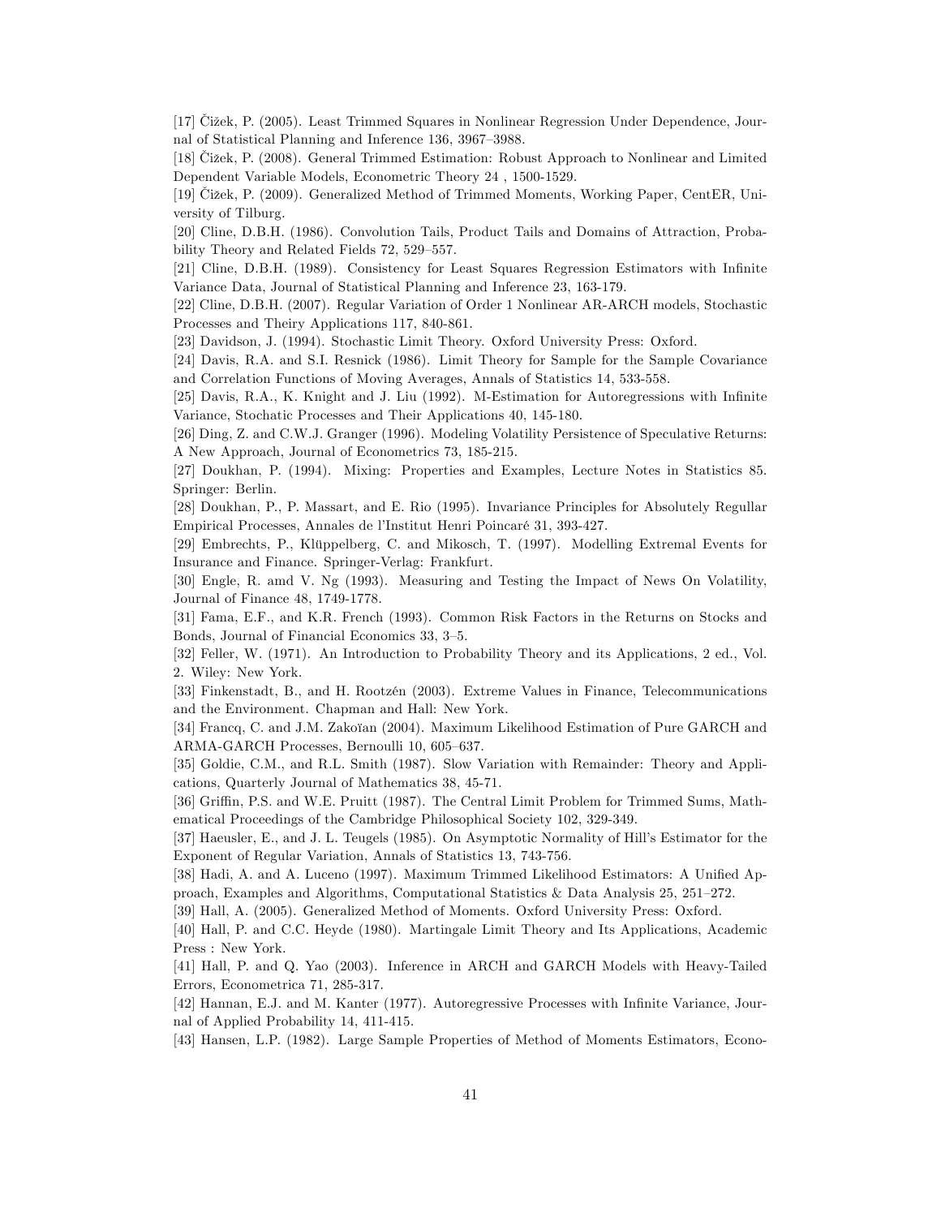[17] Čižek, P. (2005). Least Trimmed Squares in Nonlinear Regression Under Dependence, Journal of Statistical Planning and Inference 136, 3967–3988.

[18] Čižek, P. (2008). General Trimmed Estimation: Robust Approach to Nonlinear and Limited Dependent Variable Models, Econometric Theory 24 , 1500-1529.

[19] Čižek, P. (2009). Generalized Method of Trimmed Moments, Working Paper, CentER, University of Tilburg.

[20] Cline, D.B.H. (1986). Convolution Tails, Product Tails and Domains of Attraction, Probability Theory and Related Fields 72, 529–557.

[21] Cline, D.B.H. (1989). Consistency for Least Squares Regression Estimators with Infinite Variance Data, Journal of Statistical Planning and Inference 23, 163-179.

[22] Cline, D.B.H. (2007). Regular Variation of Order 1 Nonlinear AR-ARCH models, Stochastic Processes and Theiry Applications 117, 840-861.

[23] Davidson, J. (1994). Stochastic Limit Theory. Oxford University Press: Oxford.

[24] Davis, R.A. and S.I. Resnick (1986). Limit Theory for Sample for the Sample Covariance and Correlation Functions of Moving Averages, Annals of Statistics 14, 533-558.

[25] Davis, R.A., K. Knight and J. Liu (1992). M-Estimation for Autoregressions with Infinite Variance, Stochatic Processes and Their Applications 40, 145-180.

[26] Ding, Z. and C.W.J. Granger (1996). Modeling Volatility Persistence of Speculative Returns: A New Approach, Journal of Econometrics 73, 185-215.

[27] Doukhan, P. (1994). Mixing: Properties and Examples, Lecture Notes in Statistics 85. Springer: Berlin.

[28] Doukhan, P., P. Massart, and E. Rio (1995). Invariance Principles for Absolutely Regullar Empirical Processes, Annales de l'Institut Henri Poincaré 31, 393-427.

[29] Embrechts, P., Klüppelberg, C. and Mikosch, T. (1997). Modelling Extremal Events for Insurance and Finance. Springer-Verlag: Frankfurt.

[30] Engle, R. amd V. Ng (1993). Measuring and Testing the Impact of News On Volatility, Journal of Finance 48, 1749-1778.

[31] Fama, E.F., and K.R. French (1993). Common Risk Factors in the Returns on Stocks and Bonds, Journal of Financial Economics 33, 3–5.

[32] Feller, W. (1971). An Introduction to Probability Theory and its Applications, 2 ed., Vol. 2. Wiley: New York.

[33] Finkenstadt, B., and H. Rootzén (2003). Extreme Values in Finance, Telecommunications and the Environment. Chapman and Hall: New York.

[34] Francq, C. and J.M. Zakoïan (2004). Maximum Likelihood Estimation of Pure GARCH and ARMA-GARCH Processes, Bernoulli 10, 605–637.

[35] Goldie, C.M., and R.L. Smith (1987). Slow Variation with Remainder: Theory and Applications, Quarterly Journal of Mathematics 38, 45-71.

[36] Griffin, P.S. and W.E. Pruitt (1987). The Central Limit Problem for Trimmed Sums, Mathematical Proceedings of the Cambridge Philosophical Society 102, 329-349.

[37] Haeusler, E., and J. L. Teugels (1985). On Asymptotic Normality of Hill's Estimator for the Exponent of Regular Variation, Annals of Statistics 13, 743-756.

[38] Hadi, A. and A. Luceno (1997). Maximum Trimmed Likelihood Estimators: A Unified Approach, Examples and Algorithms, Computational Statistics & Data Analysis 25, 251–272.

[39] Hall, A. (2005). Generalized Method of Moments. Oxford University Press: Oxford.

[40] Hall, P. and C.C. Heyde (1980). Martingale Limit Theory and Its Applications, Academic Press : New York.

[41] Hall, P. and Q. Yao (2003). Inference in ARCH and GARCH Models with Heavy-Tailed Errors, Econometrica 71, 285-317.

[42] Hannan, E.J. and M. Kanter (1977). Autoregressive Processes with Infinite Variance, Journal of Applied Probability 14, 411-415.

[43] Hansen, L.P. (1982). Large Sample Properties of Method of Moments Estimators, Econo-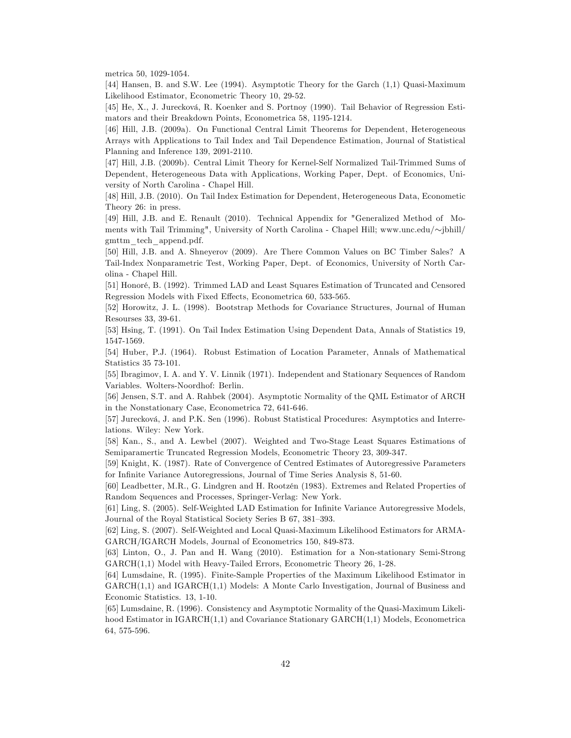metrica 50, 1029-1054.

[44] Hansen, B. and S.W. Lee (1994). Asymptotic Theory for the Garch (1,1) Quasi-Maximum Likelihood Estimator, Econometric Theory 10, 29-52.

[45] He, X., J. Jurecková, R. Koenker and S. Portnoy (1990). Tail Behavior of Regression Estimators and their Breakdown Points, Econometrica 58, 1195-1214.

[46] Hill, J.B. (2009a). On Functional Central Limit Theorems for Dependent, Heterogeneous Arrays with Applications to Tail Index and Tail Dependence Estimation, Journal of Statistical Planning and Inference 139, 2091-2110.

[47] Hill, J.B. (2009b). Central Limit Theory for Kernel-Self Normalized Tail-Trimmed Sums of Dependent, Heterogeneous Data with Applications, Working Paper, Dept. of Economics, University of North Carolina - Chapel Hill.

[48] Hill, J.B. (2010). On Tail Index Estimation for Dependent, Heterogeneous Data, Economettic Theory 26: in press.

[49] Hill, J.B. and E. Renault (2010). Technical Appendix for "Generalized Method of Moments with Tail Trimming", University of North Carolina - Chapel Hill; www.unc.edu/∼jbhill/gmttm_tech_append.pdf.

[50] Hill, J.B. and A. Shneyerov (2009). Are There Common Values on BC Timber Sales? A Tail-Index Nonparametric Test, Working Paper, Dept. of Economics, University of North Carolina - Chapel Hill.

[51] Honoré, B. (1992). Trimmed LAD and Least Squares Estimation of Truncated and Censored Regression Models with Fixed Effects, Econometrica 60, 533-565.

[52] Horowitz, J. L. (1998). Bootstrap Methods for Covariance Structures, Journal of Human Resourses 33, 39-61.

[53] Hsing, T. (1991). On Tail Index Estimation Using Dependent Data, Annals of Statistics 19, 1547-1569.

[54] Huber, P.J. (1964). Robust Estimation of Location Parameter, Annals of Mathematical Statistics 35 73-101.

[55] Ibragimov, I. A. and Y. V. Linnik (1971). Independent and Stationary Sequences of Random Variables. Wolters-Noordhof: Berlin.

[56] Jensen, S.T. and A. Rahbek (2004). Asymptotic Normality of the QML Estimator of ARCH in the Nonstationary Case, Econometrica 72, 641-646.

[57] Jurecková, J. and P.K. Sen (1996). Robust Statistical Procedures: Asymptotics and Interrelations. Wiley: New York.

[58] Kan., S., and A. Lewbel (2007). Weighted and Two-Stage Least Squares Estimations of Semiparamertic Truncated Regression Models, Econometric Theory 23, 309-347.

[59] Knight, K. (1987). Rate of Convergence of Centred Estimates of Autoregressive Parameters for Infinite Variance Autoregressions, Journal of Time Series Analysis 8, 51-60.

[60] Leadbetter, M.R., G. Lindgren and H. Rootzén (1983). Extremes and Related Properties of Random Sequences and Processes, Springer-Verlag: New York.

[61] Ling, S. (2005). Self-Weighted LAD Estimation for Infinite Variance Autoregressive Models, Journal of the Royal Statistical Society Series B 67, 381–393.

[62] Ling, S. (2007). Self-Weighted and Local Quasi-Maximum Likelihood Estimators for ARMA-GARCH/IGARCH Models, Journal of Econometrics 150, 849-873.

[63] Linton, O., J. Pan and H. Wang (2010). Estimation for a Non-stationary Semi-Strong GARCH(1,1) Model with Heavy-Tailed Errors, Econometric Theory 26, 1-28.

[64] Lumsdaine, R. (1995). Finite-Sample Properties of the Maximum Likelihood Estimator in GARCH(1,1) and IGARCH(1,1) Models: A Monte Carlo Investigation, Journal of Business and Economic Statistics. 13, 1-10.

[65] Lumsdaine, R. (1996). Consistency and Asymptotic Normality of the Quasi-Maximum Likelihood Estimator in IGARCH(1,1) and Covariance Stationary GARCH(1,1) Models, Econometrica 64, 575-596.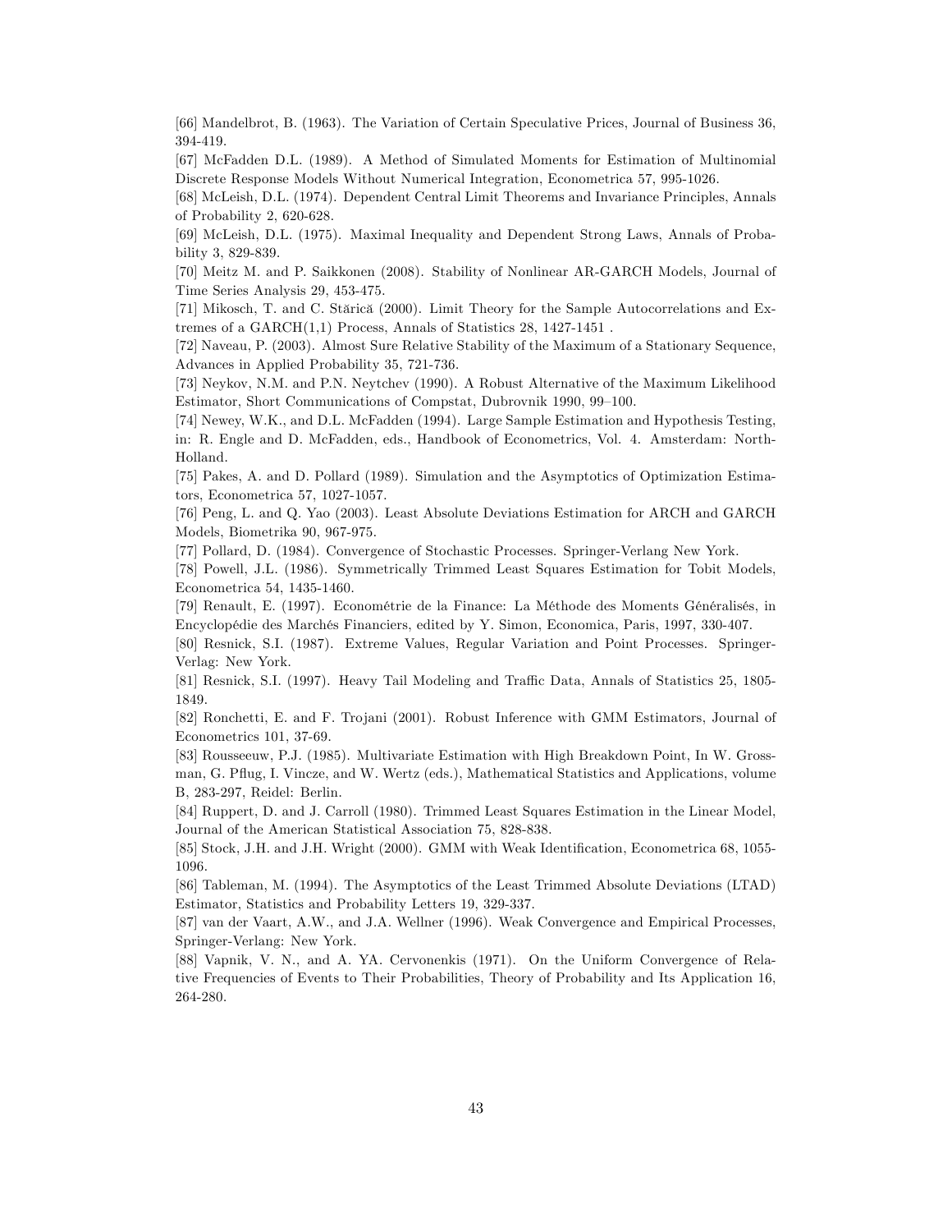[66] Mandelbrot, B. (1963). The Variation of Certain Speculative Prices, Journal of Business 36, 394-419.

[67] McFadden D.L. (1989). A Method of Simulated Moments for Estimation of Multinomial Discrete Response Models Without Numerical Integration, Econometrica 57, 995-1026.

[68] McLeish, D.L. (1974). Dependent Central Limit Theorems and Invariance Principles, Annals of Probability 2, 620-628.

[69] McLeish, D.L. (1975). Maximal Inequality and Dependent Strong Laws, Annals of Probability 3, 829-839.

[70] Meitz M. and P. Saikkonen (2008). Stability of Nonlinear AR-GARCH Models, Journal of Time Series Analysis 29, 453-475.

[71] Mikosch, T. and C. Stărică (2000). Limit Theory for the Sample Autocorrelations and Extremes of a GARCH(1,1) Process, Annals of Statistics 28, 1427-1451 .

[72] Naveau, P. (2003). Almost Sure Relative Stability of the Maximum of a Stationary Sequence, Advances in Applied Probability 35, 721-736.

[73] Neykov, N.M. and P.N. Neytchev (1990). A Robust Alternative of the Maximum Likelihood Estimator, Short Communications of Compstat, Dubrovnik 1990, 99–100.

[74] Newey, W.K., and D.L. McFadden (1994). Large Sample Estimation and Hypothesis Testing, in: R. Engle and D. McFadden, eds., Handbook of Econometrics, Vol. 4. Amsterdam: North-Holland.

[75] Pakes, A. and D. Pollard (1989). Simulation and the Asymptotics of Optimization Estimators, Econometrica 57, 1027-1057.

[76] Peng, L. and Q. Yao (2003). Least Absolute Deviations Estimation for ARCH and GARCH Models, Biometrika 90, 967-975.

[77] Pollard, D. (1984). Convergence of Stochastic Processes. Springer-Verlang New York.

[78] Powell, J.L. (1986). Symmetrically Trimmed Least Squares Estimation for Tobit Models, Econometrica 54, 1435-1460.

[79] Renault, E. (1997). Econométrie de la Finance: La Méthode des Moments Généralisés, in Encyclopédie des Marchés Financiers, edited by Y. Simon, Economica, Paris, 1997, 330-407.

[80] Resnick, S.I. (1987). Extreme Values, Regular Variation and Point Processes. Springer-Verlag: New York.

[81] Resnick, S.I. (1997). Heavy Tail Modeling and Traffic Data, Annals of Statistics 25, 1805-1849.

[82] Ronchetti, E. and F. Trojani (2001). Robust Inference with GMM Estimators, Journal of Econometrics 101, 37-69.

[83] Rousseeuw, P.J. (1985). Multivariate Estimation with High Breakdown Point, In W. Grossman, G. Pflug, I. Vincze, and W. Wertz (eds.), Mathematical Statistics and Applications, volume B, 283-297, Reidel: Berlin.

[84] Ruppert, D. and J. Carroll (1980). Trimmed Least Squares Estimation in the Linear Model, Journal of the American Statistical Association 75, 828-838.

[85] Stock, J.H. and J.H. Wright (2000). GMM with Weak Identification, Econometrica 68, 1055-1096.

[86] Tableman, M. (1994). The Asymptotics of the Least Trimmed Absolute Deviations (LTAD) Estimator, Statistics and Probability Letters 19, 329-337.

[87] van der Vaart, A.W., and J.A. Wellner (1996). Weak Convergence and Empirical Processes, Springer-Verlang: New York.

[88] Vapnik, V. N., and A. YA. Cervonenkis (1971). On the Uniform Convergence of Relative Frequencies of Events to Their Probabilities, Theory of Probability and Its Application 16, 264-280.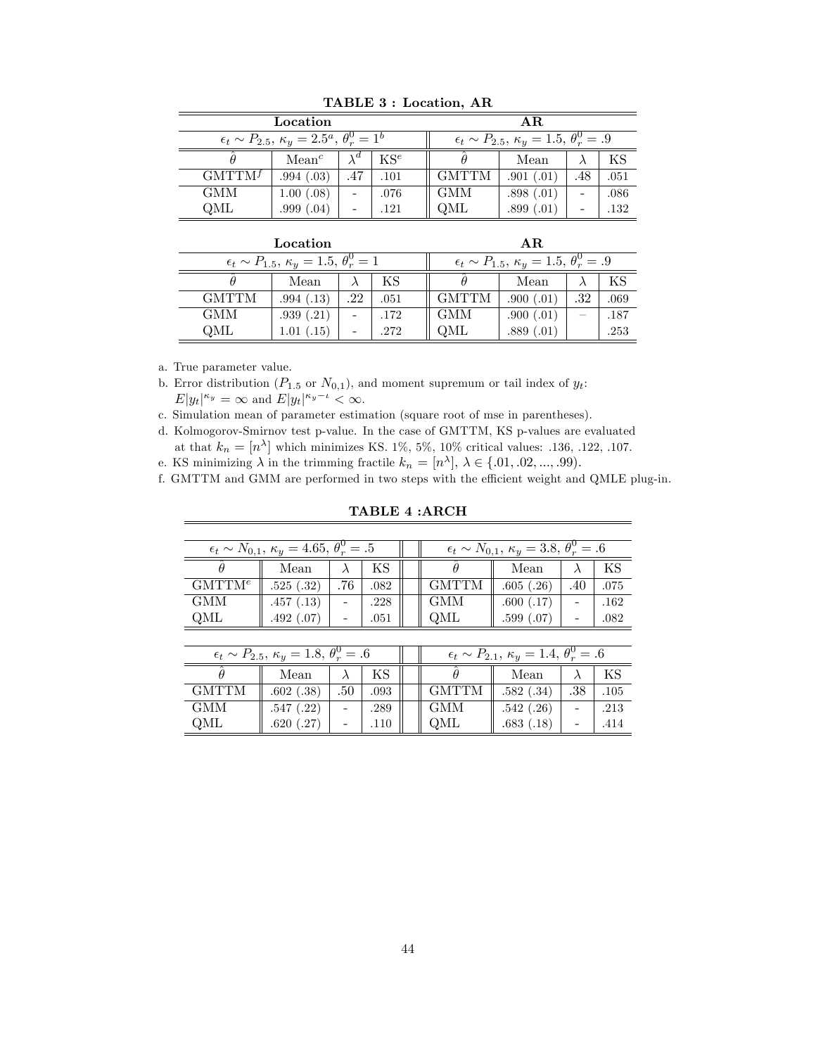**TABLE 3 : Location, AR**

| Location | | | | AR | | | |
|---|---|---|---|---|---|---|---|
| $\epsilon_t \sim P_{2.5}$, $\kappa_y = 2.5^a$, $\theta_r^0 = 1^b$ | | | | $\epsilon_t \sim P_{2.5}$, $\kappa_y = 1.5$, $\theta_r^0 = .9$ | | | |
| $\hat{\theta}$ | Mean[c] | $\lambda^d$ | KS[e] | $\hat{\theta}$ | Mean | $\lambda$ | KS |
| GMTTM[f] | .994 (.03) | .47 | .101 | GMTTM | .901 (.01) | .48 | .051 |
| GMM | 1.00 (.08) | - | .076 | GMM | .898 (.01) | - | .086 |
| QML | .999 (.04) | - | .121 | QML | .899 (.01) | - | .132 |

| Location | | | | AR | | | |
|---|---|---|---|---|---|---|---|
| $\epsilon_t \sim P_{1.5}$, $\kappa_y = 1.5$, $\theta_r^0 = 1$ | | | | $\epsilon_t \sim P_{1.5}$, $\kappa_y = 1.5$, $\theta_r^0 = .9$ | | | |
| $\hat{\theta}$ | Mean | $\lambda$ | KS | $\hat{\theta}$ | Mean | $\lambda$ | KS |
| GMTTM | .994 (.13) | .22 | .051 | GMTTM | .900 (.01) | .32 | .069 |
| GMM | .939 (.21) | - | .172 | GMM | .900 (.01) | – | .187 |
| QML | 1.01 (.15) | - | .272 | QML | .889 (.01) | | .253 |

a. True parameter value.

b. Error distribution ($P_{1.5}$ or $N_{0,1}$), and moment supremum or tail index of $y_t$: $E|y_t|^{\kappa_y} = \infty$ and $E|y_t|^{\kappa_y - \iota} < \infty$.

c. Simulation mean of parameter estimation (square root of mse in parentheses).

d. Kolmogorov-Smirnov test p-value. In the case of GMTTM, KS p-values are evaluated at that $k_n = [n^\lambda]$ which minimizes KS. 1%, 5%, 10% critical values: .136, .122, .107.

e. KS minimizing $\lambda$ in the trimming fractile $k_n = [n^\lambda]$, $\lambda \in \{.01, .02, ..., .99\}$.

f. GMTTM and GMM are performed in two steps with the efficient weight and QMLE plug-in.

**TABLE 4 :ARCH**

| $\epsilon_t \sim N_{0,1}$, $\kappa_y = 4.65$, $\theta_r^0 = .5$ | | | | $\epsilon_t \sim N_{0,1}$, $\kappa_y = 3.8$, $\theta_r^0 = .6$ | | | |
|---|---|---|---|---|---|---|---|
| $\hat{\theta}$ | Mean | $\lambda$ | KS | $\hat{\theta}$ | Mean | $\lambda$ | KS |
| GMTTM[e] | .525 (.32) | .76 | .082 | GMTTM | .605 (.26) | .40 | .075 |
| GMM | .457 (.13) | - | .228 | GMM | .600 (.17) | - | .162 |
| QML | .492 (.07) | - | .051 | QML | .599 (.07) | - | .082 |

| $\epsilon_t \sim P_{2.5}$, $\kappa_y = 1.8$, $\theta_r^0 = .6$ | | | | $\epsilon_t \sim P_{2.1}$, $\kappa_y = 1.4$, $\theta_r^0 = .6$ | | | |
|---|---|---|---|---|---|---|---|
| $\hat{\theta}$ | Mean | $\lambda$ | KS | $\hat{\theta}$ | Mean | $\lambda$ | KS |
| GMTTM | .602 (.38) | .50 | .093 | GMTTM | .582 (.34) | .38 | .105 |
| GMM | .547 (.22) | - | .289 | GMM | .542 (.26) | - | .213 |
| QML | .620 (.27) | - | .110 | QML | .683 (.18) | - | .414 |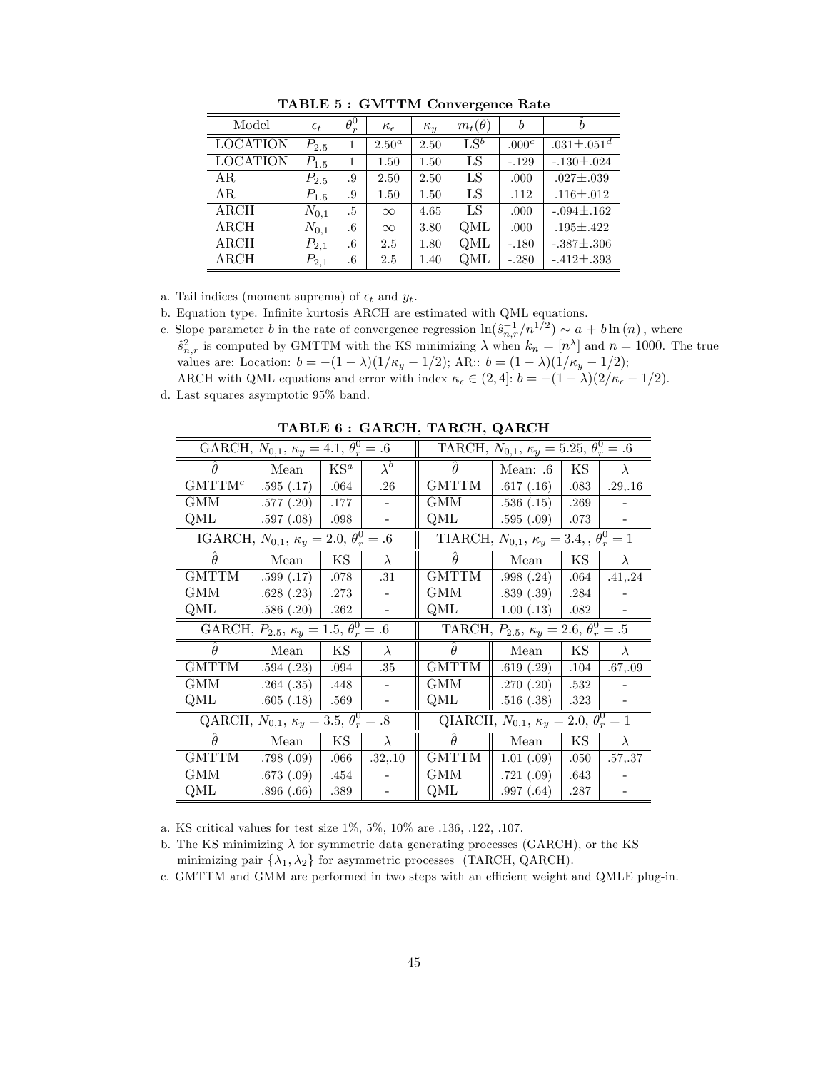**TABLE 5 : GMTTM Convergence Rate**

| Model | $\epsilon_t$ | $\theta_r^0$ | $\kappa_\epsilon$ | $\kappa_y$ | $m_t(\theta)$ | $b$ | $\hat{b}$ |
|---|---|---|---|---|---|---|---|
| LOCATION | $P_{2.5}$ | 1 | 2.50[a] | 2.50 | LS[b] | .000[c] | .031±.051[d] |
| LOCATION | $P_{1.5}$ | 1 | 1.50 | 1.50 | LS | -.129 | -.130±.024 |
| AR | $P_{2.5}$ | .9 | 2.50 | 2.50 | LS | .000 | .027±.039 |
| AR | $P_{1.5}$ | .9 | 1.50 | 1.50 | LS | .112 | .116±.012 |
| ARCH | $N_{0,1}$ | .5 | $\infty$ | 4.65 | LS | .000 | -.094±.162 |
| ARCH | $N_{0,1}$ | .6 | $\infty$ | 3.80 | QML | .000 | .195±.422 |
| ARCH | $P_{2,1}$ | .6 | 2.5 | 1.80 | QML | -.180 | -.387±.306 |
| ARCH | $P_{2,1}$ | .6 | 2.5 | 1.40 | QML | -.280 | -.412±.393 |

a. Tail indices (moment suprema) of $\epsilon_t$ and $y_t$.

b. Equation type. Infinite kurtosis ARCH are estimated with QML equations.

c. Slope parameter $b$ in the rate of convergence regression $\ln(\hat{s}_{n,r}^{-1}/n^{1/2}) \sim a + b\ln(n)$, where $\hat{s}_{n,r}^2$ is computed by GMTTM with the KS minimizing $\lambda$ when $k_n = [n^\lambda]$ and $n = 1000$. The true values are: Location: $b = -(1-\lambda)(1/\kappa_y - 1/2)$; AR:: $b = (1-\lambda)(1/\kappa_y - 1/2)$; ARCH with QML equations and error with index $\kappa_\epsilon \in (2,4]$: $b = -(1-\lambda)(2/\kappa_\epsilon - 1/2)$.

d. Last squares asymptotic 95% band.

**TABLE 6 : GARCH, TARCH, QARCH**

| GARCH, $N_{0,1}$, $\kappa_y = 4.1$, $\theta_r^0 = .6$ | | | | TARCH, $N_{0,1}$, $\kappa_y = 5.25$, $\theta_r^0 = .6$ | | | |
|---|---|---|---|---|---|---|---|
| $\hat{\theta}$ | Mean | KS[a] | $\lambda$[b] | $\hat{\theta}$ | Mean: .6 | KS | $\lambda$ |
| GMTTM[c] | .595 (.17) | .064 | .26 | GMTTM | .617 (.16) | .083 | .29,.16 |
| GMM | .577 (.20) | .177 | - | GMM | .536 (.15) | .269 | - |
| QML | .597 (.08) | .098 | - | QML | .595 (.09) | .073 | - |
| **IGARCH, $N_{0,1}$, $\kappa_y = 2.0$, $\theta_r^0 = .6$** | | | | **TIARCH, $N_{0,1}$, $\kappa_y = 3.4$, , $\theta_r^0 = 1$** | | | |
| $\hat{\theta}$ | Mean | KS | $\lambda$ | $\hat{\theta}$ | Mean | KS | $\lambda$ |
| GMTTM | .599 (.17) | .078 | .31 | GMTTM | .998 (.24) | .064 | .41,.24 |
| GMM | .628 (.23) | .273 | - | GMM | .839 (.39) | .284 | - |
| QML | .586 (.20) | .262 | - | QML | 1.00 (.13) | .082 | - |
| **GARCH, $P_{2.5}$, $\kappa_y = 1.5$, $\theta_r^0 = .6$** | | | | **TARCH, $P_{2.5}$, $\kappa_y = 2.6$, $\theta_r^0 = .5$** | | | |
| $\hat{\theta}$ | Mean | KS | $\lambda$ | $\hat{\theta}$ | Mean | KS | $\lambda$ |
| GMTTM | .594 (.23) | .094 | .35 | GMTTM | .619 (.29) | .104 | .67,.09 |
| GMM | .264 (.35) | .448 | - | GMM | .270 (.20) | .532 | - |
| QML | .605 (.18) | .569 | - | QML | .516 (.38) | .323 | - |
| **QARCH, $N_{0,1}$, $\kappa_y = 3.5$, $\theta_r^0 = .8$** | | | | **QIARCH, $N_{0,1}$, $\kappa_y = 2.0$, $\theta_r^0 = 1$** | | | |
| $\hat{\theta}$ | Mean | KS | $\lambda$ | $\hat{\theta}$ | Mean | KS | $\lambda$ |
| GMTTM | .798 (.09) | .066 | .32,.10 | GMTTM | 1.01 (.09) | .050 | .57,.37 |
| GMM | .673 (.09) | .454 | - | GMM | .721 (.09) | .643 | - |
| QML | .896 (.66) | .389 | - | QML | .997 (.64) | .287 | - |

a. KS critical values for test size 1%, 5%, 10% are .136, .122, .107.

b. The KS minimizing $\lambda$ for symmetric data generating processes (GARCH), or the KS minimizing pair $\{\lambda_1, \lambda_2\}$ for asymmetric processes (TARCH, QARCH).

c. GMTTM and GMM are performed in two steps with an efficient weight and QMLE plug-in.